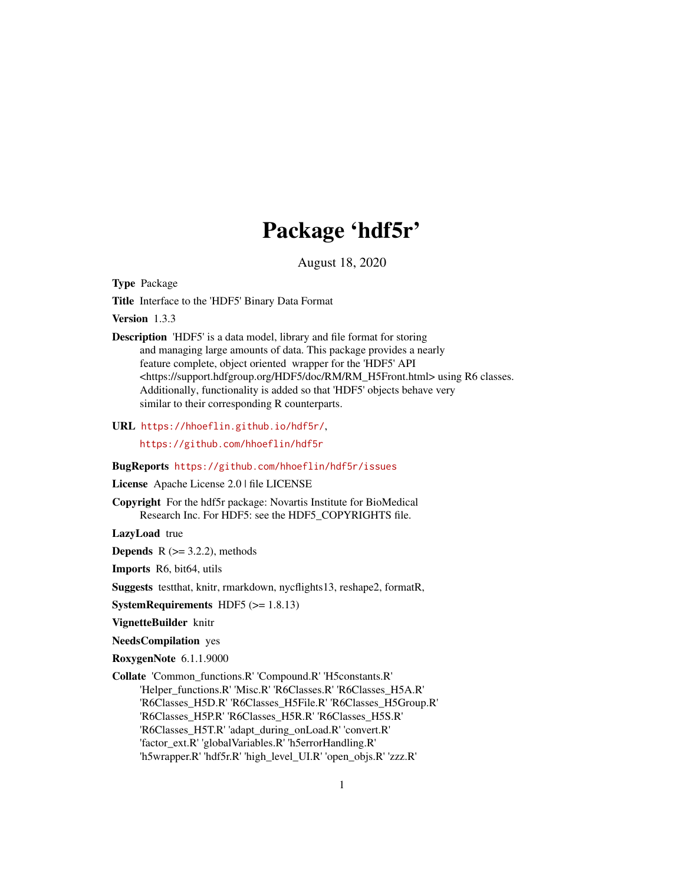# Package 'hdf5r'

August 18, 2020

**Type** Package

**Title** Interface to the 'HDF5' Binary Data Format

**Version** 1.3.3

**Description** 'HDF5' is a data model, library and file format for storing and managing large amounts of data. This package provides a nearly feature complete, object oriented wrapper for the 'HDF5' API <https://support.hdfgroup.org/HDF5/doc/RM/RM_H5Front.html> using R6 classes. Additionally, functionality is added so that 'HDF5' objects behave very similar to their corresponding R counterparts.

**URL** https://hhoeflin.github.io/hdf5r/, https://github.com/hhoeflin/hdf5r

**BugReports** https://github.com/hhoeflin/hdf5r/issues

**License** Apache License 2.0 | file LICENSE

**Copyright** For the hdf5r package: Novartis Institute for BioMedical Research Inc. For HDF5: see the HDF5_COPYRIGHTS file.

**LazyLoad** true

**Depends** R (>= 3.2.2), methods

**Imports** R6, bit64, utils

**Suggests** testthat, knitr, rmarkdown, nycflights13, reshape2, formatR,

**SystemRequirements** HDF5 (>= 1.8.13)

**VignetteBuilder** knitr

**NeedsCompilation** yes

**RoxygenNote** 6.1.1.9000

**Collate** 'Common_functions.R' 'Compound.R' 'H5constants.R' 'Helper_functions.R' 'Misc.R' 'R6Classes.R' 'R6Classes_H5A.R' 'R6Classes_H5D.R' 'R6Classes_H5File.R' 'R6Classes_H5Group.R' 'R6Classes_H5P.R' 'R6Classes_H5R.R' 'R6Classes_H5S.R' 'R6Classes_H5T.R' 'adapt_during_onLoad.R' 'convert.R' 'factor_ext.R' 'globalVariables.R' 'h5errorHandling.R' 'h5wrapper.R' 'hdf5r.R' 'high_level_UI.R' 'open_objs.R' 'zzz.R'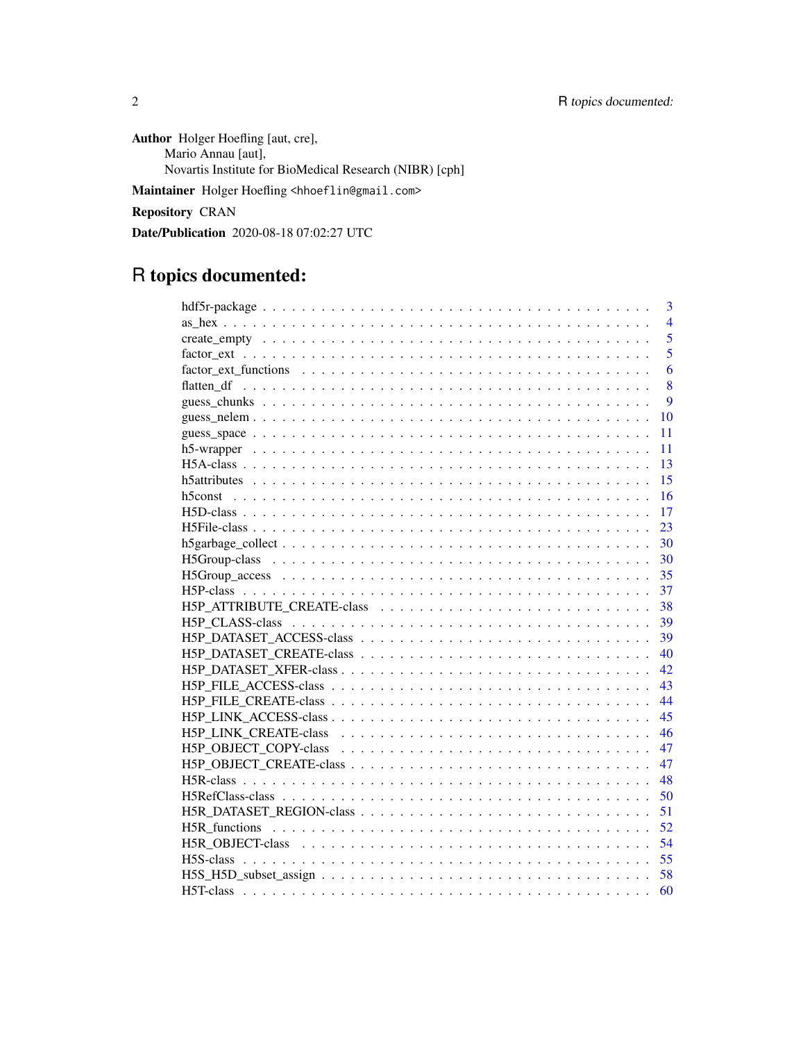**Author** Holger Hoefling [aut, cre],
Mario Annau [aut],
Novartis Institute for BioMedical Research (NIBR) [cph]

**Maintainer** Holger Hoefling <hhoeflin@gmail.com>

**Repository** CRAN

**Date/Publication** 2020-08-18 07:02:27 UTC

# R topics documented:

| | |
|---|---|
| hdf5r-package | 3 |
| as_hex | 4 |
| create_empty | 5 |
| factor_ext | 5 |
| factor_ext_functions | 6 |
| flatten_df | 8 |
| guess_chunks | 9 |
| guess_nelem | 10 |
| guess_space | 11 |
| h5-wrapper | 11 |
| H5A-class | 13 |
| h5attributes | 15 |
| h5const | 16 |
| H5D-class | 17 |
| H5File-class | 23 |
| h5garbage_collect | 30 |
| H5Group-class | 30 |
| H5Group_access | 35 |
| H5P-class | 37 |
| H5P_ATTRIBUTE_CREATE-class | 38 |
| H5P_CLASS-class | 39 |
| H5P_DATASET_ACCESS-class | 39 |
| H5P_DATASET_CREATE-class | 40 |
| H5P_DATASET_XFER-class | 42 |
| H5P_FILE_ACCESS-class | 43 |
| H5P_FILE_CREATE-class | 44 |
| H5P_LINK_ACCESS-class | 45 |
| H5P_LINK_CREATE-class | 46 |
| H5P_OBJECT_COPY-class | 47 |
| H5P_OBJECT_CREATE-class | 47 |
| H5R-class | 48 |
| H5RefClass-class | 50 |
| H5R_DATASET_REGION-class | 51 |
| H5R_functions | 52 |
| H5R_OBJECT-class | 54 |
| H5S-class | 55 |
| H5S_H5D_subset_assign | 58 |
| H5T-class | 60 |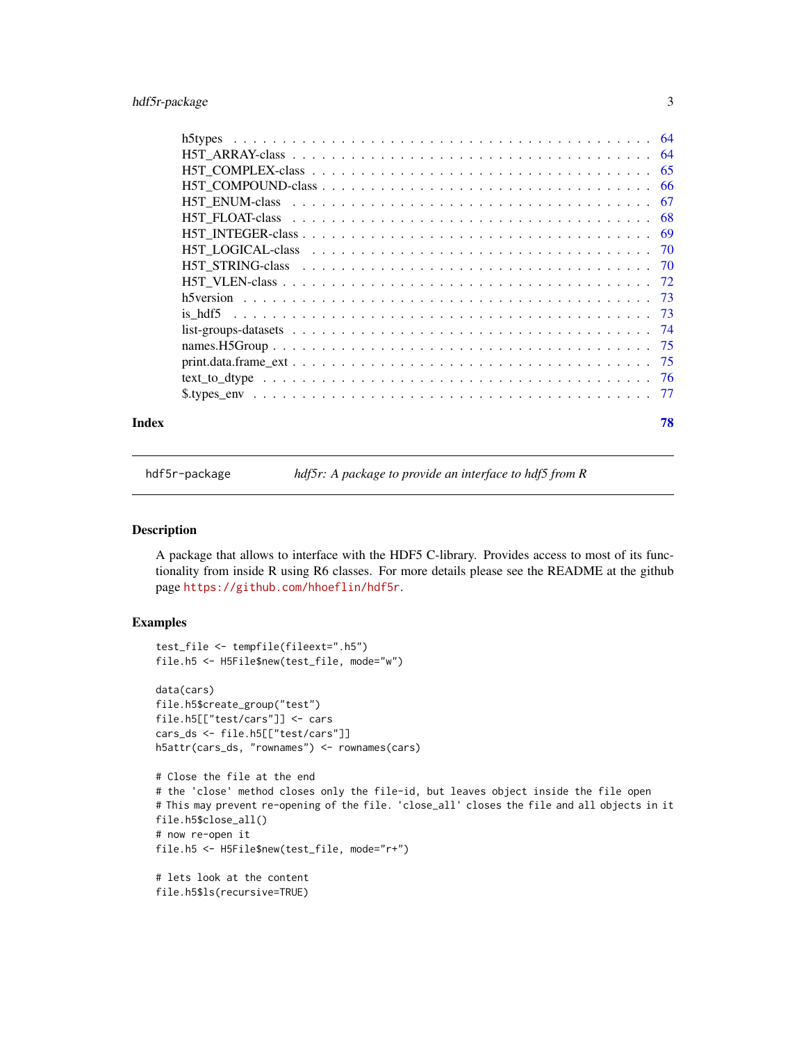| | |
|---|---|
| h5types | 64 |
| H5T_ARRAY-class | 64 |
| H5T_COMPLEX-class | 65 |
| H5T_COMPOUND-class | 66 |
| H5T_ENUM-class | 67 |
| H5T_FLOAT-class | 68 |
| H5T_INTEGER-class | 69 |
| H5T_LOGICAL-class | 70 |
| H5T_STRING-class | 70 |
| H5T_VLEN-class | 72 |
| h5version | 73 |
| is_hdf5 | 73 |
| list-groups-datasets | 74 |
| names.H5Group | 75 |
| print.data.frame_ext | 75 |
| text_to_dtype | 76 |
| $.types_env | 77 |

**Index** **78**

---

`hdf5r-package` *hdf5r: A package to provide an interface to hdf5 from R*

---

## Description

A package that allows to interface with the HDF5 C-library. Provides access to most of its functionality from inside R using R6 classes. For more details please see the README at the github page https://github.com/hhoeflin/hdf5r.

## Examples

```
test_file <- tempfile(fileext=".h5")
file.h5 <- H5File$new(test_file, mode="w")

data(cars)
file.h5$create_group("test")
file.h5[["test/cars"]] <- cars
cars_ds <- file.h5[["test/cars"]]
h5attr(cars_ds, "rownames") <- rownames(cars)

# Close the file at the end
# the 'close' method closes only the file-id, but leaves object inside the file open
# This may prevent re-opening of the file. 'close_all' closes the file and all objects in it
file.h5$close_all()
# now re-open it
file.h5 <- H5File$new(test_file, mode="r+")

# lets look at the content
file.h5$ls(recursive=TRUE)
```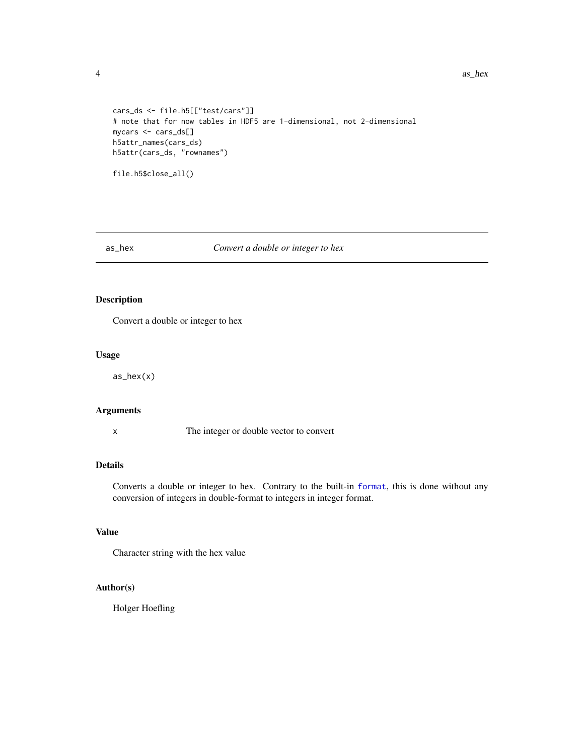```r
cars_ds <- file.h5[["test/cars"]]
# note that for now tables in HDF5 are 1-dimensional, not 2-dimensional
mycars <- cars_ds[]
h5attr_names(cars_ds)
h5attr(cars_ds, "rownames")

file.h5$close_all()
```

## as_hex — *Convert a double or integer to hex*

### Description

Convert a double or integer to hex

### Usage

```r
as_hex(x)
```

### Arguments

| | |
|---|---|
| x | The integer or double vector to convert |

### Details

Converts a double or integer to hex. Contrary to the built-in `format`, this is done without any conversion of integers in double-format to integers in integer format.

### Value

Character string with the hex value

### Author(s)

Holger Hoefling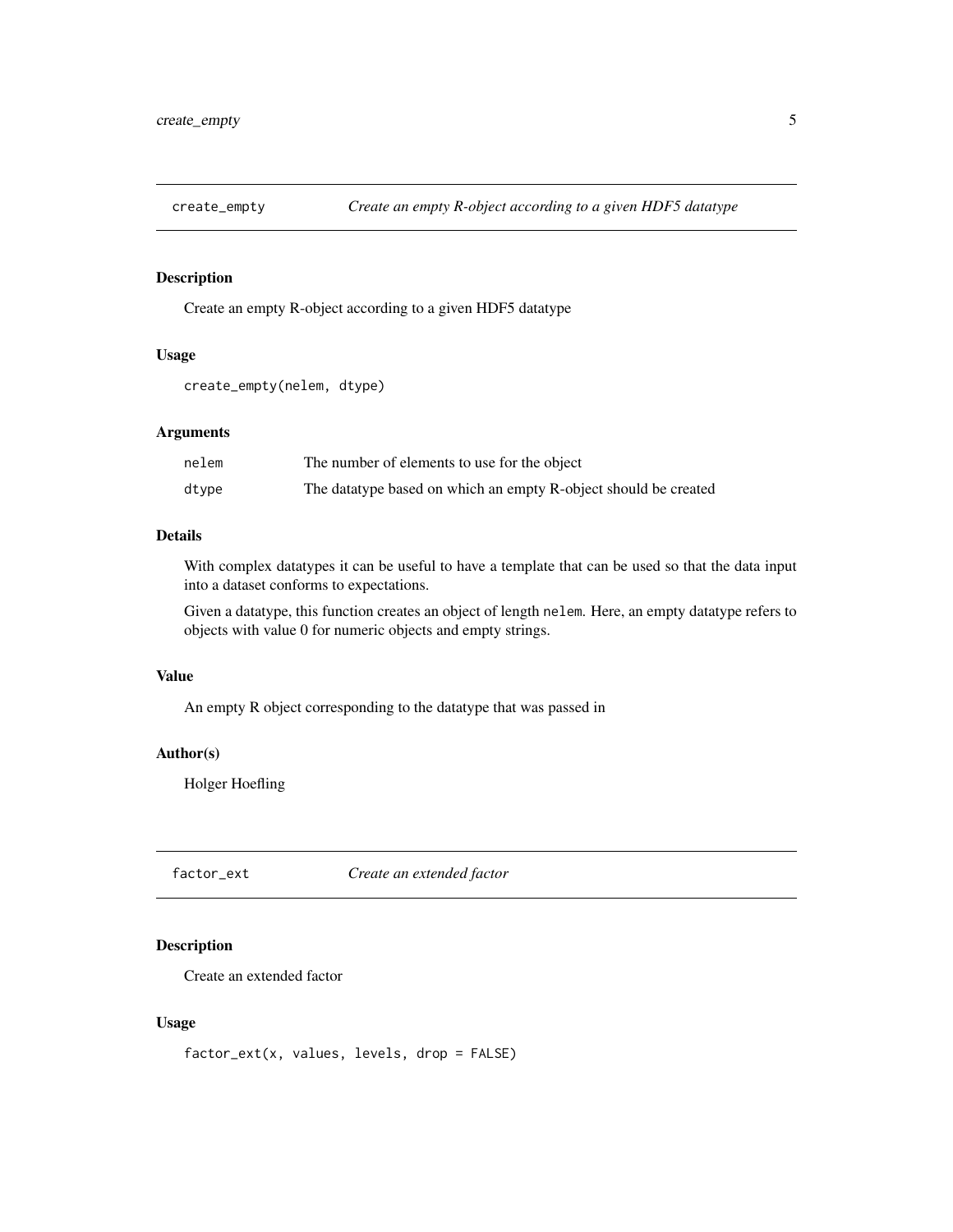## create_empty — *Create an empty R-object according to a given HDF5 datatype*

### Description

Create an empty R-object according to a given HDF5 datatype

### Usage

```
create_empty(nelem, dtype)
```

### Arguments

| | |
|---|---|
| nelem | The number of elements to use for the object |
| dtype | The datatype based on which an empty R-object should be created |

### Details

With complex datatypes it can be useful to have a template that can be used so that the data input into a dataset conforms to expectations.

Given a datatype, this function creates an object of length `nelem`. Here, an empty datatype refers to objects with value 0 for numeric objects and empty strings.

### Value

An empty R object corresponding to the datatype that was passed in

### Author(s)

Holger Hoefling

## factor_ext — *Create an extended factor*

### Description

Create an extended factor

### Usage

```
factor_ext(x, values, levels, drop = FALSE)
```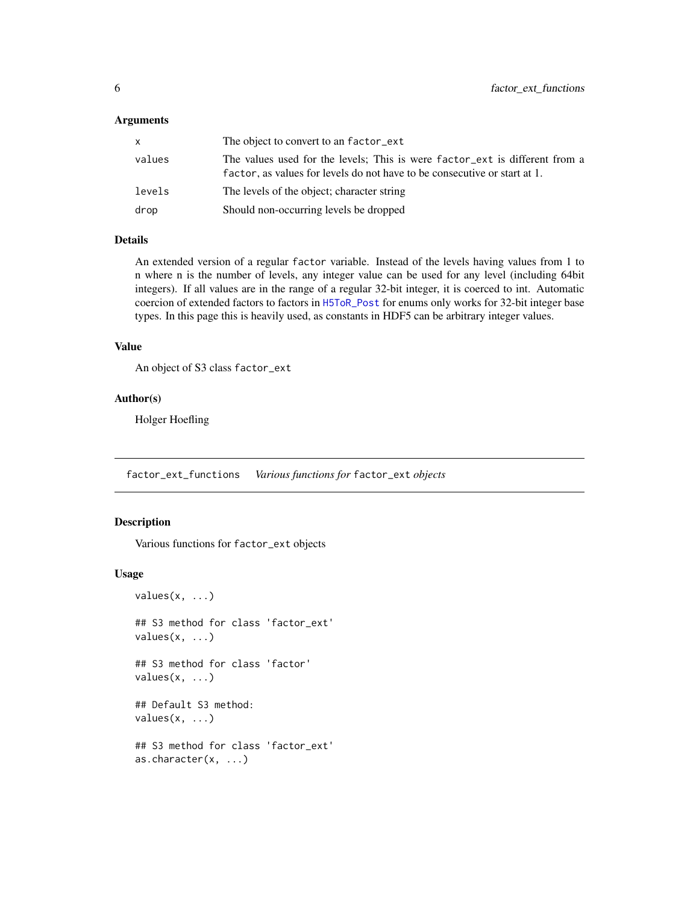### Arguments

| | |
|---|---|
| x | The object to convert to an `factor_ext` |
| values | The values used for the levels; This is were `factor_ext` is different from a `factor`, as values for levels do not have to be consecutive or start at 1. |
| levels | The levels of the object; character string |
| drop | Should non-occurring levels be dropped |

### Details

An extended version of a regular `factor` variable. Instead of the levels having values from 1 to n where n is the number of levels, any integer value can be used for any level (including 64bit integers). If all values are in the range of a regular 32-bit integer, it is coerced to int. Automatic coercion of extended factors to factors in `H5ToR_Post` for enums only works for 32-bit integer base types. In this page this is heavily used, as constants in HDF5 can be arbitrary integer values.

### Value

An object of S3 class `factor_ext`

### Author(s)

Holger Hoefling

---

## factor_ext_functions *Various functions for* `factor_ext` *objects*

### Description

Various functions for `factor_ext` objects

### Usage

```
values(x, ...)

## S3 method for class 'factor_ext'
values(x, ...)

## S3 method for class 'factor'
values(x, ...)

## Default S3 method:
values(x, ...)

## S3 method for class 'factor_ext'
as.character(x, ...)
```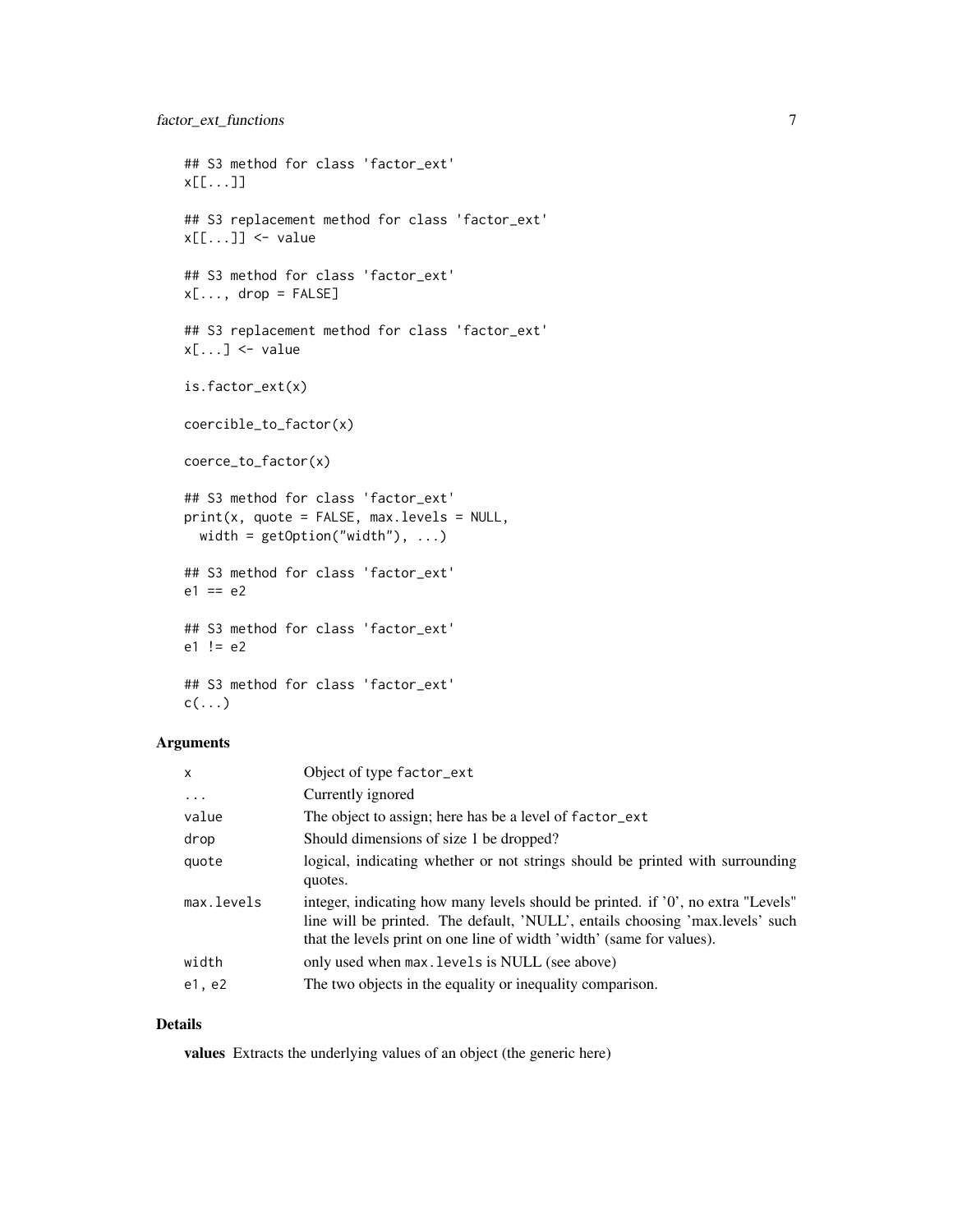```
## S3 method for class 'factor_ext'
x[[...]]

## S3 replacement method for class 'factor_ext'
x[[...]] <- value

## S3 method for class 'factor_ext'
x[..., drop = FALSE]

## S3 replacement method for class 'factor_ext'
x[...] <- value

is.factor_ext(x)

coercible_to_factor(x)

coerce_to_factor(x)

## S3 method for class 'factor_ext'
print(x, quote = FALSE, max.levels = NULL,
  width = getOption("width"), ...)

## S3 method for class 'factor_ext'
e1 == e2

## S3 method for class 'factor_ext'
e1 != e2

## S3 method for class 'factor_ext'
c(...)
```

### Arguments

| | |
|---|---|
| `x` | Object of type `factor_ext` |
| `...` | Currently ignored |
| `value` | The object to assign; here has be a level of `factor_ext` |
| `drop` | Should dimensions of size 1 be dropped? |
| `quote` | logical, indicating whether or not strings should be printed with surrounding quotes. |
| `max.levels` | integer, indicating how many levels should be printed. if '0', no extra "Levels" line will be printed. The default, 'NULL', entails choosing 'max.levels' such that the levels print on one line of width 'width' (same for values). |
| `width` | only used when `max.levels` is NULL (see above) |
| `e1, e2` | The two objects in the equality or inequality comparison. |

### Details

**values** Extracts the underlying values of an object (the generic here)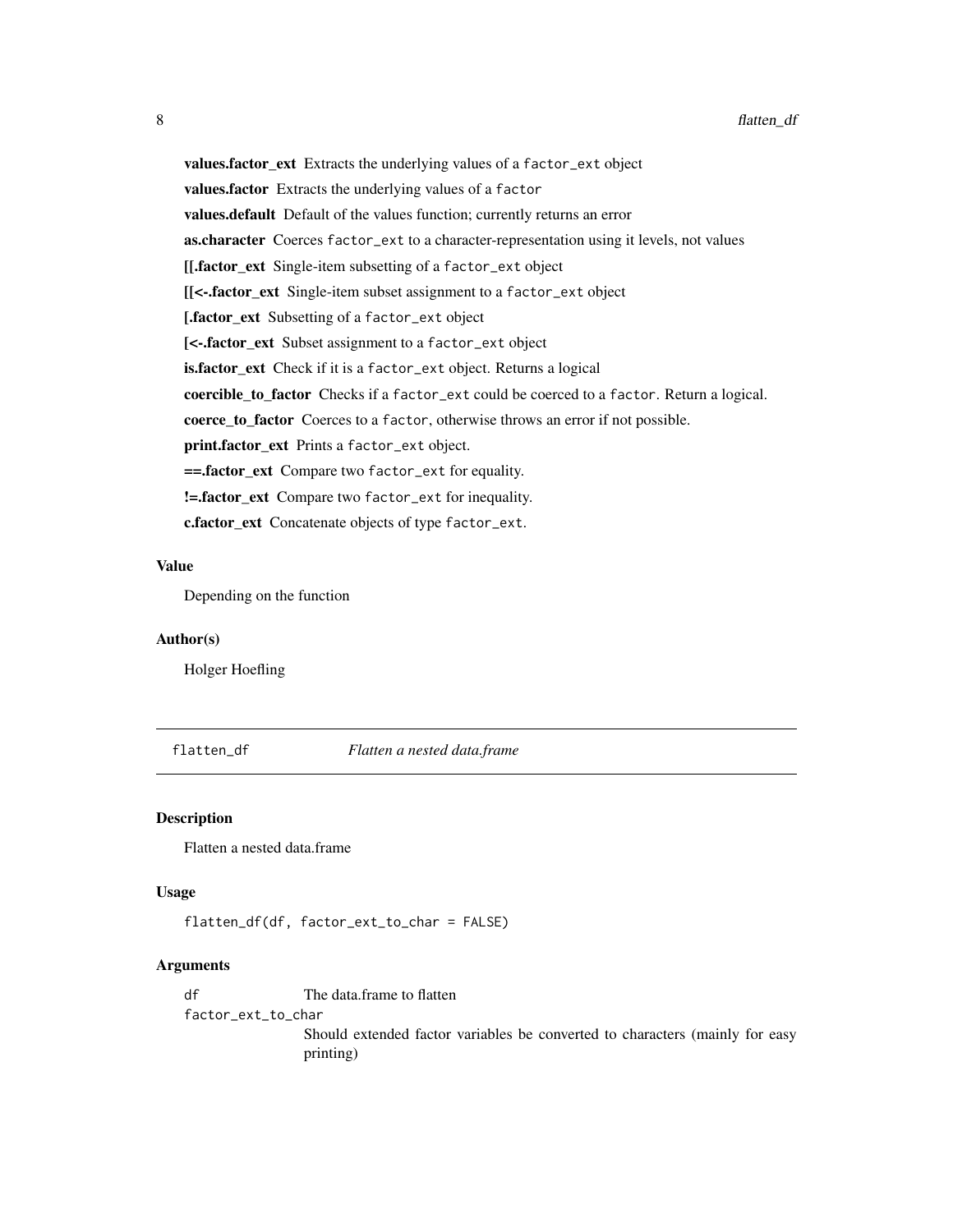**values.factor_ext** Extracts the underlying values of a `factor_ext` object

**values.factor** Extracts the underlying values of a `factor`

**values.default** Default of the values function; currently returns an error

**as.character** Coerces `factor_ext` to a character-representation using it levels, not values

**[[.factor_ext** Single-item subsetting of a `factor_ext` object

**[[<-.factor_ext** Single-item subset assignment to a `factor_ext` object

**[.factor_ext** Subsetting of a `factor_ext` object

**[<-.factor_ext** Subset assignment to a `factor_ext` object

**is.factor_ext** Check if it is a `factor_ext` object. Returns a logical

**coercible_to_factor** Checks if a `factor_ext` could be coerced to a `factor`. Return a logical.

**coerce_to_factor** Coerces to a `factor`, otherwise throws an error if not possible.

**print.factor_ext** Prints a `factor_ext` object.

**==.factor_ext** Compare two `factor_ext` for equality.

**!=.factor_ext** Compare two `factor_ext` for inequality.

**c.factor_ext** Concatenate objects of type `factor_ext`.

### Value

Depending on the function

### Author(s)

Holger Hoefling

---

## flatten_df *Flatten a nested data.frame*

### Description

Flatten a nested data.frame

### Usage

```
flatten_df(df, factor_ext_to_char = FALSE)
```

### Arguments

`df` The data.frame to flatten

`factor_ext_to_char` Should extended factor variables be converted to characters (mainly for easy printing)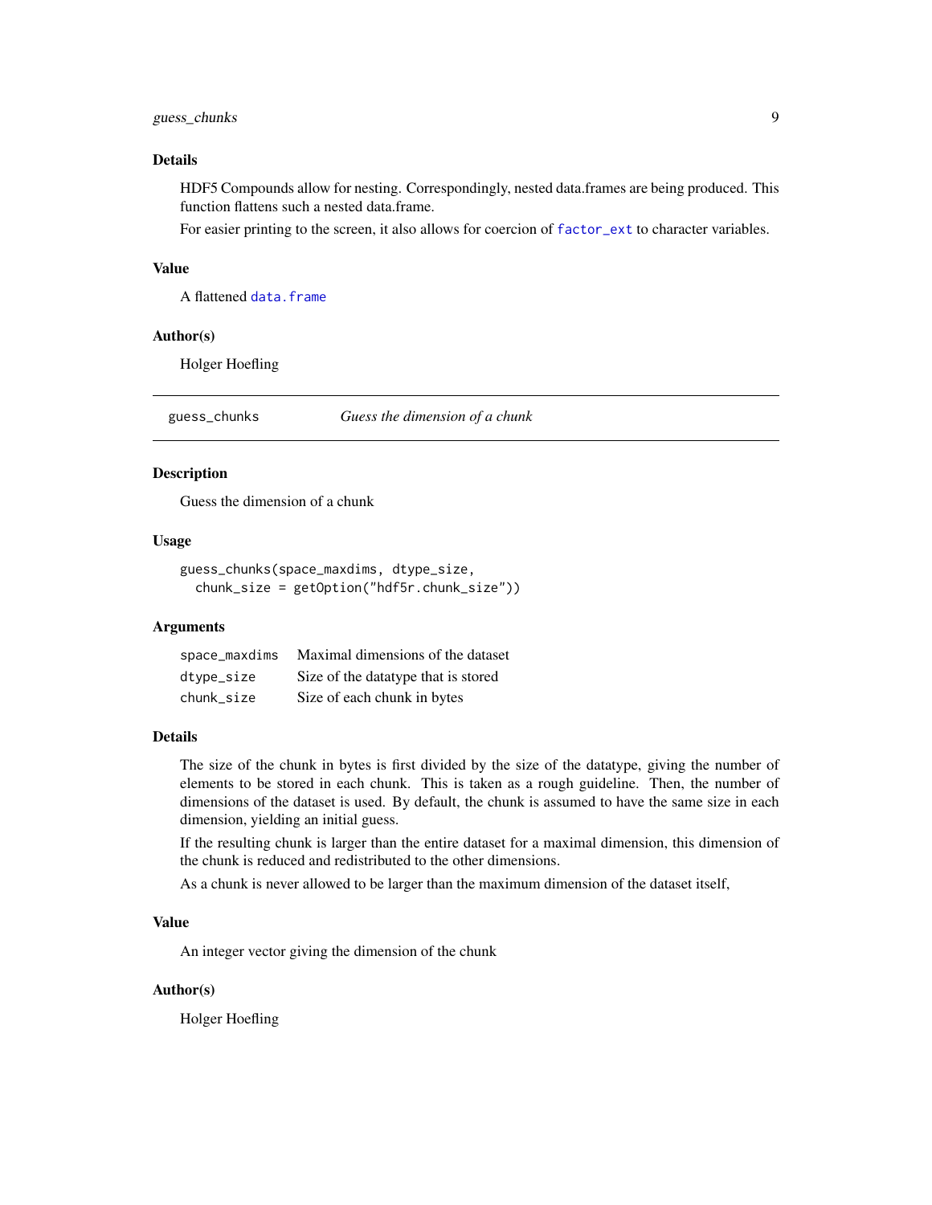### Details

HDF5 Compounds allow for nesting. Correspondingly, nested data.frames are being produced. This function flattens such a nested data.frame.

For easier printing to the screen, it also allows for coercion of `factor_ext` to character variables.

### Value

A flattened `data.frame`

### Author(s)

Holger Hoefling

---

## guess_chunks — *Guess the dimension of a chunk*

---

### Description

Guess the dimension of a chunk

### Usage

```
guess_chunks(space_maxdims, dtype_size,
  chunk_size = getOption("hdf5r.chunk_size"))
```

### Arguments

| | |
|---|---|
| `space_maxdims` | Maximal dimensions of the dataset |
| `dtype_size` | Size of the datatype that is stored |
| `chunk_size` | Size of each chunk in bytes |

### Details

The size of the chunk in bytes is first divided by the size of the datatype, giving the number of elements to be stored in each chunk. This is taken as a rough guideline. Then, the number of dimensions of the dataset is used. By default, the chunk is assumed to have the same size in each dimension, yielding an initial guess.

If the resulting chunk is larger than the entire dataset for a maximal dimension, this dimension of the chunk is reduced and redistributed to the other dimensions.

As a chunk is never allowed to be larger than the maximum dimension of the dataset itself,

### Value

An integer vector giving the dimension of the chunk

### Author(s)

Holger Hoefling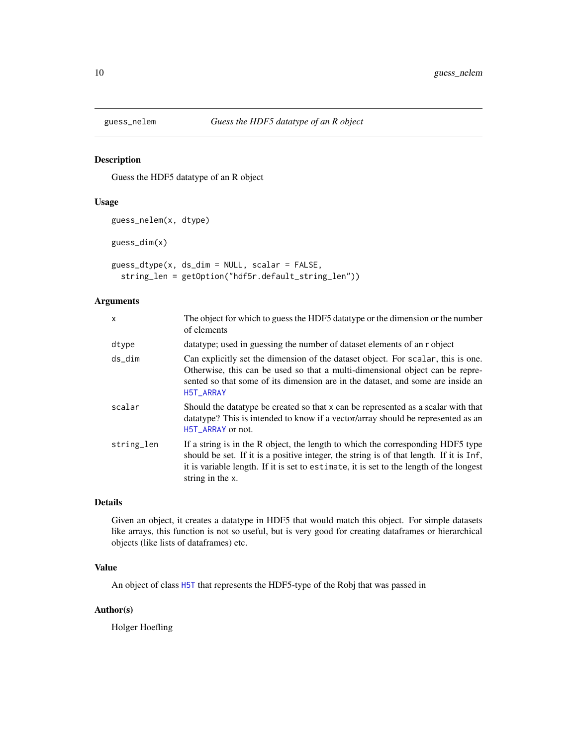# guess_nelem — *Guess the HDF5 datatype of an R object*

## Description

Guess the HDF5 datatype of an R object

## Usage

```
guess_nelem(x, dtype)

guess_dim(x)

guess_dtype(x, ds_dim = NULL, scalar = FALSE,
  string_len = getOption("hdf5r.default_string_len"))
```

## Arguments

| | |
|---|---|
| `x` | The object for which to guess the HDF5 datatype or the dimension or the number of elements |
| `dtype` | datatype; used in guessing the number of dataset elements of an r object |
| `ds_dim` | Can explicitly set the dimension of the dataset object. For `scalar`, this is one. Otherwise, this can be used so that a multi-dimensional object can be represented so that some of its dimension are in the dataset, and some are inside an `H5T_ARRAY` |
| `scalar` | Should the datatype be created so that `x` can be represented as a scalar with that datatype? This is intended to know if a vector/array should be represented as an `H5T_ARRAY` or not. |
| `string_len` | If a string is in the R object, the length to which the corresponding HDF5 type should be set. If it is a positive integer, the string is of that length. If it is `Inf`, it is variable length. If it is set to `estimate`, it is set to the length of the longest string in the `x`. |

## Details

Given an object, it creates a datatype in HDF5 that would match this object. For simple datasets like arrays, this function is not so useful, but is very good for creating dataframes or hierarchical objects (like lists of dataframes) etc.

## Value

An object of class `H5T` that represents the HDF5-type of the Robj that was passed in

## Author(s)

Holger Hoefling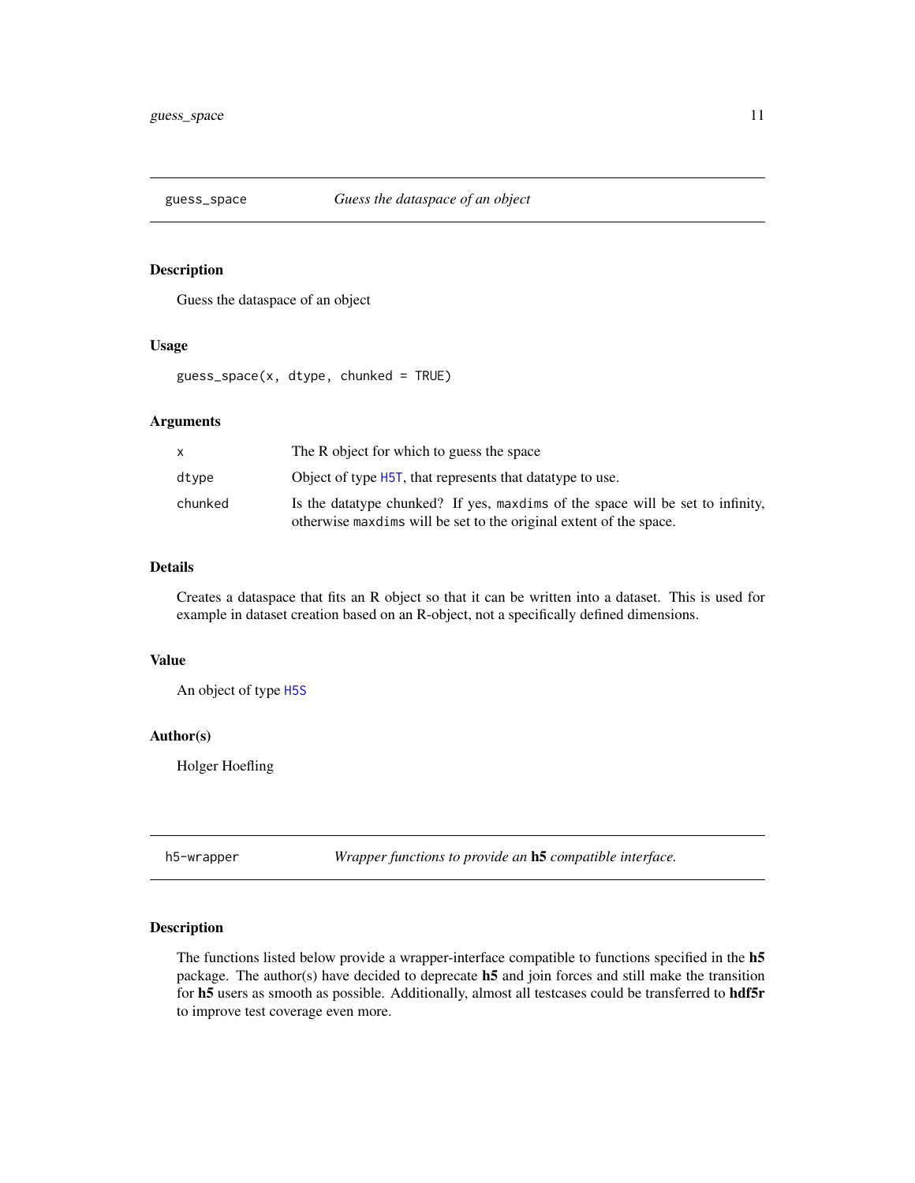## guess_space — *Guess the dataspace of an object*

### Description

Guess the dataspace of an object

### Usage

```
guess_space(x, dtype, chunked = TRUE)
```

### Arguments

| | |
|---|---|
| x | The R object for which to guess the space |
| dtype | Object of type H5T, that represents that datatype to use. |
| chunked | Is the datatype chunked? If yes, `maxdims` of the space will be set to infinity, otherwise `maxdims` will be set to the original extent of the space. |

### Details

Creates a dataspace that fits an R object so that it can be written into a dataset. This is used for example in dataset creation based on an R-object, not a specifically defined dimensions.

### Value

An object of type H5S

### Author(s)

Holger Hoefling

## h5-wrapper — *Wrapper functions to provide an* **h5** *compatible interface.*

### Description

The functions listed below provide a wrapper-interface compatible to functions specified in the **h5** package. The author(s) have decided to deprecate **h5** and join forces and still make the transition for **h5** users as smooth as possible. Additionally, almost all testcases could be transferred to **hdf5r** to improve test coverage even more.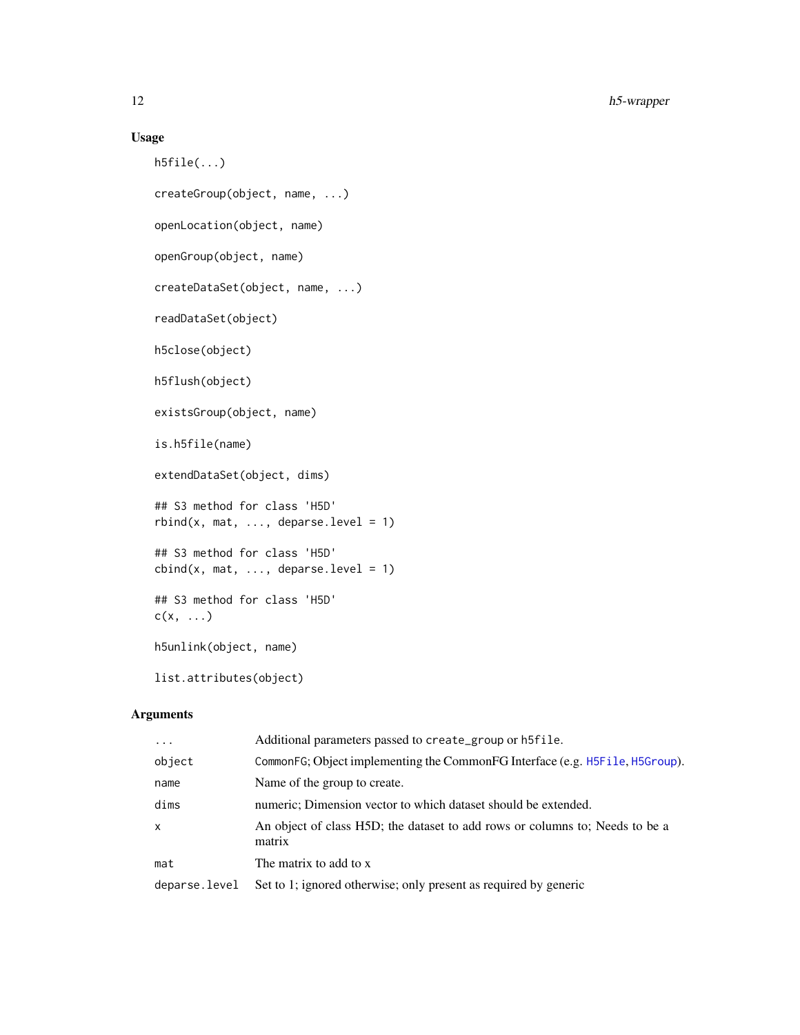## Usage

```
h5file(...)

createGroup(object, name, ...)

openLocation(object, name)

openGroup(object, name)

createDataSet(object, name, ...)

readDataSet(object)

h5close(object)

h5flush(object)

existsGroup(object, name)

is.h5file(name)

extendDataSet(object, dims)

## S3 method for class 'H5D'
rbind(x, mat, ..., deparse.level = 1)

## S3 method for class 'H5D'
cbind(x, mat, ..., deparse.level = 1)

## S3 method for class 'H5D'
c(x, ...)

h5unlink(object, name)

list.attributes(object)
```

## Arguments

| | |
|---|---|
| `...` | Additional parameters passed to `create_group` or `h5file`. |
| `object` | `CommonFG`; Object implementing the CommonFG Interface (e.g. `H5File`, `H5Group`). |
| `name` | Name of the group to create. |
| `dims` | numeric; Dimension vector to which dataset should be extended. |
| `x` | An object of class H5D; the dataset to add rows or columns to; Needs to be a matrix |
| `mat` | The matrix to add to x |
| `deparse.level` | Set to 1; ignored otherwise; only present as required by generic |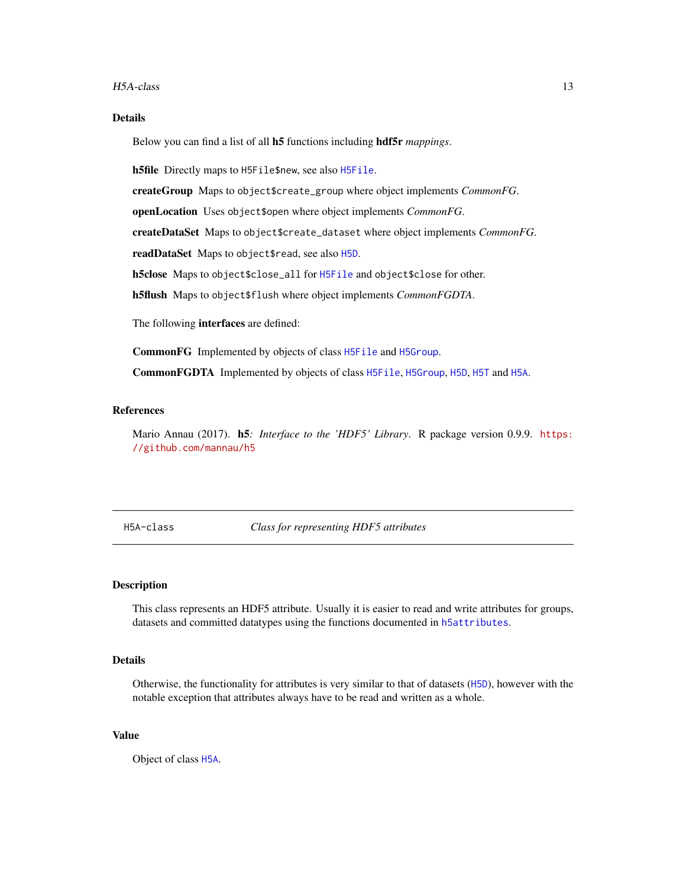### Details

Below you can find a list of all **h5** functions including **hdf5r** *mappings*.

**h5file** Directly maps to `H5File$new`, see also `H5File`.

**createGroup** Maps to `object$create_group` where object implements *CommonFG*.

**openLocation** Uses `object$open` where object implements *CommonFG*.

**createDataSet** Maps to `object$create_dataset` where object implements *CommonFG*.

**readDataSet** Maps to `object$read`, see also `H5D`.

**h5close** Maps to `object$close_all` for `H5File` and `object$close` for other.

**h5flush** Maps to `object$flush` where object implements *CommonFGDTA*.

The following **interfaces** are defined:

**CommonFG** Implemented by objects of class `H5File` and `H5Group`.

**CommonFGDTA** Implemented by objects of class `H5File`, `H5Group`, `H5D`, `H5T` and `H5A`.

### References

Mario Annau (2017). **h5***: Interface to the 'HDF5' Library*. R package version 0.9.9. https://github.com/mannau/h5

---

## H5A-class    *Class for representing HDF5 attributes*

### Description

This class represents an HDF5 attribute. Usually it is easier to read and write attributes for groups, datasets and committed datatypes using the functions documented in `h5attributes`.

### Details

Otherwise, the functionality for attributes is very similar to that of datasets (`H5D`), however with the notable exception that attributes always have to be read and written as a whole.

### Value

Object of class `H5A`.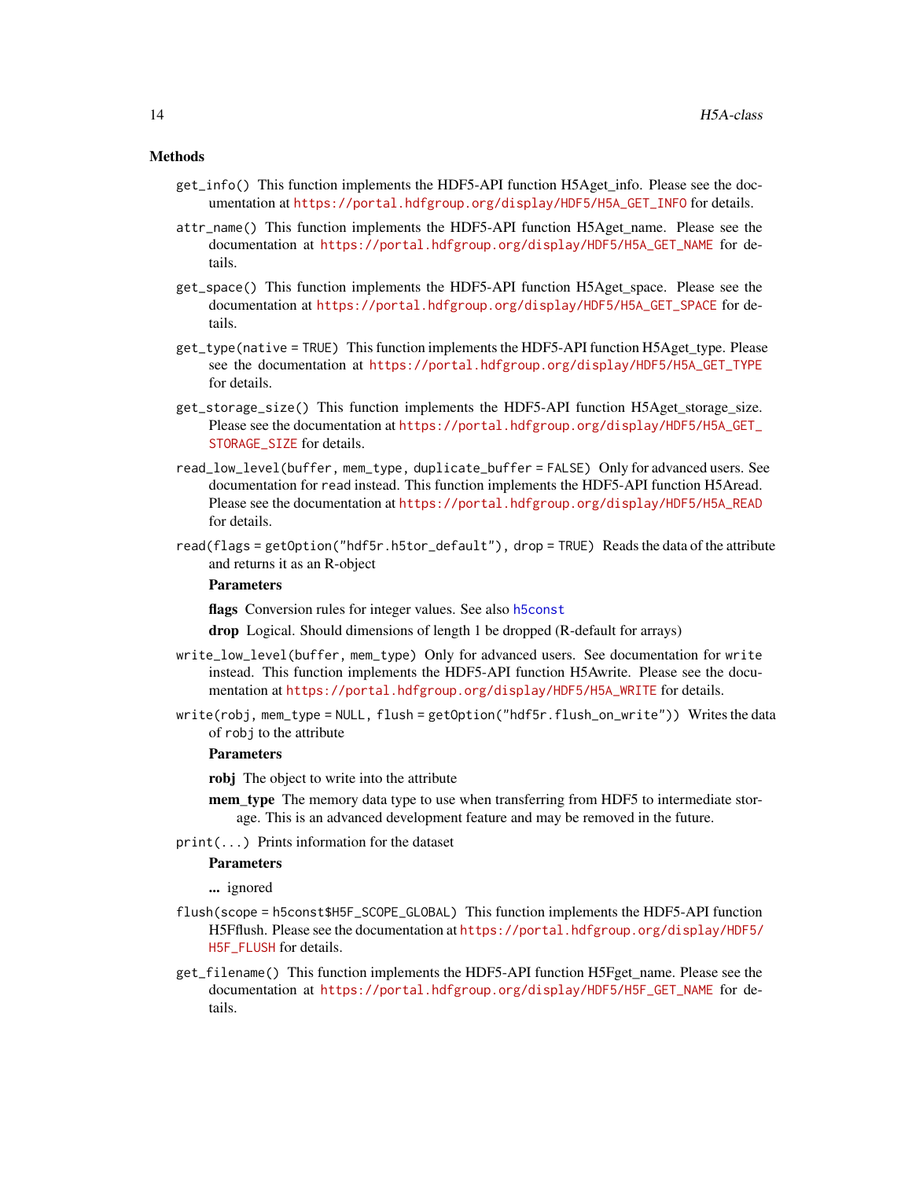### Methods

`get_info()` This function implements the HDF5-API function H5Aget_info. Please see the documentation at https://portal.hdfgroup.org/display/HDF5/H5A_GET_INFO for details.

`attr_name()` This function implements the HDF5-API function H5Aget_name. Please see the documentation at https://portal.hdfgroup.org/display/HDF5/H5A_GET_NAME for details.

`get_space()` This function implements the HDF5-API function H5Aget_space. Please see the documentation at https://portal.hdfgroup.org/display/HDF5/H5A_GET_SPACE for details.

`get_type(native = TRUE)` This function implements the HDF5-API function H5Aget_type. Please see the documentation at https://portal.hdfgroup.org/display/HDF5/H5A_GET_TYPE for details.

`get_storage_size()` This function implements the HDF5-API function H5Aget_storage_size. Please see the documentation at https://portal.hdfgroup.org/display/HDF5/H5A_GET_STORAGE_SIZE for details.

`read_low_level(buffer, mem_type, duplicate_buffer = FALSE)` Only for advanced users. See documentation for `read` instead. This function implements the HDF5-API function H5Aread. Please see the documentation at https://portal.hdfgroup.org/display/HDF5/H5A_READ for details.

`read(flags = getOption("hdf5r.h5tor_default"), drop = TRUE)` Reads the data of the attribute and returns it as an R-object

**Parameters**

**flags** Conversion rules for integer values. See also `h5const`

**drop** Logical. Should dimensions of length 1 be dropped (R-default for arrays)

`write_low_level(buffer, mem_type)` Only for advanced users. See documentation for `write` instead. This function implements the HDF5-API function H5Awrite. Please see the documentation at https://portal.hdfgroup.org/display/HDF5/H5A_WRITE for details.

`write(robj, mem_type = NULL, flush = getOption("hdf5r.flush_on_write"))` Writes the data of `robj` to the attribute

**Parameters**

**robj** The object to write into the attribute

**mem_type** The memory data type to use when transferring from HDF5 to intermediate storage. This is an advanced development feature and may be removed in the future.

`print(...)` Prints information for the dataset

**Parameters**

**...** ignored

`flush(scope = h5const$H5F_SCOPE_GLOBAL)` This function implements the HDF5-API function H5Fflush. Please see the documentation at https://portal.hdfgroup.org/display/HDF5/H5F_FLUSH for details.

`get_filename()` This function implements the HDF5-API function H5Fget_name. Please see the documentation at https://portal.hdfgroup.org/display/HDF5/H5F_GET_NAME for details.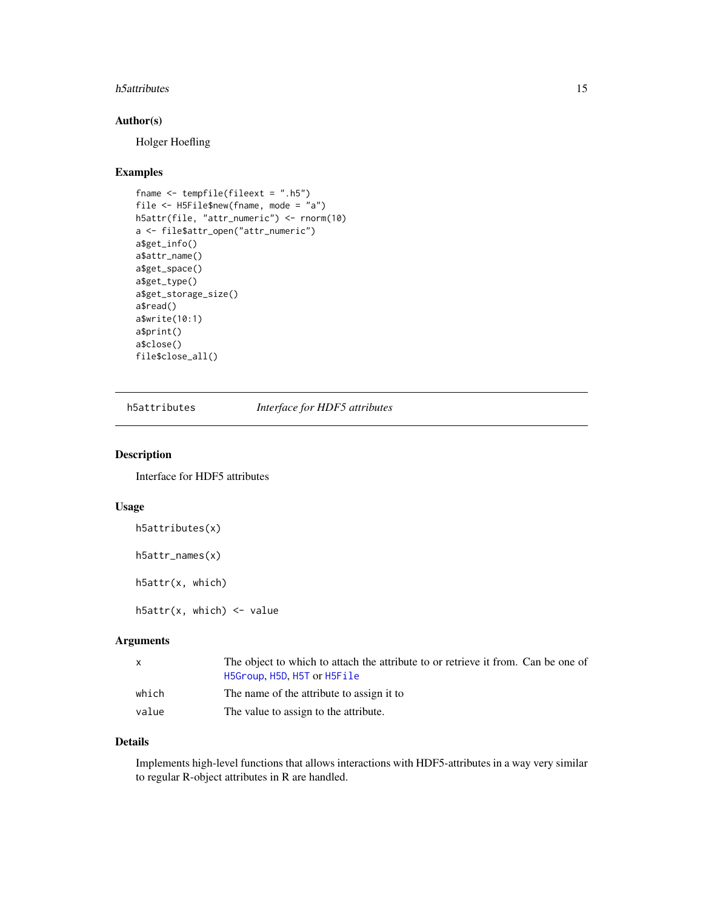## Author(s)

Holger Hoefling

## Examples

```
fname <- tempfile(fileext = ".h5")
file <- H5File$new(fname, mode = "a")
h5attr(file, "attr_numeric") <- rnorm(10)
a <- file$attr_open("attr_numeric")
a$get_info()
a$attr_name()
a$get_space()
a$get_type()
a$get_storage_size()
a$read()
a$write(10:1)
a$print()
a$close()
file$close_all()
```

---

# h5attributes — *Interface for HDF5 attributes*

## Description

Interface for HDF5 attributes

## Usage

```
h5attributes(x)

h5attr_names(x)

h5attr(x, which)

h5attr(x, which) <- value
```

## Arguments

| | |
|---|---|
| x | The object to which to attach the attribute to or retrieve it from. Can be one of H5Group, H5D, H5T or H5File |
| which | The name of the attribute to assign it to |
| value | The value to assign to the attribute. |

## Details

Implements high-level functions that allows interactions with HDF5-attributes in a way very similar to regular R-object attributes in R are handled.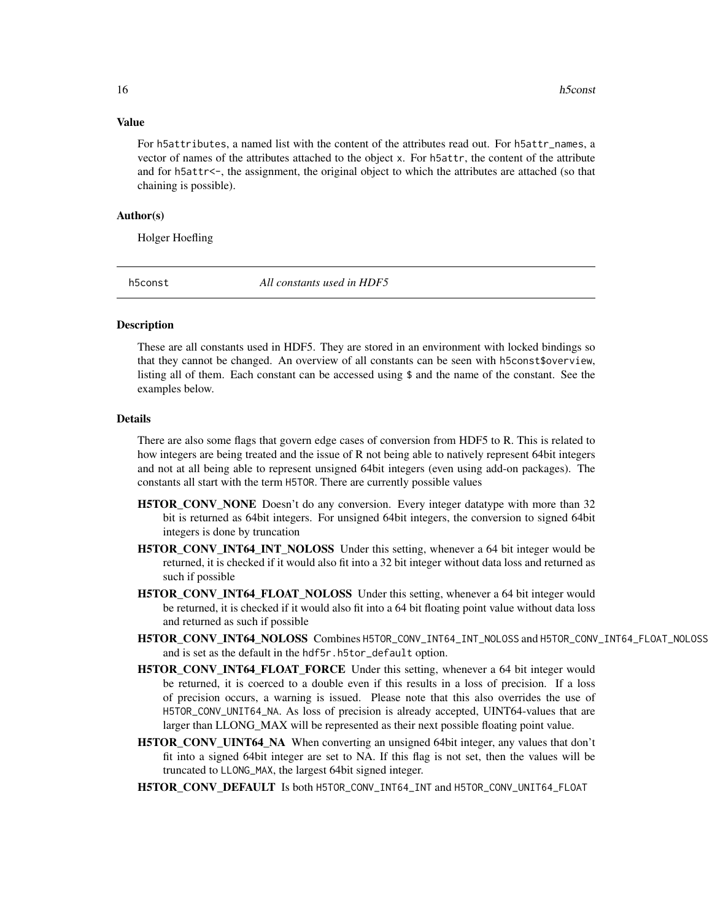### Value

For h5attributes, a named list with the content of the attributes read out. For h5attr_names, a vector of names of the attributes attached to the object x. For h5attr, the content of the attribute and for h5attr<-, the assignment, the original object to which the attributes are attached (so that chaining is possible).

### Author(s)

Holger Hoefling

---

## h5const — *All constants used in HDF5*

### Description

These are all constants used in HDF5. They are stored in an environment with locked bindings so that they cannot be changed. An overview of all constants can be seen with h5const$overview, listing all of them. Each constant can be accessed using $ and the name of the constant. See the examples below.

### Details

There are also some flags that govern edge cases of conversion from HDF5 to R. This is related to how integers are being treated and the issue of R not being able to natively represent 64bit integers and not at all being able to represent unsigned 64bit integers (even using add-on packages). The constants all start with the term H5TOR. There are currently possible values

- **H5TOR_CONV_NONE** Doesn't do any conversion. Every integer datatype with more than 32 bit is returned as 64bit integers. For unsigned 64bit integers, the conversion to signed 64bit integers is done by truncation
- **H5TOR_CONV_INT64_INT_NOLOSS** Under this setting, whenever a 64 bit integer would be returned, it is checked if it would also fit into a 32 bit integer without data loss and returned as such if possible
- **H5TOR_CONV_INT64_FLOAT_NOLOSS** Under this setting, whenever a 64 bit integer would be returned, it is checked if it would also fit into a 64 bit floating point value without data loss and returned as such if possible
- **H5TOR_CONV_INT64_NOLOSS** Combines H5TOR_CONV_INT64_INT_NOLOSS and H5TOR_CONV_INT64_FLOAT_NOLOSS and is set as the default in the hdf5r.h5tor_default option.
- **H5TOR_CONV_INT64_FLOAT_FORCE** Under this setting, whenever a 64 bit integer would be returned, it is coerced to a double even if this results in a loss of precision. If a loss of precision occurs, a warning is issued. Please note that this also overrides the use of H5TOR_CONV_UNIT64_NA. As loss of precision is already accepted, UINT64-values that are larger than LLONG_MAX will be represented as their next possible floating point value.
- **H5TOR_CONV_UINT64_NA** When converting an unsigned 64bit integer, any values that don't fit into a signed 64bit integer are set to NA. If this flag is not set, then the values will be truncated to LLONG_MAX, the largest 64bit signed integer.
- **H5TOR_CONV_DEFAULT** Is both H5TOR_CONV_INT64_INT and H5TOR_CONV_UNIT64_FLOAT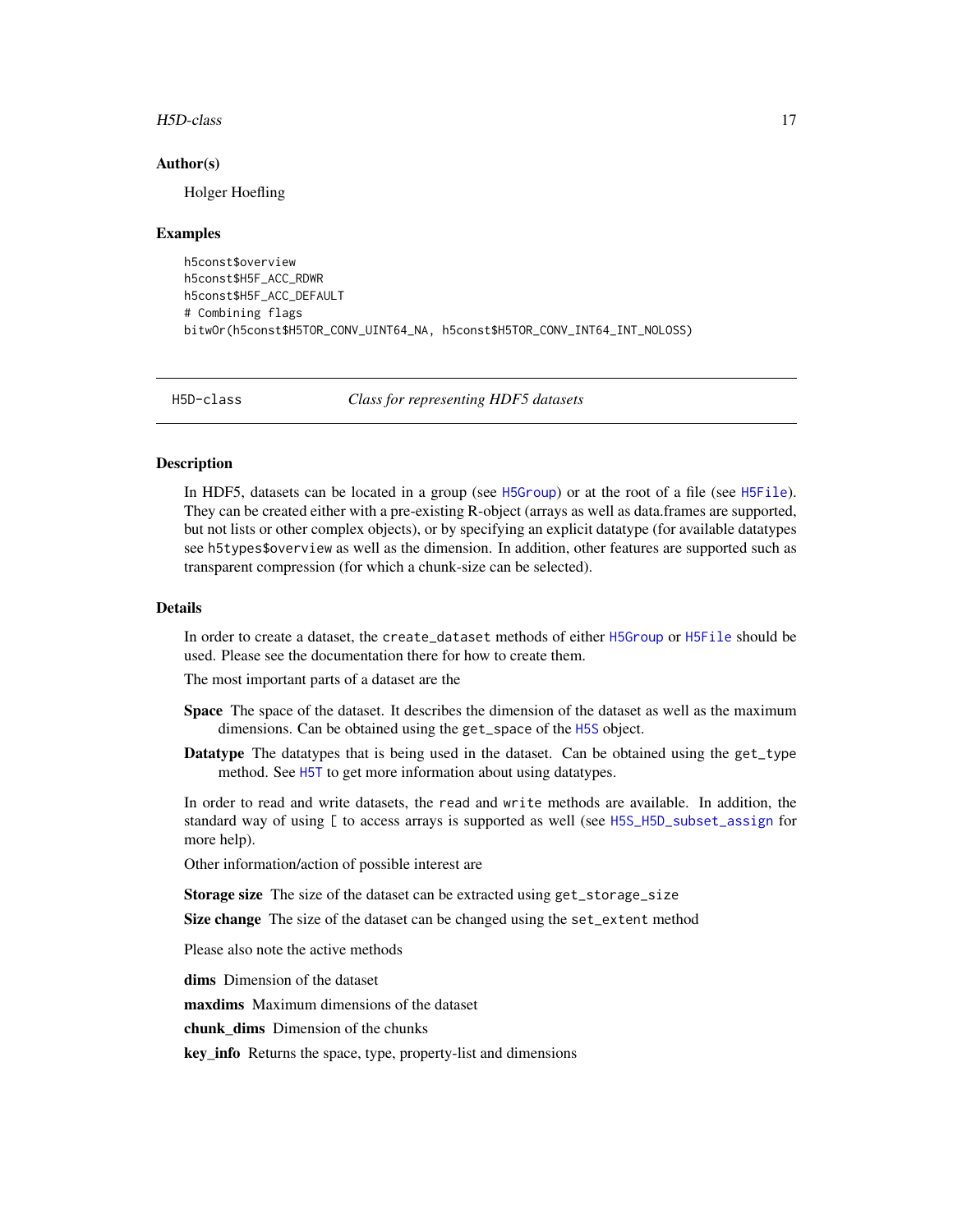### Author(s)

Holger Hoefling

### Examples

```
h5const$overview
h5const$H5F_ACC_RDWR
h5const$H5F_ACC_DEFAULT
# Combining flags
bitwOr(h5const$H5TOR_CONV_UINT64_NA, h5const$H5TOR_CONV_INT64_INT_NOLOSS)
```

---

## H5D-class — *Class for representing HDF5 datasets*

---

### Description

In HDF5, datasets can be located in a group (see H5Group) or at the root of a file (see H5File). They can be created either with a pre-existing R-object (arrays as well as data.frames are supported, but not lists or other complex objects), or by specifying an explicit datatype (for available datatypes see `h5types$overview` as well as the dimension. In addition, other features are supported such as transparent compression (for which a chunk-size can be selected).

### Details

In order to create a dataset, the `create_dataset` methods of either H5Group or H5File should be used. Please see the documentation there for how to create them.

The most important parts of a dataset are the

**Space** The space of the dataset. It describes the dimension of the dataset as well as the maximum dimensions. Can be obtained using the `get_space` of the H5S object.

**Datatype** The datatypes that is being used in the dataset. Can be obtained using the `get_type` method. See H5T to get more information about using datatypes.

In order to read and write datasets, the `read` and `write` methods are available. In addition, the standard way of using `[` to access arrays is supported as well (see H5S_H5D_subset_assign for more help).

Other information/action of possible interest are

**Storage size** The size of the dataset can be extracted using `get_storage_size`

**Size change** The size of the dataset can be changed using the `set_extent` method

Please also note the active methods

**dims** Dimension of the dataset

**maxdims** Maximum dimensions of the dataset

**chunk_dims** Dimension of the chunks

**key_info** Returns the space, type, property-list and dimensions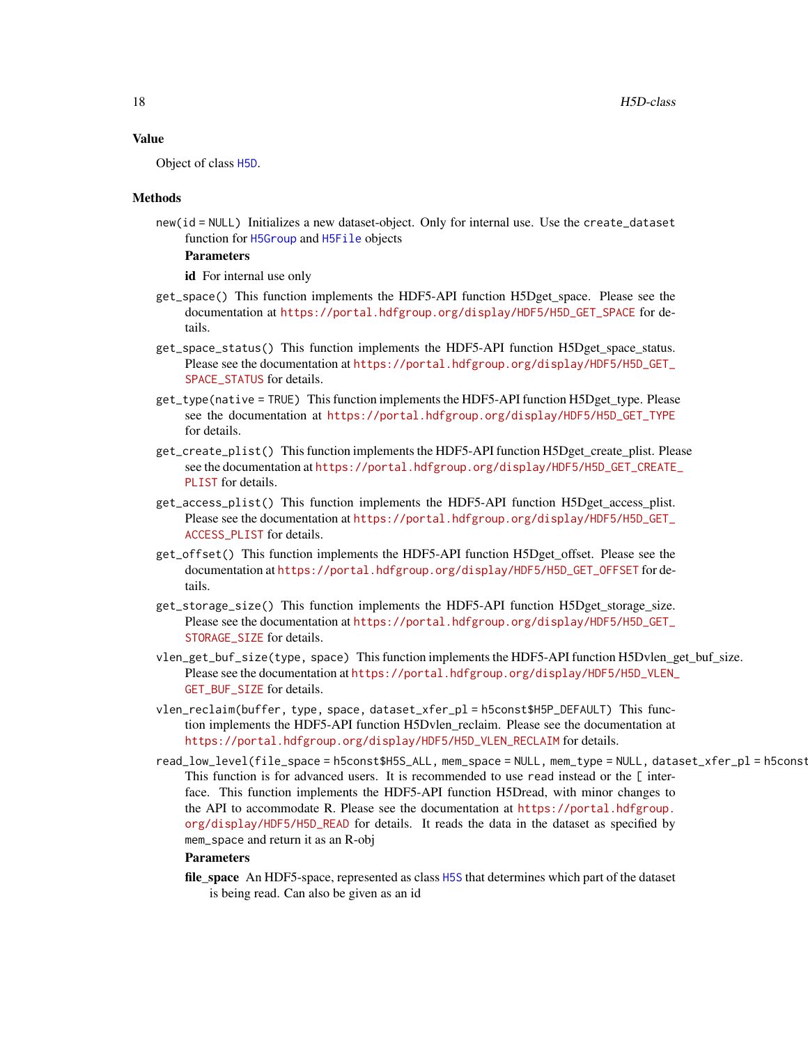## Value

Object of class H5D.

## Methods

`new(id = NULL)` Initializes a new dataset-object. Only for internal use. Use the `create_dataset` function for H5Group and H5File objects

**Parameters**

**id** For internal use only

`get_space()` This function implements the HDF5-API function H5Dget_space. Please see the documentation at https://portal.hdfgroup.org/display/HDF5/H5D_GET_SPACE for details.

`get_space_status()` This function implements the HDF5-API function H5Dget_space_status. Please see the documentation at https://portal.hdfgroup.org/display/HDF5/H5D_GET_SPACE_STATUS for details.

`get_type(native = TRUE)` This function implements the HDF5-API function H5Dget_type. Please see the documentation at https://portal.hdfgroup.org/display/HDF5/H5D_GET_TYPE for details.

`get_create_plist()` This function implements the HDF5-API function H5Dget_create_plist. Please see the documentation at https://portal.hdfgroup.org/display/HDF5/H5D_GET_CREATE_PLIST for details.

`get_access_plist()` This function implements the HDF5-API function H5Dget_access_plist. Please see the documentation at https://portal.hdfgroup.org/display/HDF5/H5D_GET_ACCESS_PLIST for details.

`get_offset()` This function implements the HDF5-API function H5Dget_offset. Please see the documentation at https://portal.hdfgroup.org/display/HDF5/H5D_GET_OFFSET for details.

`get_storage_size()` This function implements the HDF5-API function H5Dget_storage_size. Please see the documentation at https://portal.hdfgroup.org/display/HDF5/H5D_GET_STORAGE_SIZE for details.

`vlen_get_buf_size(type, space)` This function implements the HDF5-API function H5Dvlen_get_buf_size. Please see the documentation at https://portal.hdfgroup.org/display/HDF5/H5D_VLEN_GET_BUF_SIZE for details.

`vlen_reclaim(buffer, type, space, dataset_xfer_pl = h5const$H5P_DEFAULT)` This function implements the HDF5-API function H5Dvlen_reclaim. Please see the documentation at https://portal.hdfgroup.org/display/HDF5/H5D_VLEN_RECLAIM for details.

`read_low_level(file_space = h5const$H5S_ALL, mem_space = NULL, mem_type = NULL, dataset_xfer_pl = h5const` This function is for advanced users. It is recommended to use `read` instead or the `[` interface. This function implements the HDF5-API function H5Dread, with minor changes to the API to accommodate R. Please see the documentation at https://portal.hdfgroup.org/display/HDF5/H5D_READ for details. It reads the data in the dataset as specified by `mem_space` and return it as an R-obj

**Parameters**

**file_space** An HDF5-space, represented as class H5S that determines which part of the dataset is being read. Can also be given as an id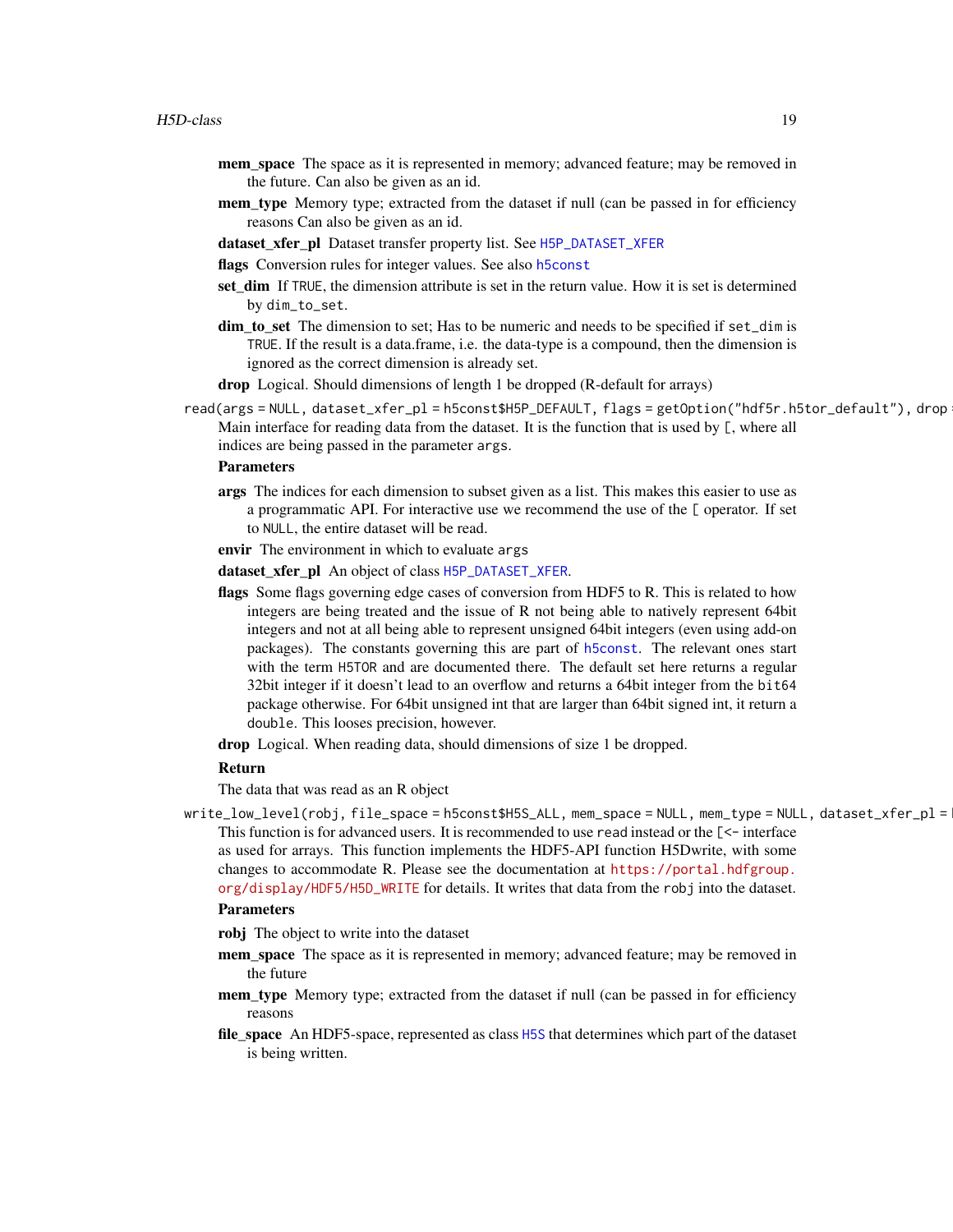**mem_space** The space as it is represented in memory; advanced feature; may be removed in the future. Can also be given as an id.

**mem_type** Memory type; extracted from the dataset if null (can be passed in for efficiency reasons Can also be given as an id.

**dataset_xfer_pl** Dataset transfer property list. See `H5P_DATASET_XFER`

**flags** Conversion rules for integer values. See also `h5const`

**set_dim** If `TRUE`, the dimension attribute is set in the return value. How it is set is determined by `dim_to_set`.

**dim_to_set** The dimension to set; Has to be numeric and needs to be specified if `set_dim` is `TRUE`. If the result is a data.frame, i.e. the data-type is a compound, then the dimension is ignored as the correct dimension is already set.

**drop** Logical. Should dimensions of length 1 be dropped (R-default for arrays)

```
read(args = NULL, dataset_xfer_pl = h5const$H5P_DEFAULT, flags = getOption("hdf5r.h5tor_default"), drop =
```

Main interface for reading data from the dataset. It is the function that is used by `[`, where all indices are being passed in the parameter `args`.

**Parameters**

**args** The indices for each dimension to subset given as a list. This makes this easier to use as a programmatic API. For interactive use we recommend the use of the `[` operator. If set to `NULL`, the entire dataset will be read.

**envir** The environment in which to evaluate `args`

**dataset_xfer_pl** An object of class `H5P_DATASET_XFER`.

**flags** Some flags governing edge cases of conversion from HDF5 to R. This is related to how integers are being treated and the issue of R not being able to natively represent 64bit integers and not at all being able to represent unsigned 64bit integers (even using add-on packages). The constants governing this are part of `h5const`. The relevant ones start with the term `H5TOR` and are documented there. The default set here returns a regular 32bit integer if it doesn't lead to an overflow and returns a 64bit integer from the `bit64` package otherwise. For 64bit unsigned int that are larger than 64bit signed int, it return a `double`. This looses precision, however.

**drop** Logical. When reading data, should dimensions of size 1 be dropped.

**Return**

The data that was read as an R object

```
write_low_level(robj, file_space = h5const$H5S_ALL, mem_space = NULL, mem_type = NULL, dataset_xfer_pl = 
```

This function is for advanced users. It is recommended to use `read` instead or the `[<-` interface as used for arrays. This function implements the HDF5-API function H5Dwrite, with some changes to accommodate R. Please see the documentation at https://portal.hdfgroup.org/display/HDF5/H5D_WRITE for details. It writes that data from the `robj` into the dataset.

**Parameters**

**robj** The object to write into the dataset

**mem_space** The space as it is represented in memory; advanced feature; may be removed in the future

**mem_type** Memory type; extracted from the dataset if null (can be passed in for efficiency reasons

**file_space** An HDF5-space, represented as class `H5S` that determines which part of the dataset is being written.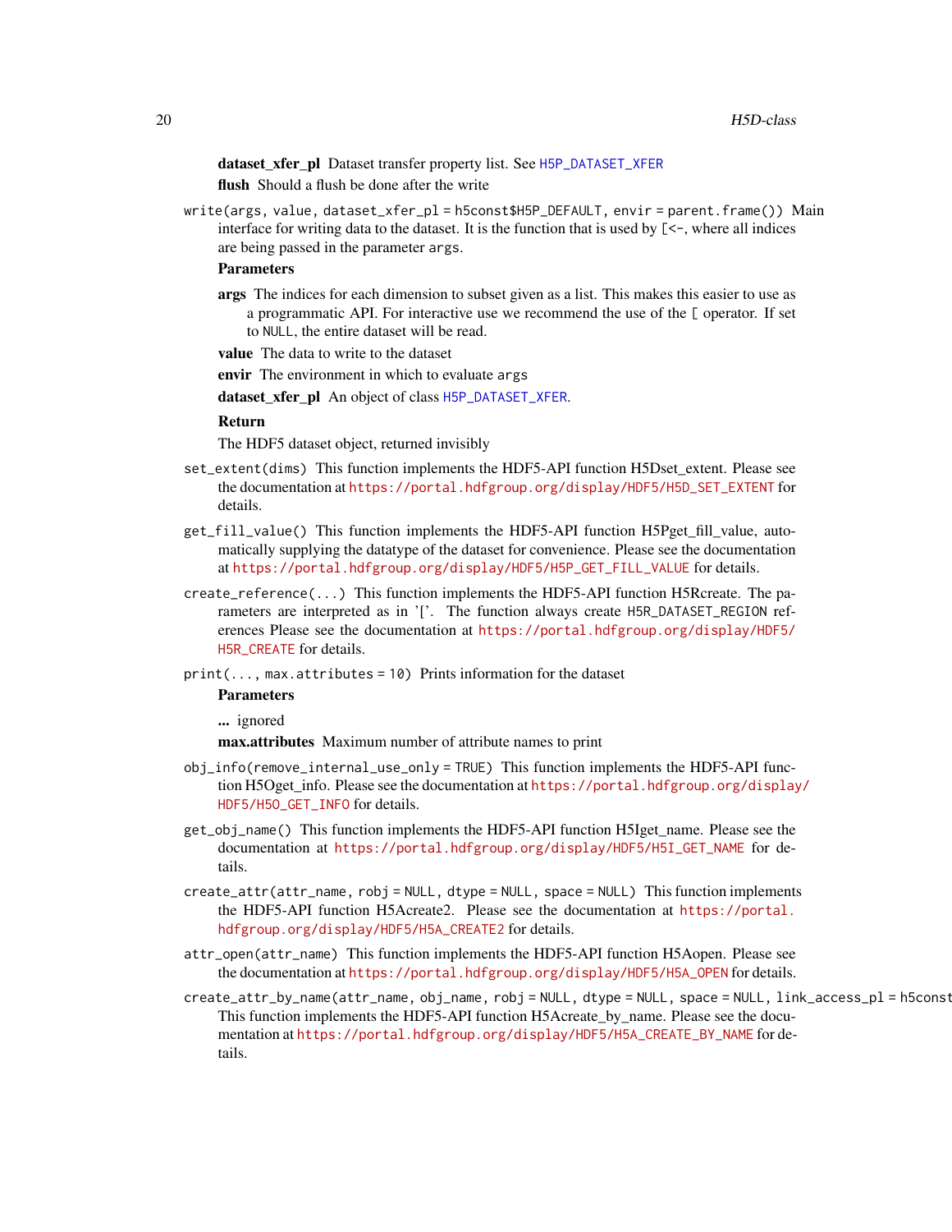**dataset_xfer_pl** Dataset transfer property list. See H5P_DATASET_XFER

**flush** Should a flush be done after the write

`write(args, value, dataset_xfer_pl = h5const$H5P_DEFAULT, envir = parent.frame())` Main interface for writing data to the dataset. It is the function that is used by `[<-`, where all indices are being passed in the parameter `args`.

**Parameters**

**args** The indices for each dimension to subset given as a list. This makes this easier to use as a programmatic API. For interactive use we recommend the use of the `[` operator. If set to `NULL`, the entire dataset will be read.

**value** The data to write to the dataset

**envir** The environment in which to evaluate `args`

**dataset_xfer_pl** An object of class H5P_DATASET_XFER.

**Return**

The HDF5 dataset object, returned invisibly

`set_extent(dims)` This function implements the HDF5-API function H5Dset_extent. Please see the documentation at https://portal.hdfgroup.org/display/HDF5/H5D_SET_EXTENT for details.

`get_fill_value()` This function implements the HDF5-API function H5Pget_fill_value, automatically supplying the datatype of the dataset for convenience. Please see the documentation at https://portal.hdfgroup.org/display/HDF5/H5P_GET_FILL_VALUE for details.

`create_reference(...)` This function implements the HDF5-API function H5Rcreate. The parameters are interpreted as in '['. The function always create `H5R_DATASET_REGION` references Please see the documentation at https://portal.hdfgroup.org/display/HDF5/H5R_CREATE for details.

`print(..., max.attributes = 10)` Prints information for the dataset

**Parameters**

**...** ignored

**max.attributes** Maximum number of attribute names to print

`obj_info(remove_internal_use_only = TRUE)` This function implements the HDF5-API function H5Oget_info. Please see the documentation at https://portal.hdfgroup.org/display/HDF5/H5O_GET_INFO for details.

`get_obj_name()` This function implements the HDF5-API function H5Iget_name. Please see the documentation at https://portal.hdfgroup.org/display/HDF5/H5I_GET_NAME for details.

`create_attr(attr_name, robj = NULL, dtype = NULL, space = NULL)` This function implements the HDF5-API function H5Acreate2. Please see the documentation at https://portal.hdfgroup.org/display/HDF5/H5A_CREATE2 for details.

`attr_open(attr_name)` This function implements the HDF5-API function H5Aopen. Please see the documentation at https://portal.hdfgroup.org/display/HDF5/H5A_OPEN for details.

`create_attr_by_name(attr_name, obj_name, robj = NULL, dtype = NULL, space = NULL, link_access_pl = h5const`
This function implements the HDF5-API function H5Acreate_by_name. Please see the documentation at https://portal.hdfgroup.org/display/HDF5/H5A_CREATE_BY_NAME for details.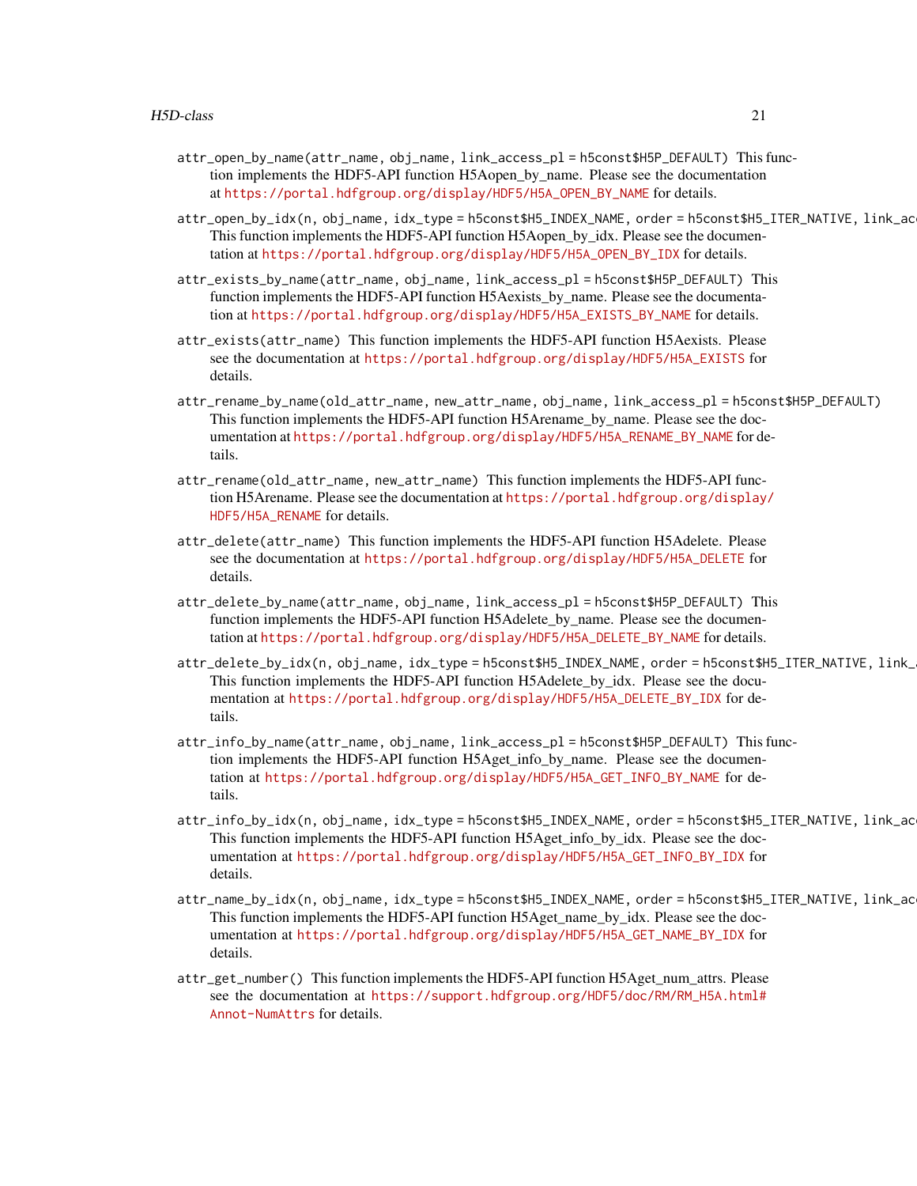`attr_open_by_name(attr_name, obj_name, link_access_pl = h5const$H5P_DEFAULT)` This function implements the HDF5-API function H5Aopen_by_name. Please see the documentation at https://portal.hdfgroup.org/display/HDF5/H5A_OPEN_BY_NAME for details.

`attr_open_by_idx(n, obj_name, idx_type = h5const$H5_INDEX_NAME, order = h5const$H5_ITER_NATIVE, link_ac` This function implements the HDF5-API function H5Aopen_by_idx. Please see the documentation at https://portal.hdfgroup.org/display/HDF5/H5A_OPEN_BY_IDX for details.

`attr_exists_by_name(attr_name, obj_name, link_access_pl = h5const$H5P_DEFAULT)` This function implements the HDF5-API function H5Aexists_by_name. Please see the documentation at https://portal.hdfgroup.org/display/HDF5/H5A_EXISTS_BY_NAME for details.

`attr_exists(attr_name)` This function implements the HDF5-API function H5Aexists. Please see the documentation at https://portal.hdfgroup.org/display/HDF5/H5A_EXISTS for details.

`attr_rename_by_name(old_attr_name, new_attr_name, obj_name, link_access_pl = h5const$H5P_DEFAULT)` This function implements the HDF5-API function H5Arename_by_name. Please see the documentation at https://portal.hdfgroup.org/display/HDF5/H5A_RENAME_BY_NAME for details.

`attr_rename(old_attr_name, new_attr_name)` This function implements the HDF5-API function H5Arename. Please see the documentation at https://portal.hdfgroup.org/display/HDF5/H5A_RENAME for details.

`attr_delete(attr_name)` This function implements the HDF5-API function H5Adelete. Please see the documentation at https://portal.hdfgroup.org/display/HDF5/H5A_DELETE for details.

`attr_delete_by_name(attr_name, obj_name, link_access_pl = h5const$H5P_DEFAULT)` This function implements the HDF5-API function H5Adelete_by_name. Please see the documentation at https://portal.hdfgroup.org/display/HDF5/H5A_DELETE_BY_NAME for details.

`attr_delete_by_idx(n, obj_name, idx_type = h5const$H5_INDEX_NAME, order = h5const$H5_ITER_NATIVE, link_a` This function implements the HDF5-API function H5Adelete_by_idx. Please see the documentation at https://portal.hdfgroup.org/display/HDF5/H5A_DELETE_BY_IDX for details.

`attr_info_by_name(attr_name, obj_name, link_access_pl = h5const$H5P_DEFAULT)` This function implements the HDF5-API function H5Aget_info_by_name. Please see the documentation at https://portal.hdfgroup.org/display/HDF5/H5A_GET_INFO_BY_NAME for details.

`attr_info_by_idx(n, obj_name, idx_type = h5const$H5_INDEX_NAME, order = h5const$H5_ITER_NATIVE, link_ac` This function implements the HDF5-API function H5Aget_info_by_idx. Please see the documentation at https://portal.hdfgroup.org/display/HDF5/H5A_GET_INFO_BY_IDX for details.

`attr_name_by_idx(n, obj_name, idx_type = h5const$H5_INDEX_NAME, order = h5const$H5_ITER_NATIVE, link_ac` This function implements the HDF5-API function H5Aget_name_by_idx. Please see the documentation at https://portal.hdfgroup.org/display/HDF5/H5A_GET_NAME_BY_IDX for details.

`attr_get_number()` This function implements the HDF5-API function H5Aget_num_attrs. Please see the documentation at https://support.hdfgroup.org/HDF5/doc/RM/RM_H5A.html#Annot-NumAttrs for details.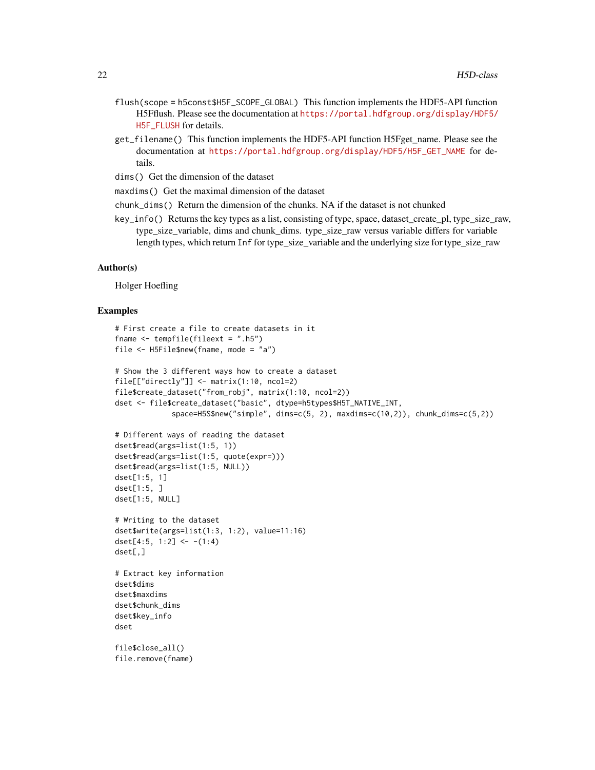`flush(scope = h5const$H5F_SCOPE_GLOBAL)` This function implements the HDF5-API function H5Fflush. Please see the documentation at https://portal.hdfgroup.org/display/HDF5/H5F_FLUSH for details.

`get_filename()` This function implements the HDF5-API function H5Fget_name. Please see the documentation at https://portal.hdfgroup.org/display/HDF5/H5F_GET_NAME for details.

`dims()` Get the dimension of the dataset

`maxdims()` Get the maximal dimension of the dataset

`chunk_dims()` Return the dimension of the chunks. NA if the dataset is not chunked

`key_info()` Returns the key types as a list, consisting of type, space, dataset_create_pl, type_size_raw, type_size_variable, dims and chunk_dims. type_size_raw versus variable differs for variable length types, which return `Inf` for type_size_variable and the underlying size for type_size_raw

## Author(s)

Holger Hoefling

## Examples

```
# First create a file to create datasets in it
fname <- tempfile(fileext = ".h5")
file <- H5File$new(fname, mode = "a")

# Show the 3 different ways how to create a dataset
file[["directly"]] <- matrix(1:10, ncol=2)
file$create_dataset("from_robj", matrix(1:10, ncol=2))
dset <- file$create_dataset("basic", dtype=h5types$H5T_NATIVE_INT,
             space=H5S$new("simple", dims=c(5, 2), maxdims=c(10,2)), chunk_dims=c(5,2))

# Different ways of reading the dataset
dset$read(args=list(1:5, 1))
dset$read(args=list(1:5, quote(expr=)))
dset$read(args=list(1:5, NULL))
dset[1:5, 1]
dset[1:5, ]
dset[1:5, NULL]

# Writing to the dataset
dset$write(args=list(1:3, 1:2), value=11:16)
dset[4:5, 1:2] <- -(1:4)
dset[,]

# Extract key information
dset$dims
dset$maxdims
dset$chunk_dims
dset$key_info
dset

file$close_all()
file.remove(fname)
```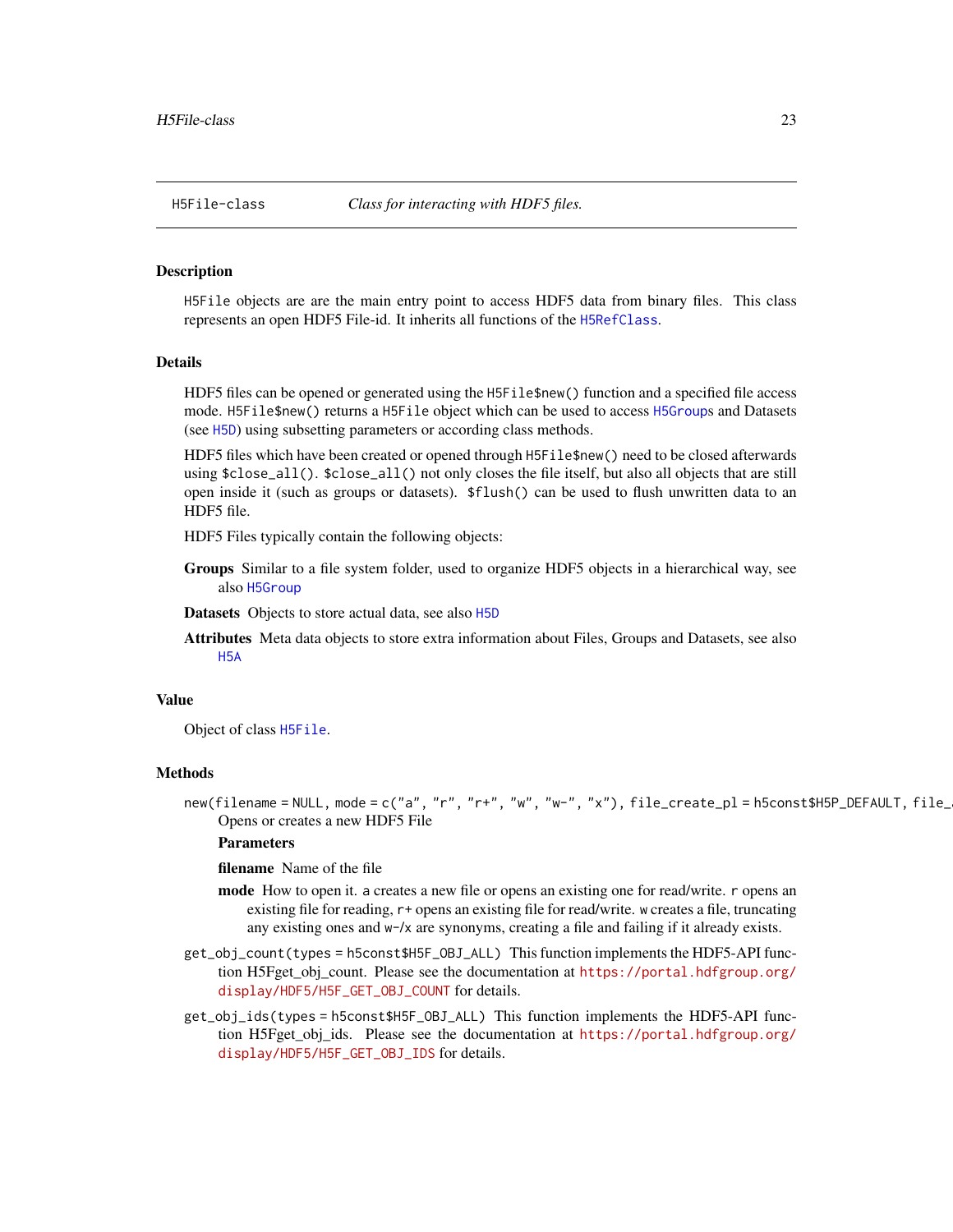H5File-class *Class for interacting with HDF5 files.*

## Description

H5File objects are are the main entry point to access HDF5 data from binary files. This class represents an open HDF5 File-id. It inherits all functions of the H5RefClass.

## Details

HDF5 files can be opened or generated using the H5File$new() function and a specified file access mode. H5File$new() returns a H5File object which can be used to access H5Groups and Datasets (see H5D) using subsetting parameters or according class methods.

HDF5 files which have been created or opened through H5File$new() need to be closed afterwards using $close_all(). $close_all() not only closes the file itself, but also all objects that are still open inside it (such as groups or datasets). $flush() can be used to flush unwritten data to an HDF5 file.

HDF5 Files typically contain the following objects:

**Groups** Similar to a file system folder, used to organize HDF5 objects in a hierarchical way, see also H5Group

**Datasets** Objects to store actual data, see also H5D

**Attributes** Meta data objects to store extra information about Files, Groups and Datasets, see also H5A

## Value

Object of class H5File.

## Methods

`new(filename = NULL, mode = c("a", "r", "r+", "w", "w-", "x"), file_create_pl = h5const$H5P_DEFAULT, file_`
Opens or creates a new HDF5 File

**Parameters**

**filename** Name of the file

**mode** How to open it. a creates a new file or opens an existing one for read/write. r opens an existing file for reading, r+ opens an existing file for read/write. w creates a file, truncating any existing ones and w-/x are synonyms, creating a file and failing if it already exists.

`get_obj_count(types = h5const$H5F_OBJ_ALL)` This function implements the HDF5-API function H5Fget_obj_count. Please see the documentation at https://portal.hdfgroup.org/display/HDF5/H5F_GET_OBJ_COUNT for details.

`get_obj_ids(types = h5const$H5F_OBJ_ALL)` This function implements the HDF5-API function H5Fget_obj_ids. Please see the documentation at https://portal.hdfgroup.org/display/HDF5/H5F_GET_OBJ_IDS for details.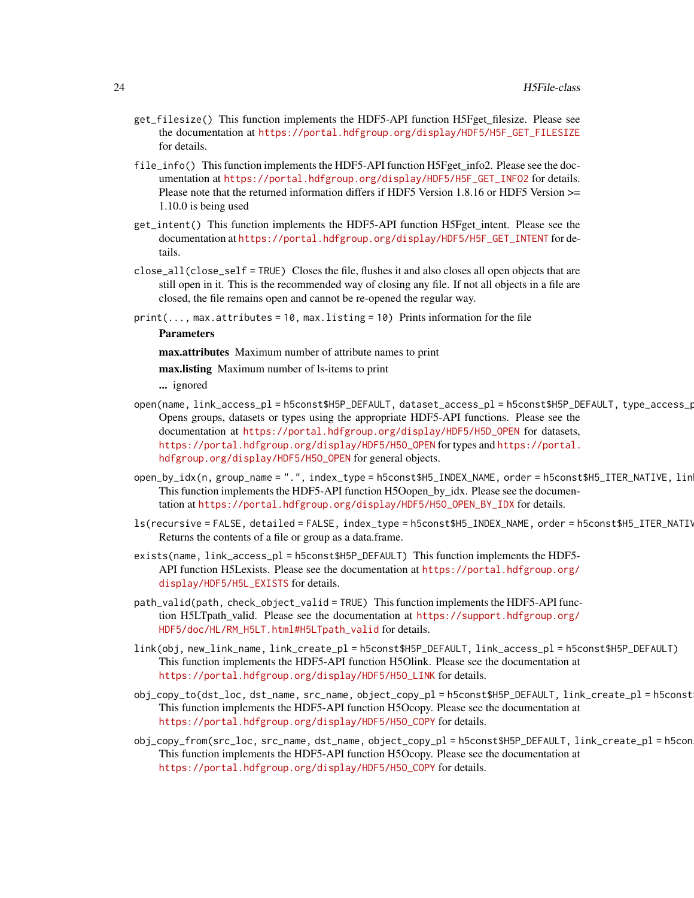`get_filesize()` This function implements the HDF5-API function H5Fget_filesize. Please see the documentation at https://portal.hdfgroup.org/display/HDF5/H5F_GET_FILESIZE for details.

`file_info()` This function implements the HDF5-API function H5Fget_info2. Please see the documentation at https://portal.hdfgroup.org/display/HDF5/H5F_GET_INFO2 for details. Please note that the returned information differs if HDF5 Version 1.8.16 or HDF5 Version >= 1.10.0 is being used

`get_intent()` This function implements the HDF5-API function H5Fget_intent. Please see the documentation at https://portal.hdfgroup.org/display/HDF5/H5F_GET_INTENT for details.

`close_all(close_self = TRUE)` Closes the file, flushes it and also closes all open objects that are still open in it. This is the recommended way of closing any file. If not all objects in a file are closed, the file remains open and cannot be re-opened the regular way.

`print(..., max.attributes = 10, max.listing = 10)` Prints information for the file

**Parameters**

**max.attributes** Maximum number of attribute names to print

**max.listing** Maximum number of ls-items to print

**...** ignored

`open(name, link_access_pl = h5const$H5P_DEFAULT, dataset_access_pl = h5const$H5P_DEFAULT, type_access_p`
Opens groups, datasets or types using the appropriate HDF5-API functions. Please see the documentation at https://portal.hdfgroup.org/display/HDF5/H5D_OPEN for datasets, https://portal.hdfgroup.org/display/HDF5/H5O_OPEN for types and https://portal.hdfgroup.org/display/HDF5/H5O_OPEN for general objects.

`open_by_idx(n, group_name = ".", index_type = h5const$H5_INDEX_NAME, order = h5const$H5_ITER_NATIVE, lin`
This function implements the HDF5-API function H5Oopen_by_idx. Please see the documentation at https://portal.hdfgroup.org/display/HDF5/H5O_OPEN_BY_IDX for details.

`ls(recursive = FALSE, detailed = FALSE, index_type = h5const$H5_INDEX_NAME, order = h5const$H5_ITER_NATIV`
Returns the contents of a file or group as a data.frame.

`exists(name, link_access_pl = h5const$H5P_DEFAULT)` This function implements the HDF5-API function H5Lexists. Please see the documentation at https://portal.hdfgroup.org/display/HDF5/H5L_EXISTS for details.

`path_valid(path, check_object_valid = TRUE)` This function implements the HDF5-API function H5LTpath_valid. Please see the documentation at https://support.hdfgroup.org/HDF5/doc/HL/RM_H5LT.html#H5LTpath_valid for details.

`link(obj, new_link_name, link_create_pl = h5const$H5P_DEFAULT, link_access_pl = h5const$H5P_DEFAULT)`
This function implements the HDF5-API function H5Olink. Please see the documentation at https://portal.hdfgroup.org/display/HDF5/H5O_LINK for details.

`obj_copy_to(dst_loc, dst_name, src_name, object_copy_pl = h5const$H5P_DEFAULT, link_create_pl = h5const`
This function implements the HDF5-API function H5Ocopy. Please see the documentation at https://portal.hdfgroup.org/display/HDF5/H5O_COPY for details.

`obj_copy_from(src_loc, src_name, dst_name, object_copy_pl = h5const$H5P_DEFAULT, link_create_pl = h5con`
This function implements the HDF5-API function H5Ocopy. Please see the documentation at https://portal.hdfgroup.org/display/HDF5/H5O_COPY for details.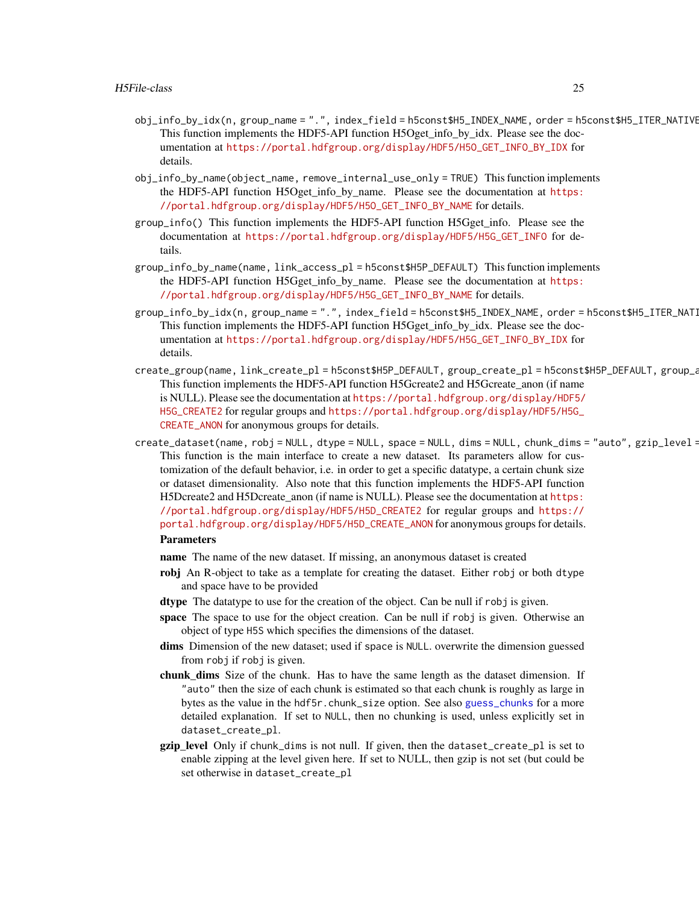`obj_info_by_idx(n, group_name = ".", index_field = h5const$H5_INDEX_NAME, order = h5const$H5_ITER_NATIVE`
: This function implements the HDF5-API function H5Oget_info_by_idx. Please see the documentation at https://portal.hdfgroup.org/display/HDF5/H5O_GET_INFO_BY_IDX for details.

`obj_info_by_name(object_name, remove_internal_use_only = TRUE)` This function implements the HDF5-API function H5Oget_info_by_name. Please see the documentation at https://portal.hdfgroup.org/display/HDF5/H5O_GET_INFO_BY_NAME for details.

`group_info()` This function implements the HDF5-API function H5Gget_info. Please see the documentation at https://portal.hdfgroup.org/display/HDF5/H5G_GET_INFO for details.

`group_info_by_name(name, link_access_pl = h5const$H5P_DEFAULT)` This function implements the HDF5-API function H5Gget_info_by_name. Please see the documentation at https://portal.hdfgroup.org/display/HDF5/H5G_GET_INFO_BY_NAME for details.

`group_info_by_idx(n, group_name = ".", index_field = h5const$H5_INDEX_NAME, order = h5const$H5_ITER_NATI`
: This function implements the HDF5-API function H5Gget_info_by_idx. Please see the documentation at https://portal.hdfgroup.org/display/HDF5/H5G_GET_INFO_BY_IDX for details.

`create_group(name, link_create_pl = h5const$H5P_DEFAULT, group_create_pl = h5const$H5P_DEFAULT, group_a`
: This function implements the HDF5-API function H5Gcreate2 and H5Gcreate_anon (if name is NULL). Please see the documentation at https://portal.hdfgroup.org/display/HDF5/H5G_CREATE2 for regular groups and https://portal.hdfgroup.org/display/HDF5/H5G_CREATE_ANON for anonymous groups for details.

`create_dataset(name, robj = NULL, dtype = NULL, space = NULL, dims = NULL, chunk_dims = "auto", gzip_level =`
: This function is the main interface to create a new dataset. Its parameters allow for customization of the default behavior, i.e. in order to get a specific datatype, a certain chunk size or dataset dimensionality. Also note that this function implements the HDF5-API function H5Dcreate2 and H5Dcreate_anon (if name is NULL). Please see the documentation at https://portal.hdfgroup.org/display/HDF5/H5D_CREATE2 for regular groups and https://portal.hdfgroup.org/display/HDF5/H5D_CREATE_ANON for anonymous groups for details.

**Parameters**

**name** The name of the new dataset. If missing, an anonymous dataset is created

**robj** An R-object to take as a template for creating the dataset. Either `robj` or both `dtype` and space have to be provided

**dtype** The datatype to use for the creation of the object. Can be null if `robj` is given.

**space** The space to use for the object creation. Can be null if `robj` is given. Otherwise an object of type `H5S` which specifies the dimensions of the dataset.

**dims** Dimension of the new dataset; used if `space` is `NULL`. overwrite the dimension guessed from `robj` if `robj` is given.

**chunk_dims** Size of the chunk. Has to have the same length as the dataset dimension. If `"auto"` then the size of each chunk is estimated so that each chunk is roughly as large in bytes as the value in the `hdf5r.chunk_size` option. See also guess_chunks for a more detailed explanation. If set to `NULL`, then no chunking is used, unless explicitly set in `dataset_create_pl`.

**gzip_level** Only if `chunk_dims` is not null. If given, then the `dataset_create_pl` is set to enable zipping at the level given here. If set to NULL, then gzip is not set (but could be set otherwise in `dataset_create_pl`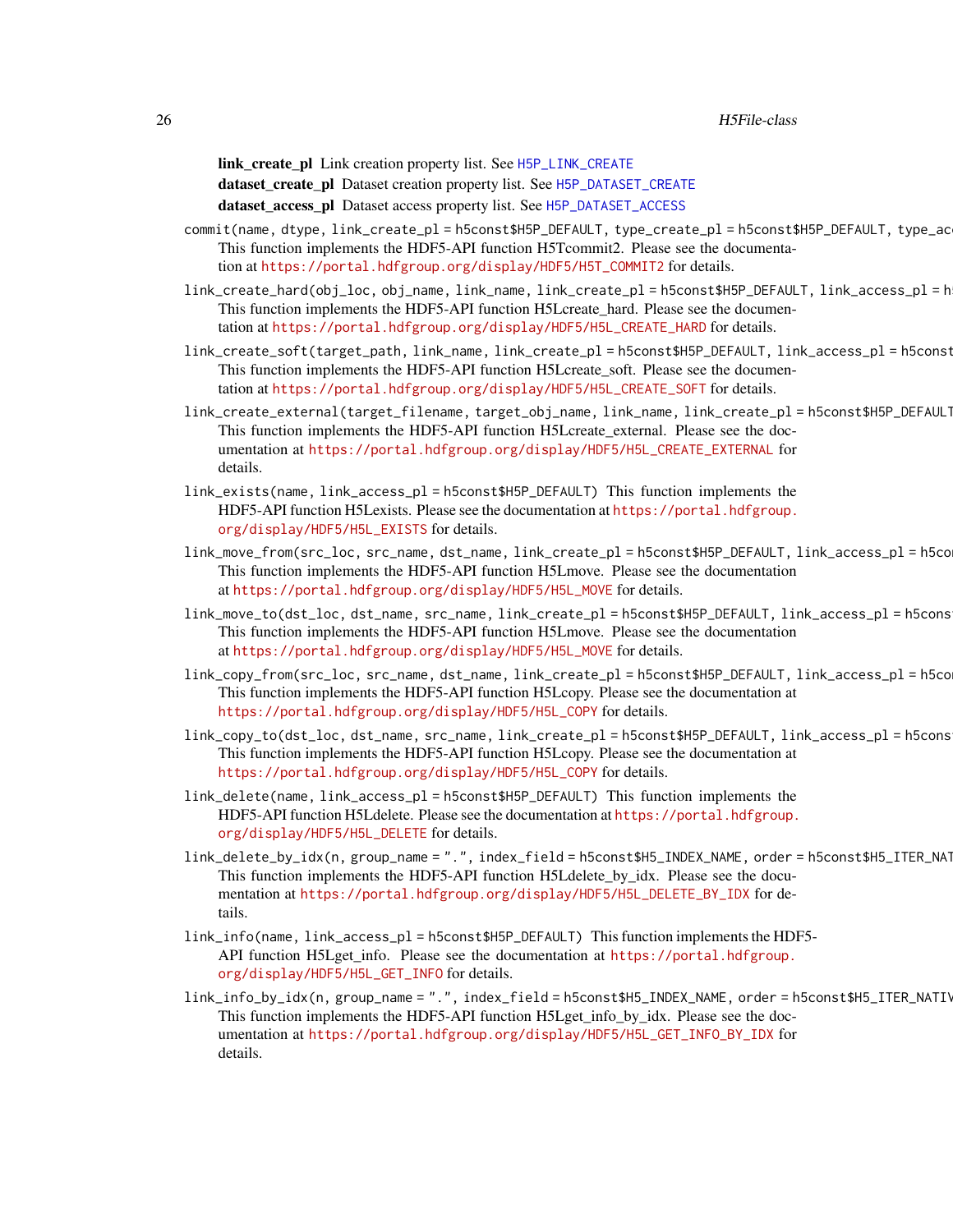**link_create_pl** Link creation property list. See `H5P_LINK_CREATE`

**dataset_create_pl** Dataset creation property list. See `H5P_DATASET_CREATE`

**dataset_access_pl** Dataset access property list. See `H5P_DATASET_ACCESS`

`commit(name, dtype, link_create_pl = h5const$H5P_DEFAULT, type_create_pl = h5const$H5P_DEFAULT, type_ac`
: This function implements the HDF5-API function H5Tcommit2. Please see the documentation at https://portal.hdfgroup.org/display/HDF5/H5T_COMMIT2 for details.

`link_create_hard(obj_loc, obj_name, link_name, link_create_pl = h5const$H5P_DEFAULT, link_access_pl = h`
: This function implements the HDF5-API function H5Lcreate_hard. Please see the documentation at https://portal.hdfgroup.org/display/HDF5/H5L_CREATE_HARD for details.

`link_create_soft(target_path, link_name, link_create_pl = h5const$H5P_DEFAULT, link_access_pl = h5const`
: This function implements the HDF5-API function H5Lcreate_soft. Please see the documentation at https://portal.hdfgroup.org/display/HDF5/H5L_CREATE_SOFT for details.

`link_create_external(target_filename, target_obj_name, link_name, link_create_pl = h5const$H5P_DEFAULT`
: This function implements the HDF5-API function H5Lcreate_external. Please see the documentation at https://portal.hdfgroup.org/display/HDF5/H5L_CREATE_EXTERNAL for details.

`link_exists(name, link_access_pl = h5const$H5P_DEFAULT)` This function implements the HDF5-API function H5Lexists. Please see the documentation at https://portal.hdfgroup.org/display/HDF5/H5L_EXISTS for details.

`link_move_from(src_loc, src_name, dst_name, link_create_pl = h5const$H5P_DEFAULT, link_access_pl = h5co`
: This function implements the HDF5-API function H5Lmove. Please see the documentation at https://portal.hdfgroup.org/display/HDF5/H5L_MOVE for details.

`link_move_to(dst_loc, dst_name, src_name, link_create_pl = h5const$H5P_DEFAULT, link_access_pl = h5cons`
: This function implements the HDF5-API function H5Lmove. Please see the documentation at https://portal.hdfgroup.org/display/HDF5/H5L_MOVE for details.

`link_copy_from(src_loc, src_name, dst_name, link_create_pl = h5const$H5P_DEFAULT, link_access_pl = h5co`
: This function implements the HDF5-API function H5Lcopy. Please see the documentation at https://portal.hdfgroup.org/display/HDF5/H5L_COPY for details.

`link_copy_to(dst_loc, dst_name, src_name, link_create_pl = h5const$H5P_DEFAULT, link_access_pl = h5cons`
: This function implements the HDF5-API function H5Lcopy. Please see the documentation at https://portal.hdfgroup.org/display/HDF5/H5L_COPY for details.

`link_delete(name, link_access_pl = h5const$H5P_DEFAULT)` This function implements the HDF5-API function H5Ldelete. Please see the documentation at https://portal.hdfgroup.org/display/HDF5/H5L_DELETE for details.

`link_delete_by_idx(n, group_name = ".", index_field = h5const$H5_INDEX_NAME, order = h5const$H5_ITER_NAT`
: This function implements the HDF5-API function H5Ldelete_by_idx. Please see the documentation at https://portal.hdfgroup.org/display/HDF5/H5L_DELETE_BY_IDX for details.

`link_info(name, link_access_pl = h5const$H5P_DEFAULT)` This function implements the HDF5-API function H5Lget_info. Please see the documentation at https://portal.hdfgroup.org/display/HDF5/H5L_GET_INFO for details.

`link_info_by_idx(n, group_name = ".", index_field = h5const$H5_INDEX_NAME, order = h5const$H5_ITER_NATIV`
: This function implements the HDF5-API function H5Lget_info_by_idx. Please see the documentation at https://portal.hdfgroup.org/display/HDF5/H5L_GET_INFO_BY_IDX for details.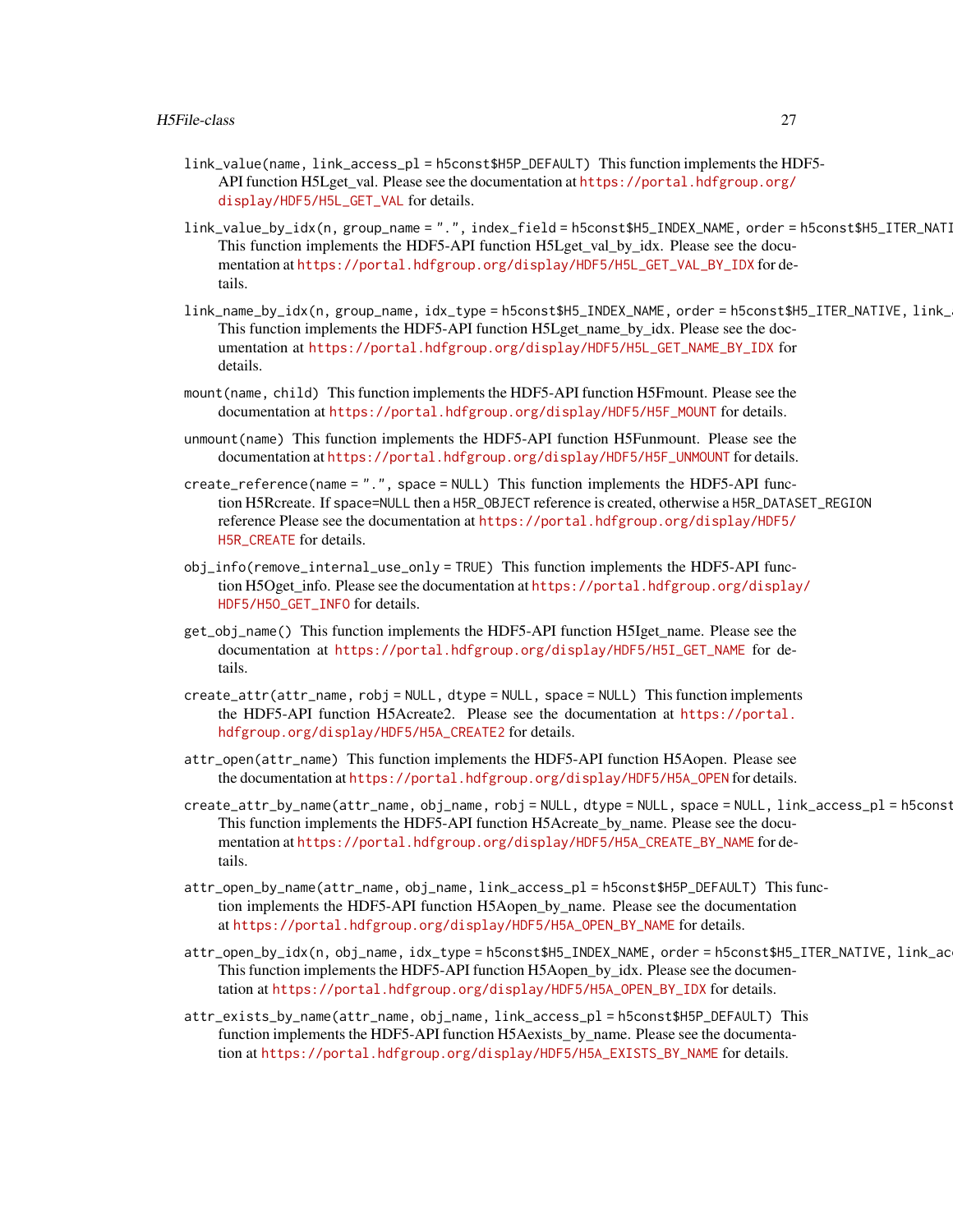`link_value(name, link_access_pl = h5const$H5P_DEFAULT)` This function implements the HDF5-API function H5Lget_val. Please see the documentation at https://portal.hdfgroup.org/display/HDF5/H5L_GET_VAL for details.

`link_value_by_idx(n, group_name = ".", index_field = h5const$H5_INDEX_NAME, order = h5const$H5_ITER_NATI`
This function implements the HDF5-API function H5Lget_val_by_idx. Please see the documentation at https://portal.hdfgroup.org/display/HDF5/H5L_GET_VAL_BY_IDX for details.

`link_name_by_idx(n, group_name, idx_type = h5const$H5_INDEX_NAME, order = h5const$H5_ITER_NATIVE, link_`
This function implements the HDF5-API function H5Lget_name_by_idx. Please see the documentation at https://portal.hdfgroup.org/display/HDF5/H5L_GET_NAME_BY_IDX for details.

`mount(name, child)` This function implements the HDF5-API function H5Fmount. Please see the documentation at https://portal.hdfgroup.org/display/HDF5/H5F_MOUNT for details.

`unmount(name)` This function implements the HDF5-API function H5Funmount. Please see the documentation at https://portal.hdfgroup.org/display/HDF5/H5F_UNMOUNT for details.

`create_reference(name = ".", space = NULL)` This function implements the HDF5-API function H5Rcreate. If `space=NULL` then a `H5R_OBJECT` reference is created, otherwise a `H5R_DATASET_REGION` reference Please see the documentation at https://portal.hdfgroup.org/display/HDF5/H5R_CREATE for details.

`obj_info(remove_internal_use_only = TRUE)` This function implements the HDF5-API function H5Oget_info. Please see the documentation at https://portal.hdfgroup.org/display/HDF5/H5O_GET_INFO for details.

`get_obj_name()` This function implements the HDF5-API function H5Iget_name. Please see the documentation at https://portal.hdfgroup.org/display/HDF5/H5I_GET_NAME for details.

`create_attr(attr_name, robj = NULL, dtype = NULL, space = NULL)` This function implements the HDF5-API function H5Acreate2. Please see the documentation at https://portal.hdfgroup.org/display/HDF5/H5A_CREATE2 for details.

`attr_open(attr_name)` This function implements the HDF5-API function H5Aopen. Please see the documentation at https://portal.hdfgroup.org/display/HDF5/H5A_OPEN for details.

`create_attr_by_name(attr_name, obj_name, robj = NULL, dtype = NULL, space = NULL, link_access_pl = h5const`
This function implements the HDF5-API function H5Acreate_by_name. Please see the documentation at https://portal.hdfgroup.org/display/HDF5/H5A_CREATE_BY_NAME for details.

`attr_open_by_name(attr_name, obj_name, link_access_pl = h5const$H5P_DEFAULT)` This function implements the HDF5-API function H5Aopen_by_name. Please see the documentation at https://portal.hdfgroup.org/display/HDF5/H5A_OPEN_BY_NAME for details.

`attr_open_by_idx(n, obj_name, idx_type = h5const$H5_INDEX_NAME, order = h5const$H5_ITER_NATIVE, link_ac`
This function implements the HDF5-API function H5Aopen_by_idx. Please see the documentation at https://portal.hdfgroup.org/display/HDF5/H5A_OPEN_BY_IDX for details.

`attr_exists_by_name(attr_name, obj_name, link_access_pl = h5const$H5P_DEFAULT)` This function implements the HDF5-API function H5Aexists_by_name. Please see the documentation at https://portal.hdfgroup.org/display/HDF5/H5A_EXISTS_BY_NAME for details.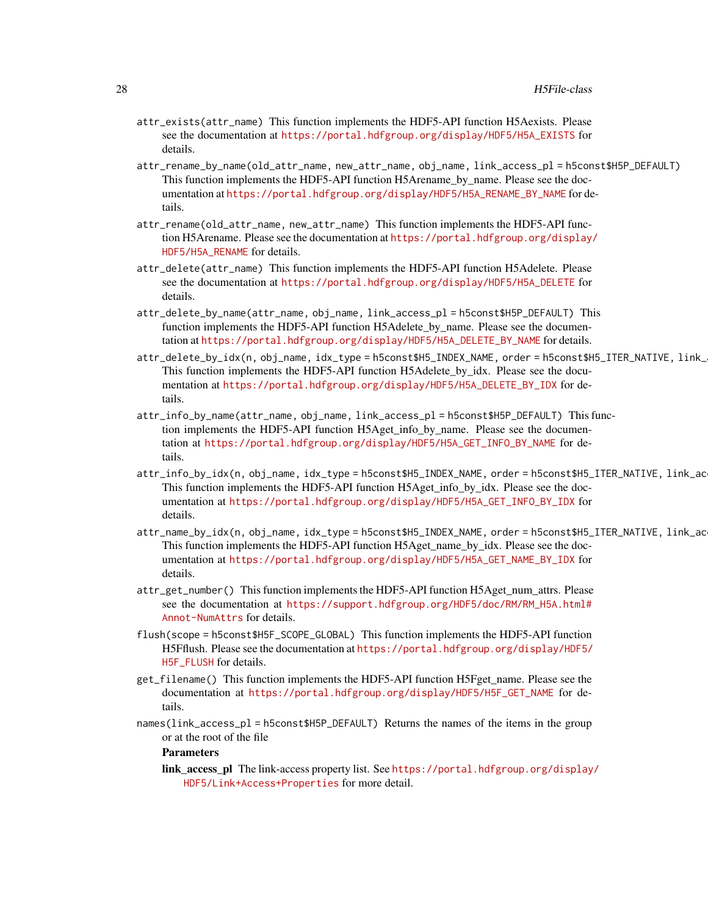`attr_exists(attr_name)` This function implements the HDF5-API function H5Aexists. Please see the documentation at https://portal.hdfgroup.org/display/HDF5/H5A_EXISTS for details.

`attr_rename_by_name(old_attr_name, new_attr_name, obj_name, link_access_pl = h5const$H5P_DEFAULT)` This function implements the HDF5-API function H5Arename_by_name. Please see the documentation at https://portal.hdfgroup.org/display/HDF5/H5A_RENAME_BY_NAME for details.

`attr_rename(old_attr_name, new_attr_name)` This function implements the HDF5-API function H5Arename. Please see the documentation at https://portal.hdfgroup.org/display/HDF5/H5A_RENAME for details.

`attr_delete(attr_name)` This function implements the HDF5-API function H5Adelete. Please see the documentation at https://portal.hdfgroup.org/display/HDF5/H5A_DELETE for details.

`attr_delete_by_name(attr_name, obj_name, link_access_pl = h5const$H5P_DEFAULT)` This function implements the HDF5-API function H5Adelete_by_name. Please see the documentation at https://portal.hdfgroup.org/display/HDF5/H5A_DELETE_BY_NAME for details.

`attr_delete_by_idx(n, obj_name, idx_type = h5const$H5_INDEX_NAME, order = h5const$H5_ITER_NATIVE, link_a` This function implements the HDF5-API function H5Adelete_by_idx. Please see the documentation at https://portal.hdfgroup.org/display/HDF5/H5A_DELETE_BY_IDX for details.

`attr_info_by_name(attr_name, obj_name, link_access_pl = h5const$H5P_DEFAULT)` This function implements the HDF5-API function H5Aget_info_by_name. Please see the documentation at https://portal.hdfgroup.org/display/HDF5/H5A_GET_INFO_BY_NAME for details.

`attr_info_by_idx(n, obj_name, idx_type = h5const$H5_INDEX_NAME, order = h5const$H5_ITER_NATIVE, link_acc` This function implements the HDF5-API function H5Aget_info_by_idx. Please see the documentation at https://portal.hdfgroup.org/display/HDF5/H5A_GET_INFO_BY_IDX for details.

`attr_name_by_idx(n, obj_name, idx_type = h5const$H5_INDEX_NAME, order = h5const$H5_ITER_NATIVE, link_acc` This function implements the HDF5-API function H5Aget_name_by_idx. Please see the documentation at https://portal.hdfgroup.org/display/HDF5/H5A_GET_NAME_BY_IDX for details.

`attr_get_number()` This function implements the HDF5-API function H5Aget_num_attrs. Please see the documentation at https://support.hdfgroup.org/HDF5/doc/RM/RM_H5A.html#Annot-NumAttrs for details.

`flush(scope = h5const$H5F_SCOPE_GLOBAL)` This function implements the HDF5-API function H5Fflush. Please see the documentation at https://portal.hdfgroup.org/display/HDF5/H5F_FLUSH for details.

`get_filename()` This function implements the HDF5-API function H5Fget_name. Please see the documentation at https://portal.hdfgroup.org/display/HDF5/H5F_GET_NAME for details.

`names(link_access_pl = h5const$H5P_DEFAULT)` Returns the names of the items in the group or at the root of the file

**Parameters**

**link_access_pl** The link-access property list. See https://portal.hdfgroup.org/display/HDF5/Link+Access+Properties for more detail.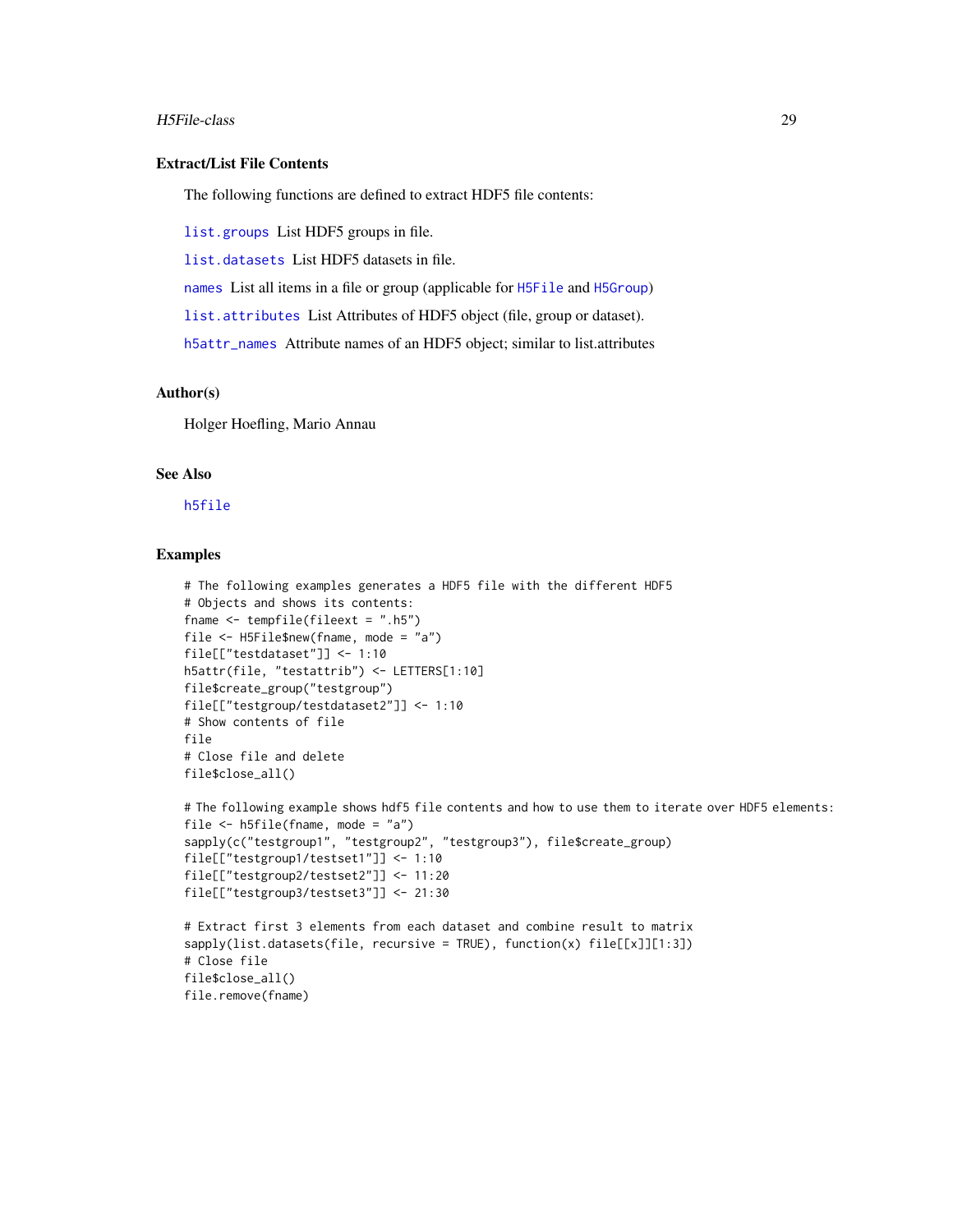### Extract/List File Contents

The following functions are defined to extract HDF5 file contents:

list.groups List HDF5 groups in file.

list.datasets List HDF5 datasets in file.

names List all items in a file or group (applicable for H5File and H5Group)

list.attributes List Attributes of HDF5 object (file, group or dataset).

h5attr_names Attribute names of an HDF5 object; similar to list.attributes

### Author(s)

Holger Hoefling, Mario Annau

### See Also

h5file

### Examples

```
# The following examples generates a HDF5 file with the different HDF5
# Objects and shows its contents:
fname <- tempfile(fileext = ".h5")
file <- H5File$new(fname, mode = "a")
file[["testdataset"]] <- 1:10
h5attr(file, "testattrib") <- LETTERS[1:10]
file$create_group("testgroup")
file[["testgroup/testdataset2"]] <- 1:10
# Show contents of file
file
# Close file and delete
file$close_all()

# The following example shows hdf5 file contents and how to use them to iterate over HDF5 elements:
file <- h5file(fname, mode = "a")
sapply(c("testgroup1", "testgroup2", "testgroup3"), file$create_group)
file[["testgroup1/testset1"]] <- 1:10
file[["testgroup2/testset2"]] <- 11:20
file[["testgroup3/testset3"]] <- 21:30

# Extract first 3 elements from each dataset and combine result to matrix
sapply(list.datasets(file, recursive = TRUE), function(x) file[[x]][1:3])
# Close file
file$close_all()
file.remove(fname)
```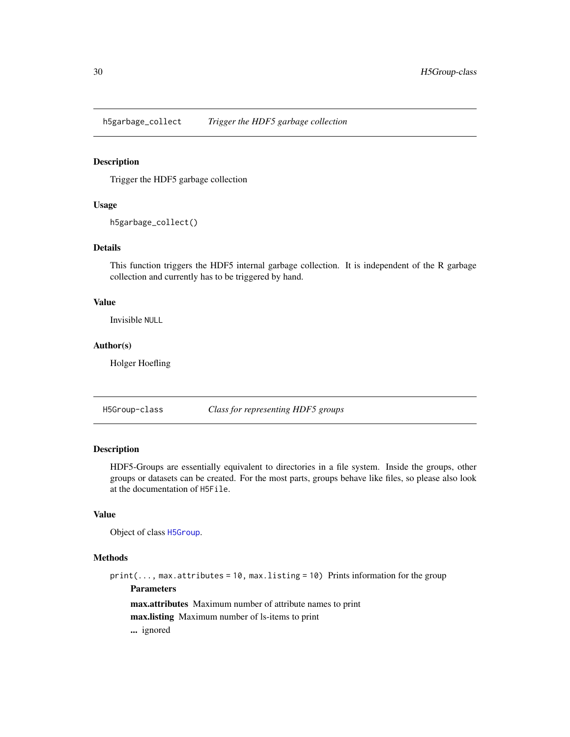## h5garbage_collect — *Trigger the HDF5 garbage collection*

### Description

Trigger the HDF5 garbage collection

### Usage

```
h5garbage_collect()
```

### Details

This function triggers the HDF5 internal garbage collection. It is independent of the R garbage collection and currently has to be triggered by hand.

### Value

Invisible `NULL`

### Author(s)

Holger Hoefling

## H5Group-class — *Class for representing HDF5 groups*

### Description

HDF5-Groups are essentially equivalent to directories in a file system. Inside the groups, other groups or datasets can be created. For the most parts, groups behave like files, so please also look at the documentation of `H5File`.

### Value

Object of class `H5Group`.

### Methods

`print(..., max.attributes = 10, max.listing = 10)` Prints information for the group

**Parameters**

**max.attributes** Maximum number of attribute names to print

**max.listing** Maximum number of ls-items to print

**...** ignored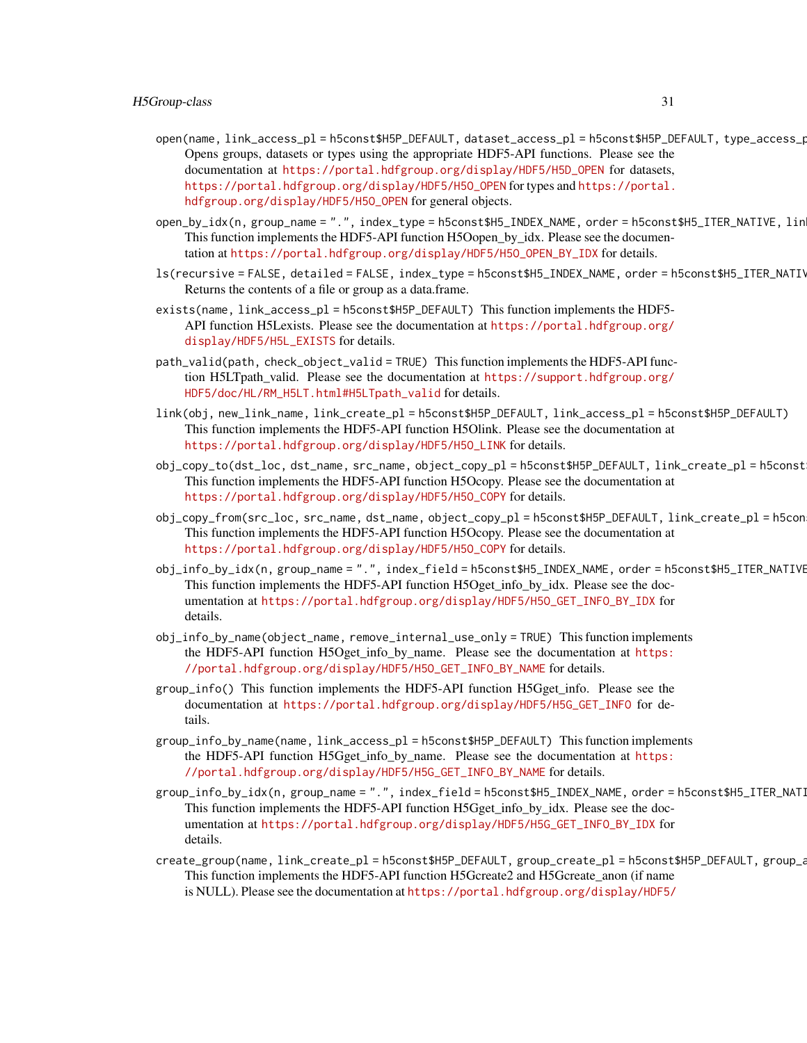`open(name, link_access_pl = h5const$H5P_DEFAULT, dataset_access_pl = h5const$H5P_DEFAULT, type_access_p`
: Opens groups, datasets or types using the appropriate HDF5-API functions. Please see the documentation at https://portal.hdfgroup.org/display/HDF5/H5D_OPEN for datasets, https://portal.hdfgroup.org/display/HDF5/H5O_OPEN for types and https://portal.hdfgroup.org/display/HDF5/H5O_OPEN for general objects.

`open_by_idx(n, group_name = ".", index_type = h5const$H5_INDEX_NAME, order = h5const$H5_ITER_NATIVE, lin`
: This function implements the HDF5-API function H5Oopen_by_idx. Please see the documentation at https://portal.hdfgroup.org/display/HDF5/H5O_OPEN_BY_IDX for details.

`ls(recursive = FALSE, detailed = FALSE, index_type = h5const$H5_INDEX_NAME, order = h5const$H5_ITER_NATIV`
: Returns the contents of a file or group as a data.frame.

`exists(name, link_access_pl = h5const$H5P_DEFAULT)` This function implements the HDF5-API function H5Lexists. Please see the documentation at https://portal.hdfgroup.org/display/HDF5/H5L_EXISTS for details.

`path_valid(path, check_object_valid = TRUE)` This function implements the HDF5-API function H5LTpath_valid. Please see the documentation at https://support.hdfgroup.org/HDF5/doc/HL/RM_H5LT.html#H5LTpath_valid for details.

`link(obj, new_link_name, link_create_pl = h5const$H5P_DEFAULT, link_access_pl = h5const$H5P_DEFAULT)`
: This function implements the HDF5-API function H5Olink. Please see the documentation at https://portal.hdfgroup.org/display/HDF5/H5O_LINK for details.

`obj_copy_to(dst_loc, dst_name, src_name, object_copy_pl = h5const$H5P_DEFAULT, link_create_pl = h5const`
: This function implements the HDF5-API function H5Ocopy. Please see the documentation at https://portal.hdfgroup.org/display/HDF5/H5O_COPY for details.

`obj_copy_from(src_loc, src_name, dst_name, object_copy_pl = h5const$H5P_DEFAULT, link_create_pl = h5con`
: This function implements the HDF5-API function H5Ocopy. Please see the documentation at https://portal.hdfgroup.org/display/HDF5/H5O_COPY for details.

`obj_info_by_idx(n, group_name = ".", index_field = h5const$H5_INDEX_NAME, order = h5const$H5_ITER_NATIVE`
: This function implements the HDF5-API function H5Oget_info_by_idx. Please see the documentation at https://portal.hdfgroup.org/display/HDF5/H5O_GET_INFO_BY_IDX for details.

`obj_info_by_name(object_name, remove_internal_use_only = TRUE)` This function implements the HDF5-API function H5Oget_info_by_name. Please see the documentation at https://portal.hdfgroup.org/display/HDF5/H5O_GET_INFO_BY_NAME for details.

`group_info()` This function implements the HDF5-API function H5Gget_info. Please see the documentation at https://portal.hdfgroup.org/display/HDF5/H5G_GET_INFO for details.

`group_info_by_name(name, link_access_pl = h5const$H5P_DEFAULT)` This function implements the HDF5-API function H5Gget_info_by_name. Please see the documentation at https://portal.hdfgroup.org/display/HDF5/H5G_GET_INFO_BY_NAME for details.

`group_info_by_idx(n, group_name = ".", index_field = h5const$H5_INDEX_NAME, order = h5const$H5_ITER_NATI`
: This function implements the HDF5-API function H5Gget_info_by_idx. Please see the documentation at https://portal.hdfgroup.org/display/HDF5/H5G_GET_INFO_BY_IDX for details.

`create_group(name, link_create_pl = h5const$H5P_DEFAULT, group_create_pl = h5const$H5P_DEFAULT, group_a`
: This function implements the HDF5-API function H5Gcreate2 and H5Gcreate_anon (if name is NULL). Please see the documentation at https://portal.hdfgroup.org/display/HDF5/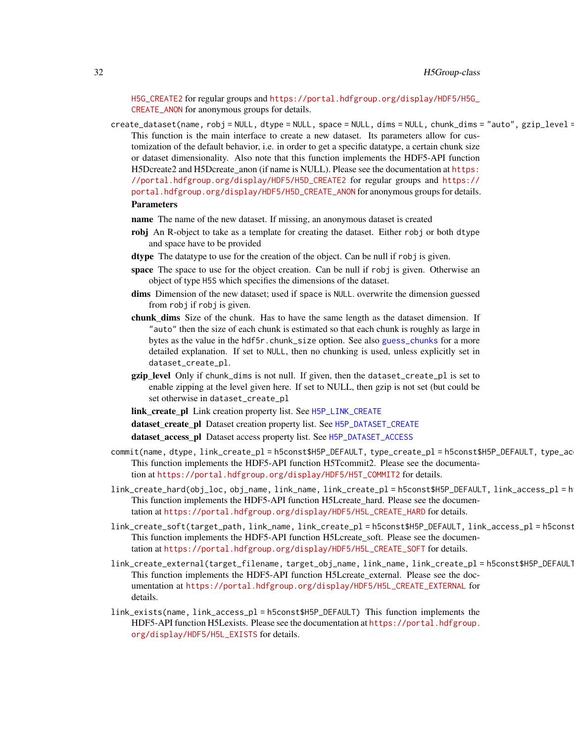H5G_CREATE2 for regular groups and https://portal.hdfgroup.org/display/HDF5/H5G_CREATE_ANON for anonymous groups for details.

`create_dataset(name, robj = NULL, dtype = NULL, space = NULL, dims = NULL, chunk_dims = "auto", gzip_level =`
: This function is the main interface to create a new dataset. Its parameters allow for customization of the default behavior, i.e. in order to get a specific datatype, a certain chunk size or dataset dimensionality. Also note that this function implements the HDF5-API function H5Dcreate2 and H5Dcreate_anon (if name is NULL). Please see the documentation at https://portal.hdfgroup.org/display/HDF5/H5D_CREATE2 for regular groups and https://portal.hdfgroup.org/display/HDF5/H5D_CREATE_ANON for anonymous groups for details.

  **Parameters**

  **name** The name of the new dataset. If missing, an anonymous dataset is created

  **robj** An R-object to take as a template for creating the dataset. Either `robj` or both `dtype` and space have to be provided

  **dtype** The datatype to use for the creation of the object. Can be null if `robj` is given.

  **space** The space to use for the object creation. Can be null if `robj` is given. Otherwise an object of type `H5S` which specifies the dimensions of the dataset.

  **dims** Dimension of the new dataset; used if `space` is `NULL`. overwrite the dimension guessed from `robj` if `robj` is given.

  **chunk_dims** Size of the chunk. Has to have the same length as the dataset dimension. If `"auto"` then the size of each chunk is estimated so that each chunk is roughly as large in bytes as the value in the `hdf5r.chunk_size` option. See also guess_chunks for a more detailed explanation. If set to `NULL`, then no chunking is used, unless explicitly set in `dataset_create_pl`.

  **gzip_level** Only if `chunk_dims` is not null. If given, then the `dataset_create_pl` is set to enable zipping at the level given here. If set to NULL, then gzip is not set (but could be set otherwise in `dataset_create_pl`

  **link_create_pl** Link creation property list. See H5P_LINK_CREATE

  **dataset_create_pl** Dataset creation property list. See H5P_DATASET_CREATE

  **dataset_access_pl** Dataset access property list. See H5P_DATASET_ACCESS

`commit(name, dtype, link_create_pl = h5const$H5P_DEFAULT, type_create_pl = h5const$H5P_DEFAULT, type_ac`
: This function implements the HDF5-API function H5Tcommit2. Please see the documentation at https://portal.hdfgroup.org/display/HDF5/H5T_COMMIT2 for details.

`link_create_hard(obj_loc, obj_name, link_name, link_create_pl = h5const$H5P_DEFAULT, link_access_pl = h`
: This function implements the HDF5-API function H5Lcreate_hard. Please see the documentation at https://portal.hdfgroup.org/display/HDF5/H5L_CREATE_HARD for details.

`link_create_soft(target_path, link_name, link_create_pl = h5const$H5P_DEFAULT, link_access_pl = h5const`
: This function implements the HDF5-API function H5Lcreate_soft. Please see the documentation at https://portal.hdfgroup.org/display/HDF5/H5L_CREATE_SOFT for details.

`link_create_external(target_filename, target_obj_name, link_name, link_create_pl = h5const$H5P_DEFAULT`
: This function implements the HDF5-API function H5Lcreate_external. Please see the documentation at https://portal.hdfgroup.org/display/HDF5/H5L_CREATE_EXTERNAL for details.

`link_exists(name, link_access_pl = h5const$H5P_DEFAULT)` This function implements the HDF5-API function H5Lexists. Please see the documentation at https://portal.hdfgroup.org/display/HDF5/H5L_EXISTS for details.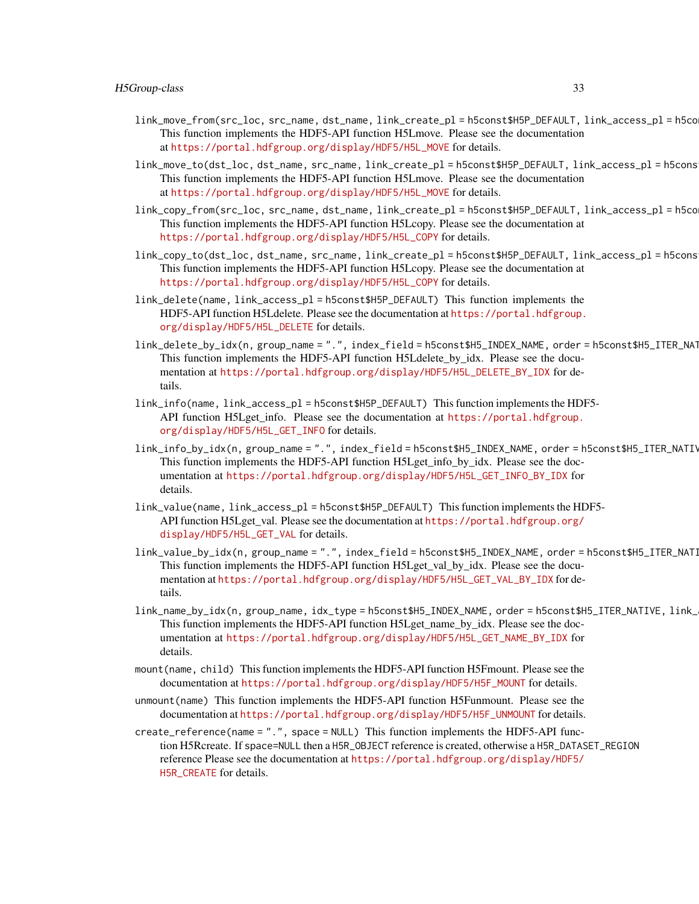`link_move_from(src_loc, src_name, dst_name, link_create_pl = h5const$H5P_DEFAULT, link_access_pl = h5co`
: This function implements the HDF5-API function H5Lmove. Please see the documentation at https://portal.hdfgroup.org/display/HDF5/H5L_MOVE for details.

`link_move_to(dst_loc, dst_name, src_name, link_create_pl = h5const$H5P_DEFAULT, link_access_pl = h5cons`
: This function implements the HDF5-API function H5Lmove. Please see the documentation at https://portal.hdfgroup.org/display/HDF5/H5L_MOVE for details.

`link_copy_from(src_loc, src_name, dst_name, link_create_pl = h5const$H5P_DEFAULT, link_access_pl = h5co`
: This function implements the HDF5-API function H5Lcopy. Please see the documentation at https://portal.hdfgroup.org/display/HDF5/H5L_COPY for details.

`link_copy_to(dst_loc, dst_name, src_name, link_create_pl = h5const$H5P_DEFAULT, link_access_pl = h5cons`
: This function implements the HDF5-API function H5Lcopy. Please see the documentation at https://portal.hdfgroup.org/display/HDF5/H5L_COPY for details.

`link_delete(name, link_access_pl = h5const$H5P_DEFAULT)`
: This function implements the HDF5-API function H5Ldelete. Please see the documentation at https://portal.hdfgroup.org/display/HDF5/H5L_DELETE for details.

`link_delete_by_idx(n, group_name = ".", index_field = h5const$H5_INDEX_NAME, order = h5const$H5_ITER_NAT`
: This function implements the HDF5-API function H5Ldelete_by_idx. Please see the documentation at https://portal.hdfgroup.org/display/HDF5/H5L_DELETE_BY_IDX for details.

`link_info(name, link_access_pl = h5const$H5P_DEFAULT)`
: This function implements the HDF5-API function H5Lget_info. Please see the documentation at https://portal.hdfgroup.org/display/HDF5/H5L_GET_INFO for details.

`link_info_by_idx(n, group_name = ".", index_field = h5const$H5_INDEX_NAME, order = h5const$H5_ITER_NATIV`
: This function implements the HDF5-API function H5Lget_info_by_idx. Please see the documentation at https://portal.hdfgroup.org/display/HDF5/H5L_GET_INFO_BY_IDX for details.

`link_value(name, link_access_pl = h5const$H5P_DEFAULT)`
: This function implements the HDF5-API function H5Lget_val. Please see the documentation at https://portal.hdfgroup.org/display/HDF5/H5L_GET_VAL for details.

`link_value_by_idx(n, group_name = ".", index_field = h5const$H5_INDEX_NAME, order = h5const$H5_ITER_NATI`
: This function implements the HDF5-API function H5Lget_val_by_idx. Please see the documentation at https://portal.hdfgroup.org/display/HDF5/H5L_GET_VAL_BY_IDX for details.

`link_name_by_idx(n, group_name, idx_type = h5const$H5_INDEX_NAME, order = h5const$H5_ITER_NATIVE, link_`
: This function implements the HDF5-API function H5Lget_name_by_idx. Please see the documentation at https://portal.hdfgroup.org/display/HDF5/H5L_GET_NAME_BY_IDX for details.

`mount(name, child)`
: This function implements the HDF5-API function H5Fmount. Please see the documentation at https://portal.hdfgroup.org/display/HDF5/H5F_MOUNT for details.

`unmount(name)`
: This function implements the HDF5-API function H5Funmount. Please see the documentation at https://portal.hdfgroup.org/display/HDF5/H5F_UNMOUNT for details.

`create_reference(name = ".", space = NULL)`
: This function implements the HDF5-API function H5Rcreate. If `space=NULL` then a `H5R_OBJECT` reference is created, otherwise a `H5R_DATASET_REGION` reference Please see the documentation at https://portal.hdfgroup.org/display/HDF5/H5R_CREATE for details.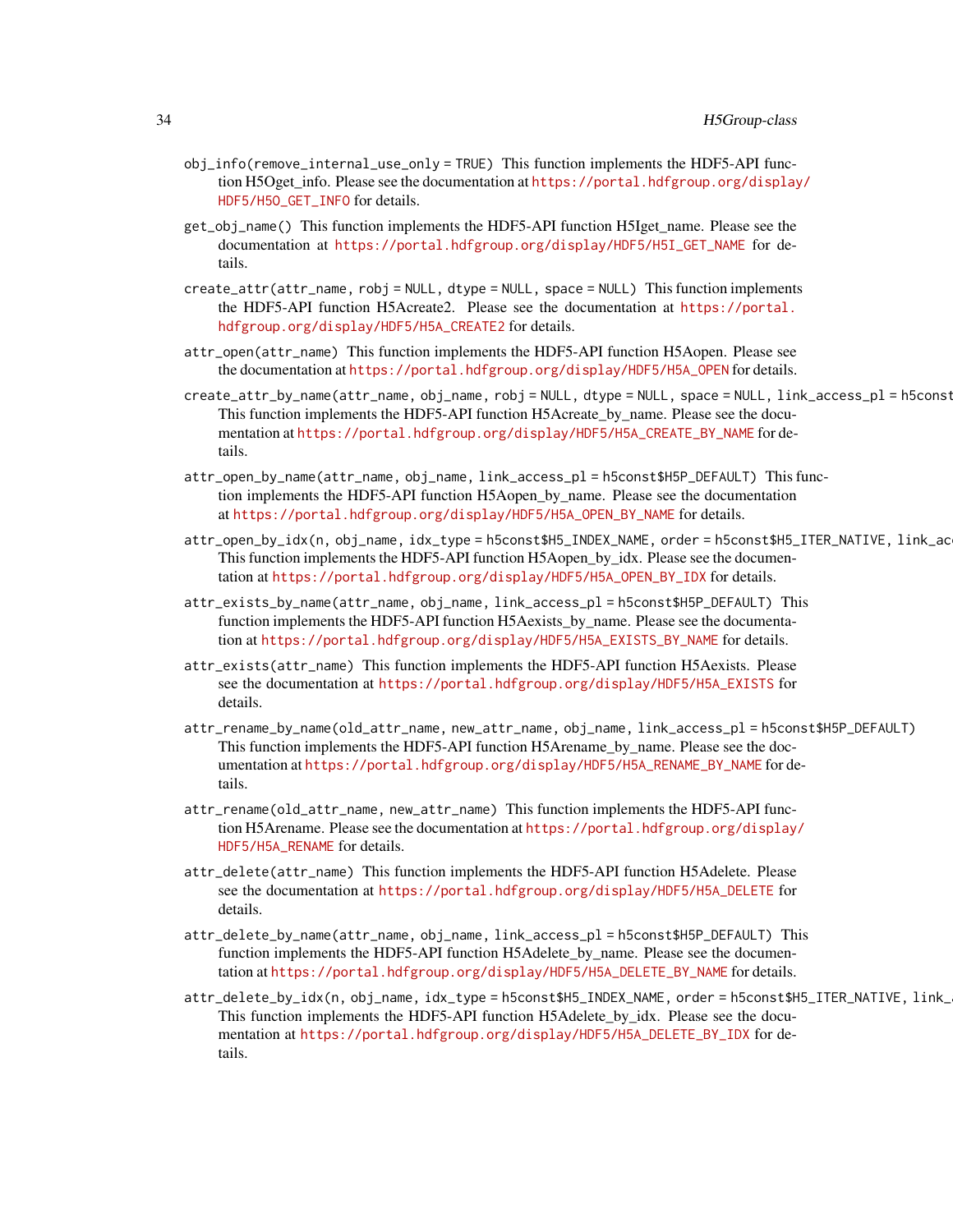`obj_info(remove_internal_use_only = TRUE)` This function implements the HDF5-API function H5Oget_info. Please see the documentation at https://portal.hdfgroup.org/display/HDF5/H5O_GET_INFO for details.

`get_obj_name()` This function implements the HDF5-API function H5Iget_name. Please see the documentation at https://portal.hdfgroup.org/display/HDF5/H5I_GET_NAME for details.

`create_attr(attr_name, robj = NULL, dtype = NULL, space = NULL)` This function implements the HDF5-API function H5Acreate2. Please see the documentation at https://portal.hdfgroup.org/display/HDF5/H5A_CREATE2 for details.

`attr_open(attr_name)` This function implements the HDF5-API function H5Aopen. Please see the documentation at https://portal.hdfgroup.org/display/HDF5/H5A_OPEN for details.

`create_attr_by_name(attr_name, obj_name, robj = NULL, dtype = NULL, space = NULL, link_access_pl = h5const`
This function implements the HDF5-API function H5Acreate_by_name. Please see the documentation at https://portal.hdfgroup.org/display/HDF5/H5A_CREATE_BY_NAME for details.

`attr_open_by_name(attr_name, obj_name, link_access_pl = h5const$H5P_DEFAULT)` This function implements the HDF5-API function H5Aopen_by_name. Please see the documentation at https://portal.hdfgroup.org/display/HDF5/H5A_OPEN_BY_NAME for details.

`attr_open_by_idx(n, obj_name, idx_type = h5const$H5_INDEX_NAME, order = h5const$H5_ITER_NATIVE, link_ac`
This function implements the HDF5-API function H5Aopen_by_idx. Please see the documentation at https://portal.hdfgroup.org/display/HDF5/H5A_OPEN_BY_IDX for details.

`attr_exists_by_name(attr_name, obj_name, link_access_pl = h5const$H5P_DEFAULT)` This function implements the HDF5-API function H5Aexists_by_name. Please see the documentation at https://portal.hdfgroup.org/display/HDF5/H5A_EXISTS_BY_NAME for details.

`attr_exists(attr_name)` This function implements the HDF5-API function H5Aexists. Please see the documentation at https://portal.hdfgroup.org/display/HDF5/H5A_EXISTS for details.

`attr_rename_by_name(old_attr_name, new_attr_name, obj_name, link_access_pl = h5const$H5P_DEFAULT)`
This function implements the HDF5-API function H5Arename_by_name. Please see the documentation at https://portal.hdfgroup.org/display/HDF5/H5A_RENAME_BY_NAME for details.

`attr_rename(old_attr_name, new_attr_name)` This function implements the HDF5-API function H5Arename. Please see the documentation at https://portal.hdfgroup.org/display/HDF5/H5A_RENAME for details.

`attr_delete(attr_name)` This function implements the HDF5-API function H5Adelete. Please see the documentation at https://portal.hdfgroup.org/display/HDF5/H5A_DELETE for details.

`attr_delete_by_name(attr_name, obj_name, link_access_pl = h5const$H5P_DEFAULT)` This function implements the HDF5-API function H5Adelete_by_name. Please see the documentation at https://portal.hdfgroup.org/display/HDF5/H5A_DELETE_BY_NAME for details.

`attr_delete_by_idx(n, obj_name, idx_type = h5const$H5_INDEX_NAME, order = h5const$H5_ITER_NATIVE, link_`
This function implements the HDF5-API function H5Adelete_by_idx. Please see the documentation at https://portal.hdfgroup.org/display/HDF5/H5A_DELETE_BY_IDX for details.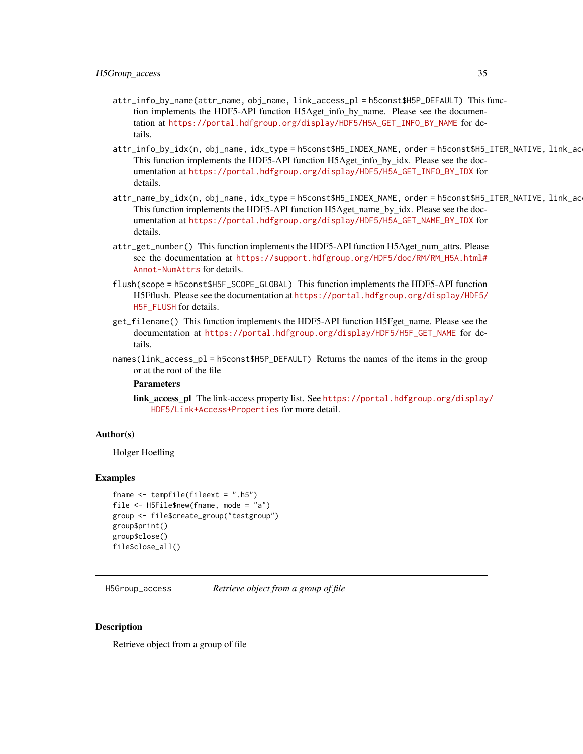`attr_info_by_name(attr_name, obj_name, link_access_pl = h5const$H5P_DEFAULT)` This function implements the HDF5-API function H5Aget_info_by_name. Please see the documentation at https://portal.hdfgroup.org/display/HDF5/H5A_GET_INFO_BY_NAME for details.

`attr_info_by_idx(n, obj_name, idx_type = h5const$H5_INDEX_NAME, order = h5const$H5_ITER_NATIVE, link_ac`
This function implements the HDF5-API function H5Aget_info_by_idx. Please see the documentation at https://portal.hdfgroup.org/display/HDF5/H5A_GET_INFO_BY_IDX for details.

`attr_name_by_idx(n, obj_name, idx_type = h5const$H5_INDEX_NAME, order = h5const$H5_ITER_NATIVE, link_ac`
This function implements the HDF5-API function H5Aget_name_by_idx. Please see the documentation at https://portal.hdfgroup.org/display/HDF5/H5A_GET_NAME_BY_IDX for details.

`attr_get_number()` This function implements the HDF5-API function H5Aget_num_attrs. Please see the documentation at https://support.hdfgroup.org/HDF5/doc/RM/RM_H5A.html#Annot-NumAttrs for details.

`flush(scope = h5const$H5F_SCOPE_GLOBAL)` This function implements the HDF5-API function H5Fflush. Please see the documentation at https://portal.hdfgroup.org/display/HDF5/H5F_FLUSH for details.

`get_filename()` This function implements the HDF5-API function H5Fget_name. Please see the documentation at https://portal.hdfgroup.org/display/HDF5/H5F_GET_NAME for details.

`names(link_access_pl = h5const$H5P_DEFAULT)` Returns the names of the items in the group or at the root of the file

**Parameters**

**link_access_pl** The link-access property list. See https://portal.hdfgroup.org/display/HDF5/Link+Access+Properties for more detail.

## Author(s)

Holger Hoefling

## Examples

```
fname <- tempfile(fileext = ".h5")
file <- H5File$new(fname, mode = "a")
group <- file$create_group("testgroup")
group$print()
group$close()
file$close_all()
```

---

# H5Group_access *Retrieve object from a group of file*

---

## Description

Retrieve object from a group of file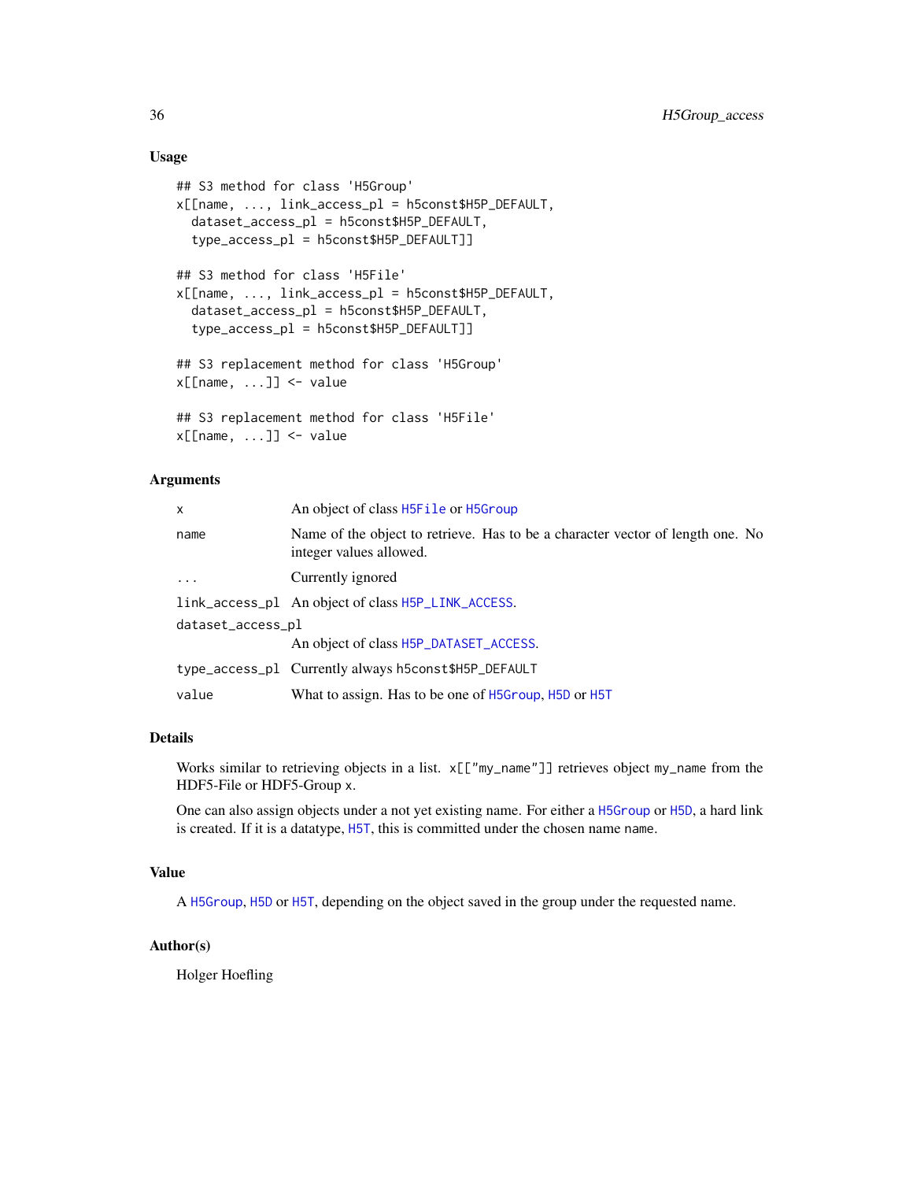### Usage

```
## S3 method for class 'H5Group'
x[[name, ..., link_access_pl = h5const$H5P_DEFAULT,
  dataset_access_pl = h5const$H5P_DEFAULT,
  type_access_pl = h5const$H5P_DEFAULT]]

## S3 method for class 'H5File'
x[[name, ..., link_access_pl = h5const$H5P_DEFAULT,
  dataset_access_pl = h5const$H5P_DEFAULT,
  type_access_pl = h5const$H5P_DEFAULT]]

## S3 replacement method for class 'H5Group'
x[[name, ...]] <- value

## S3 replacement method for class 'H5File'
x[[name, ...]] <- value
```

### Arguments

| | |
|---|---|
| `x` | An object of class `H5File` or `H5Group` |
| `name` | Name of the object to retrieve. Has to be a character vector of length one. No integer values allowed. |
| `...` | Currently ignored |
| `link_access_pl` | An object of class `H5P_LINK_ACCESS`. |
| `dataset_access_pl` | An object of class `H5P_DATASET_ACCESS`. |
| `type_access_pl` | Currently always `h5const$H5P_DEFAULT` |
| `value` | What to assign. Has to be one of `H5Group`, `H5D` or `H5T` |

### Details

Works similar to retrieving objects in a list. `x[["my_name"]]` retrieves object `my_name` from the HDF5-File or HDF5-Group `x`.

One can also assign objects under a not yet existing name. For either a `H5Group` or `H5D`, a hard link is created. If it is a datatype, `H5T`, this is committed under the chosen name `name`.

### Value

A `H5Group`, `H5D` or `H5T`, depending on the object saved in the group under the requested name.

### Author(s)

Holger Hoefling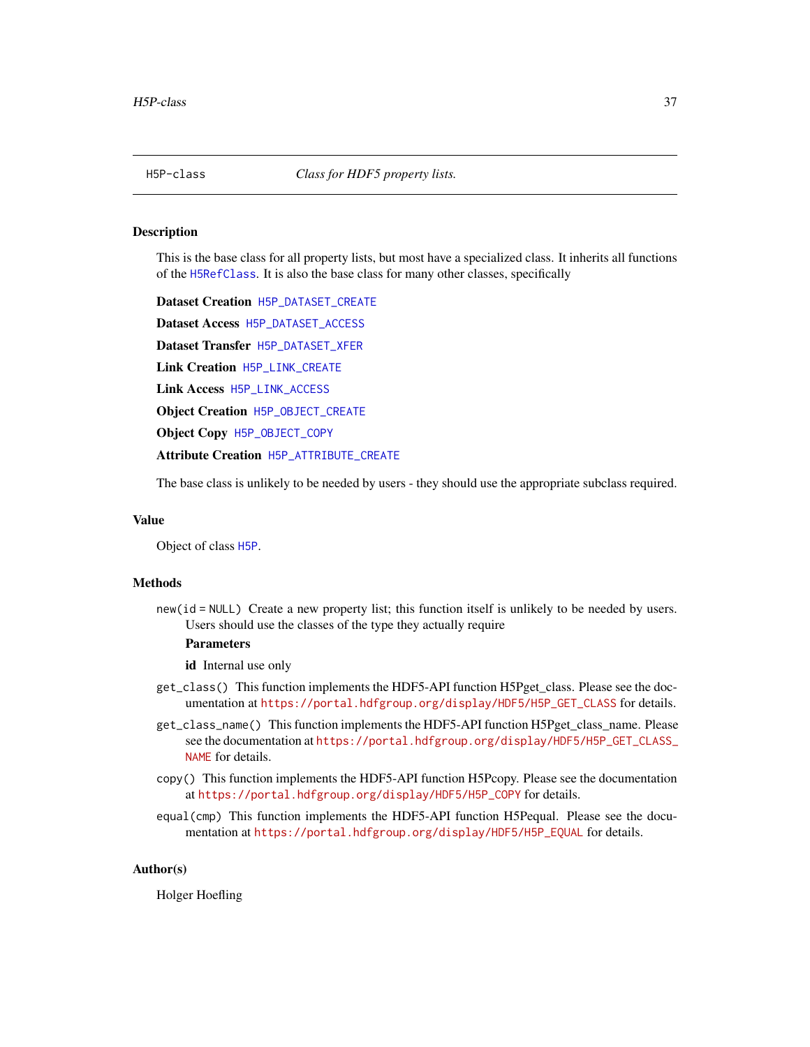## H5P-class — *Class for HDF5 property lists.*

### Description

This is the base class for all property lists, but most have a specialized class. It inherits all functions of the H5RefClass. It is also the base class for many other classes, specifically

**Dataset Creation** H5P_DATASET_CREATE

**Dataset Access** H5P_DATASET_ACCESS

**Dataset Transfer** H5P_DATASET_XFER

**Link Creation** H5P_LINK_CREATE

**Link Access** H5P_LINK_ACCESS

**Object Creation** H5P_OBJECT_CREATE

**Object Copy** H5P_OBJECT_COPY

**Attribute Creation** H5P_ATTRIBUTE_CREATE

The base class is unlikely to be needed by users - they should use the appropriate subclass required.

### Value

Object of class H5P.

### Methods

`new(id = NULL)` Create a new property list; this function itself is unlikely to be needed by users. Users should use the classes of the type they actually require

**Parameters**

**id** Internal use only

`get_class()` This function implements the HDF5-API function H5Pget_class. Please see the documentation at https://portal.hdfgroup.org/display/HDF5/H5P_GET_CLASS for details.

`get_class_name()` This function implements the HDF5-API function H5Pget_class_name. Please see the documentation at https://portal.hdfgroup.org/display/HDF5/H5P_GET_CLASS_NAME for details.

`copy()` This function implements the HDF5-API function H5Pcopy. Please see the documentation at https://portal.hdfgroup.org/display/HDF5/H5P_COPY for details.

`equal(cmp)` This function implements the HDF5-API function H5Pequal. Please see the documentation at https://portal.hdfgroup.org/display/HDF5/H5P_EQUAL for details.

### Author(s)

Holger Hoefling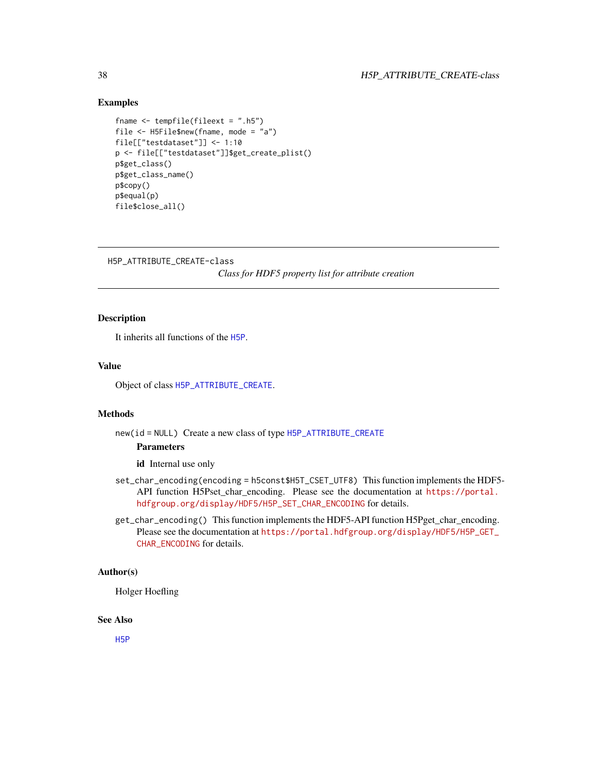## Examples

```
fname <- tempfile(fileext = ".h5")
file <- H5File$new(fname, mode = "a")
file[["testdataset"]] <- 1:10
p <- file[["testdataset"]]$get_create_plist()
p$get_class()
p$get_class_name()
p$copy()
p$equal(p)
file$close_all()
```

---

# H5P_ATTRIBUTE_CREATE-class

*Class for HDF5 property list for attribute creation*

---

## Description

It inherits all functions of the H5P.

## Value

Object of class H5P_ATTRIBUTE_CREATE.

## Methods

`new(id = NULL)` Create a new class of type H5P_ATTRIBUTE_CREATE

**Parameters**

**id** Internal use only

`set_char_encoding(encoding = h5const$H5T_CSET_UTF8)` This function implements the HDF5-API function H5Pset_char_encoding. Please see the documentation at https://portal.hdfgroup.org/display/HDF5/H5P_SET_CHAR_ENCODING for details.

`get_char_encoding()` This function implements the HDF5-API function H5Pget_char_encoding. Please see the documentation at https://portal.hdfgroup.org/display/HDF5/H5P_GET_CHAR_ENCODING for details.

## Author(s)

Holger Hoefling

## See Also

H5P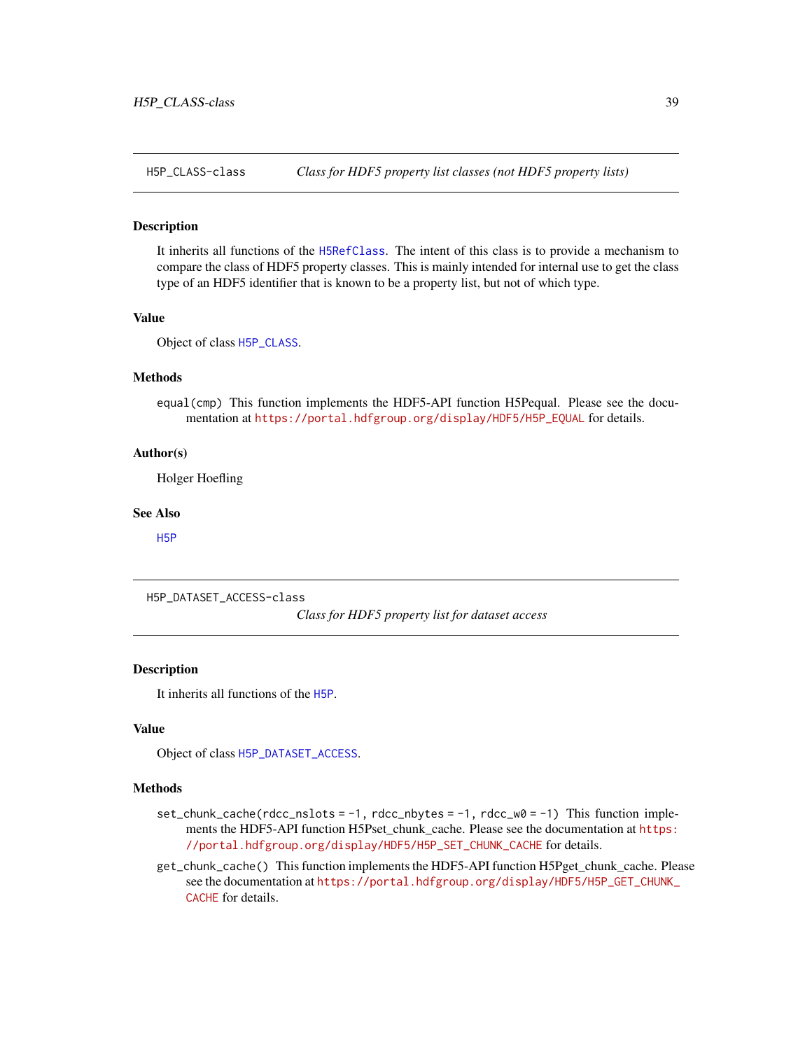## H5P_CLASS-class — *Class for HDF5 property list classes (not HDF5 property lists)*

### Description

It inherits all functions of the `H5RefClass`. The intent of this class is to provide a mechanism to compare the class of HDF5 property classes. This is mainly intended for internal use to get the class type of an HDF5 identifier that is known to be a property list, but not of which type.

### Value

Object of class `H5P_CLASS`.

### Methods

`equal(cmp)` This function implements the HDF5-API function H5Pequal. Please see the documentation at `https://portal.hdfgroup.org/display/HDF5/H5P_EQUAL` for details.

### Author(s)

Holger Hoefling

### See Also

`H5P`

## H5P_DATASET_ACCESS-class — *Class for HDF5 property list for dataset access*

### Description

It inherits all functions of the `H5P`.

### Value

Object of class `H5P_DATASET_ACCESS`.

### Methods

`set_chunk_cache(rdcc_nslots = -1, rdcc_nbytes = -1, rdcc_w0 = -1)` This function implements the HDF5-API function H5Pset_chunk_cache. Please see the documentation at `https://portal.hdfgroup.org/display/HDF5/H5P_SET_CHUNK_CACHE` for details.

`get_chunk_cache()` This function implements the HDF5-API function H5Pget_chunk_cache. Please see the documentation at `https://portal.hdfgroup.org/display/HDF5/H5P_GET_CHUNK_CACHE` for details.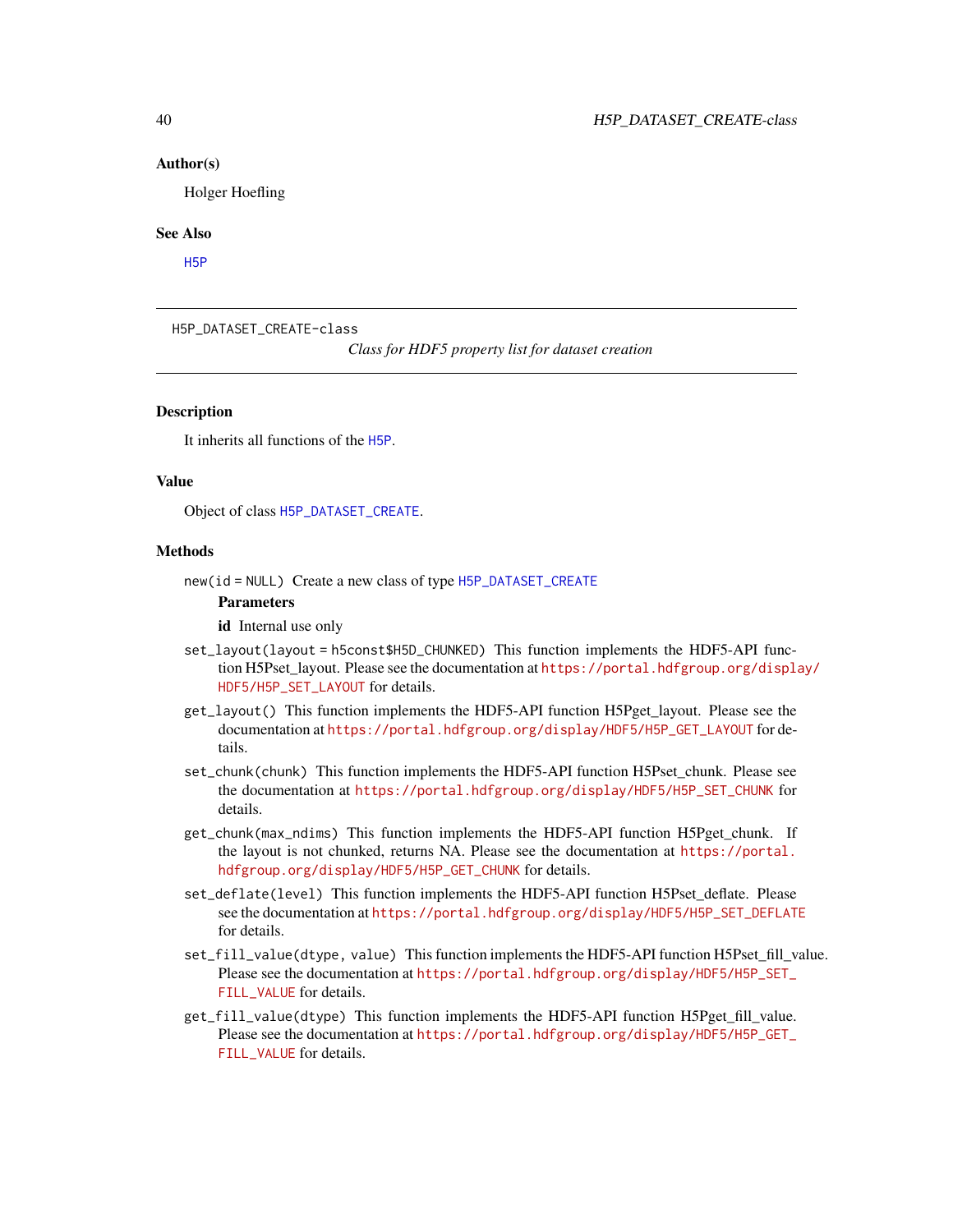### Author(s)

Holger Hoefling

### See Also

H5P

---

## H5P_DATASET_CREATE-class

*Class for HDF5 property list for dataset creation*

---

### Description

It inherits all functions of the H5P.

### Value

Object of class H5P_DATASET_CREATE.

### Methods

`new(id = NULL)` Create a new class of type H5P_DATASET_CREATE

**Parameters**

**id** Internal use only

`set_layout(layout = h5const$H5D_CHUNKED)` This function implements the HDF5-API function H5Pset_layout. Please see the documentation at https://portal.hdfgroup.org/display/HDF5/H5P_SET_LAYOUT for details.

`get_layout()` This function implements the HDF5-API function H5Pget_layout. Please see the documentation at https://portal.hdfgroup.org/display/HDF5/H5P_GET_LAYOUT for details.

`set_chunk(chunk)` This function implements the HDF5-API function H5Pset_chunk. Please see the documentation at https://portal.hdfgroup.org/display/HDF5/H5P_SET_CHUNK for details.

`get_chunk(max_ndims)` This function implements the HDF5-API function H5Pget_chunk. If the layout is not chunked, returns NA. Please see the documentation at https://portal.hdfgroup.org/display/HDF5/H5P_GET_CHUNK for details.

`set_deflate(level)` This function implements the HDF5-API function H5Pset_deflate. Please see the documentation at https://portal.hdfgroup.org/display/HDF5/H5P_SET_DEFLATE for details.

`set_fill_value(dtype, value)` This function implements the HDF5-API function H5Pset_fill_value. Please see the documentation at https://portal.hdfgroup.org/display/HDF5/H5P_SET_FILL_VALUE for details.

`get_fill_value(dtype)` This function implements the HDF5-API function H5Pget_fill_value. Please see the documentation at https://portal.hdfgroup.org/display/HDF5/H5P_GET_FILL_VALUE for details.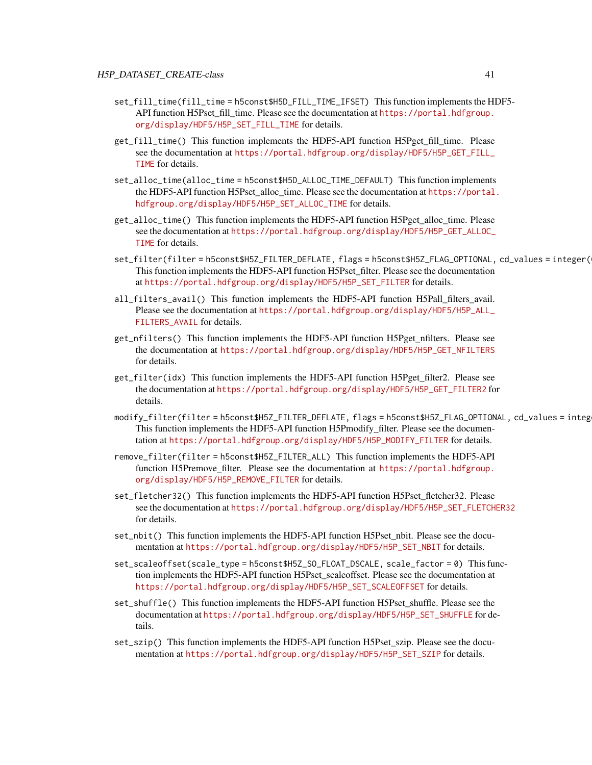`set_fill_time(fill_time = h5const$H5D_FILL_TIME_IFSET)` This function implements the HDF5-API function H5Pset_fill_time. Please see the documentation at https://portal.hdfgroup.org/display/HDF5/H5P_SET_FILL_TIME for details.

`get_fill_time()` This function implements the HDF5-API function H5Pget_fill_time. Please see the documentation at https://portal.hdfgroup.org/display/HDF5/H5P_GET_FILL_TIME for details.

`set_alloc_time(alloc_time = h5const$H5D_ALLOC_TIME_DEFAULT)` This function implements the HDF5-API function H5Pset_alloc_time. Please see the documentation at https://portal.hdfgroup.org/display/HDF5/H5P_SET_ALLOC_TIME for details.

`get_alloc_time()` This function implements the HDF5-API function H5Pget_alloc_time. Please see the documentation at https://portal.hdfgroup.org/display/HDF5/H5P_GET_ALLOC_TIME for details.

`set_filter(filter = h5const$H5Z_FILTER_DEFLATE, flags = h5const$H5Z_FLAG_OPTIONAL, cd_values = integer(` This function implements the HDF5-API function H5Pset_filter. Please see the documentation at https://portal.hdfgroup.org/display/HDF5/H5P_SET_FILTER for details.

`all_filters_avail()` This function implements the HDF5-API function H5Pall_filters_avail. Please see the documentation at https://portal.hdfgroup.org/display/HDF5/H5P_ALL_FILTERS_AVAIL for details.

`get_nfilters()` This function implements the HDF5-API function H5Pget_nfilters. Please see the documentation at https://portal.hdfgroup.org/display/HDF5/H5P_GET_NFILTERS for details.

`get_filter(idx)` This function implements the HDF5-API function H5Pget_filter2. Please see the documentation at https://portal.hdfgroup.org/display/HDF5/H5P_GET_FILTER2 for details.

`modify_filter(filter = h5const$H5Z_FILTER_DEFLATE, flags = h5const$H5Z_FLAG_OPTIONAL, cd_values = integ` This function implements the HDF5-API function H5Pmodify_filter. Please see the documentation at https://portal.hdfgroup.org/display/HDF5/H5P_MODIFY_FILTER for details.

`remove_filter(filter = h5const$H5Z_FILTER_ALL)` This function implements the HDF5-API function H5Premove_filter. Please see the documentation at https://portal.hdfgroup.org/display/HDF5/H5P_REMOVE_FILTER for details.

`set_fletcher32()` This function implements the HDF5-API function H5Pset_fletcher32. Please see the documentation at https://portal.hdfgroup.org/display/HDF5/H5P_SET_FLETCHER32 for details.

`set_nbit()` This function implements the HDF5-API function H5Pset_nbit. Please see the documentation at https://portal.hdfgroup.org/display/HDF5/H5P_SET_NBIT for details.

`set_scaleoffset(scale_type = h5const$H5Z_SO_FLOAT_DSCALE, scale_factor = 0)` This function implements the HDF5-API function H5Pset_scaleoffset. Please see the documentation at https://portal.hdfgroup.org/display/HDF5/H5P_SET_SCALEOFFSET for details.

`set_shuffle()` This function implements the HDF5-API function H5Pset_shuffle. Please see the documentation at https://portal.hdfgroup.org/display/HDF5/H5P_SET_SHUFFLE for details.

`set_szip()` This function implements the HDF5-API function H5Pset_szip. Please see the documentation at https://portal.hdfgroup.org/display/HDF5/H5P_SET_SZIP for details.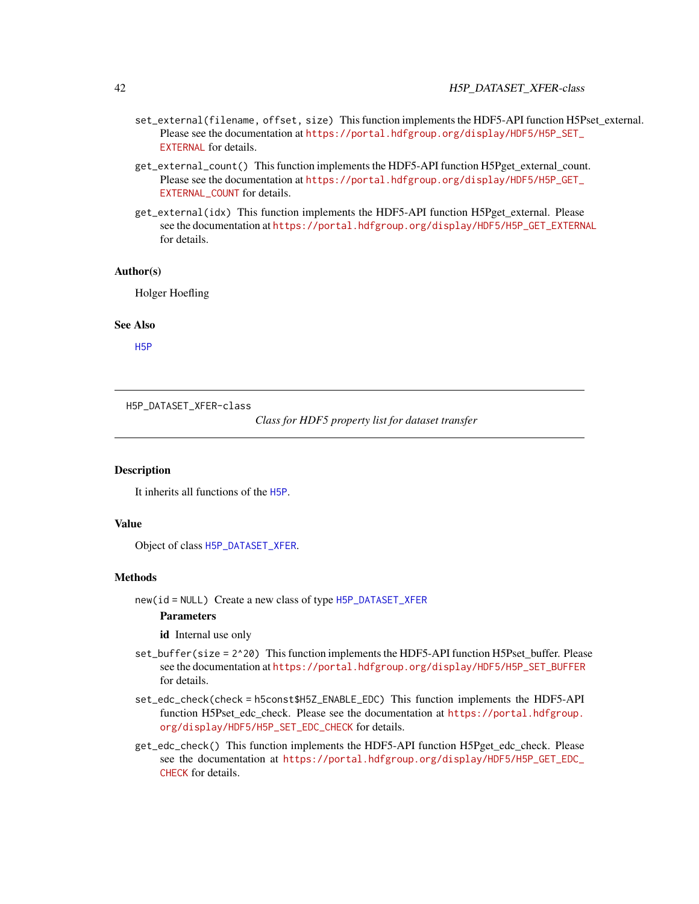`set_external(filename, offset, size)` This function implements the HDF5-API function H5Pset_external. Please see the documentation at https://portal.hdfgroup.org/display/HDF5/H5P_SET_EXTERNAL for details.

`get_external_count()` This function implements the HDF5-API function H5Pget_external_count. Please see the documentation at https://portal.hdfgroup.org/display/HDF5/H5P_GET_EXTERNAL_COUNT for details.

`get_external(idx)` This function implements the HDF5-API function H5Pget_external. Please see the documentation at https://portal.hdfgroup.org/display/HDF5/H5P_GET_EXTERNAL for details.

### Author(s)

Holger Hoefling

### See Also

H5P

---

## H5P_DATASET_XFER-class

*Class for HDF5 property list for dataset transfer*

---

### Description

It inherits all functions of the H5P.

### Value

Object of class H5P_DATASET_XFER.

### Methods

`new(id = NULL)` Create a new class of type H5P_DATASET_XFER

**Parameters**

**id** Internal use only

`set_buffer(size = 2^20)` This function implements the HDF5-API function H5Pset_buffer. Please see the documentation at https://portal.hdfgroup.org/display/HDF5/H5P_SET_BUFFER for details.

`set_edc_check(check = h5const$H5Z_ENABLE_EDC)` This function implements the HDF5-API function H5Pset_edc_check. Please see the documentation at https://portal.hdfgroup.org/display/HDF5/H5P_SET_EDC_CHECK for details.

`get_edc_check()` This function implements the HDF5-API function H5Pget_edc_check. Please see the documentation at https://portal.hdfgroup.org/display/HDF5/H5P_GET_EDC_CHECK for details.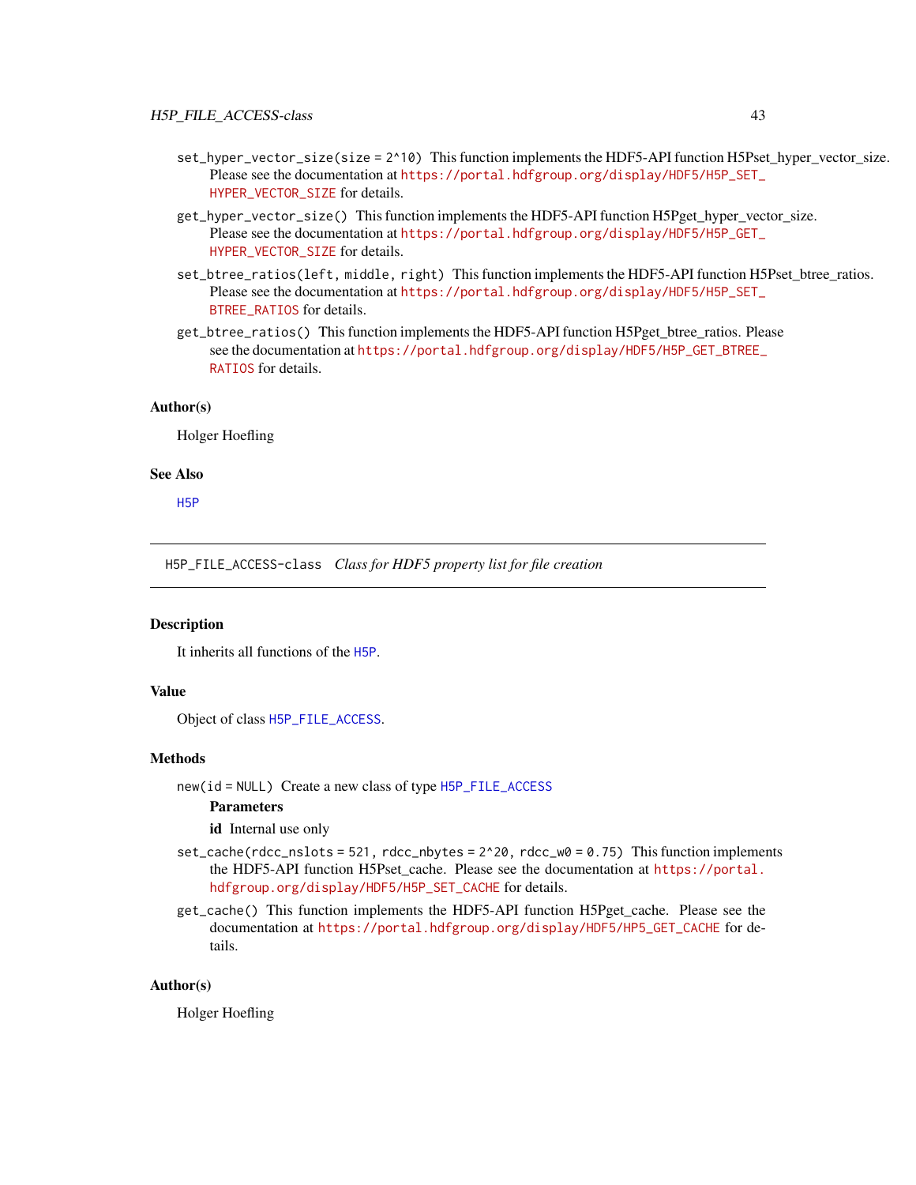`set_hyper_vector_size(size = 2^10)` This function implements the HDF5-API function H5Pset_hyper_vector_size. Please see the documentation at https://portal.hdfgroup.org/display/HDF5/H5P_SET_HYPER_VECTOR_SIZE for details.

`get_hyper_vector_size()` This function implements the HDF5-API function H5Pget_hyper_vector_size. Please see the documentation at https://portal.hdfgroup.org/display/HDF5/H5P_GET_HYPER_VECTOR_SIZE for details.

`set_btree_ratios(left, middle, right)` This function implements the HDF5-API function H5Pset_btree_ratios. Please see the documentation at https://portal.hdfgroup.org/display/HDF5/H5P_SET_BTREE_RATIOS for details.

`get_btree_ratios()` This function implements the HDF5-API function H5Pget_btree_ratios. Please see the documentation at https://portal.hdfgroup.org/display/HDF5/H5P_GET_BTREE_RATIOS for details.

### Author(s)

Holger Hoefling

### See Also

H5P

---

## H5P_FILE_ACCESS-class    *Class for HDF5 property list for file creation*

### Description

It inherits all functions of the H5P.

### Value

Object of class H5P_FILE_ACCESS.

### Methods

`new(id = NULL)` Create a new class of type H5P_FILE_ACCESS

**Parameters**

**id** Internal use only

`set_cache(rdcc_nslots = 521, rdcc_nbytes = 2^20, rdcc_w0 = 0.75)` This function implements the HDF5-API function H5Pset_cache. Please see the documentation at https://portal.hdfgroup.org/display/HDF5/H5P_SET_CACHE for details.

`get_cache()` This function implements the HDF5-API function H5Pget_cache. Please see the documentation at https://portal.hdfgroup.org/display/HDF5/HP5_GET_CACHE for details.

### Author(s)

Holger Hoefling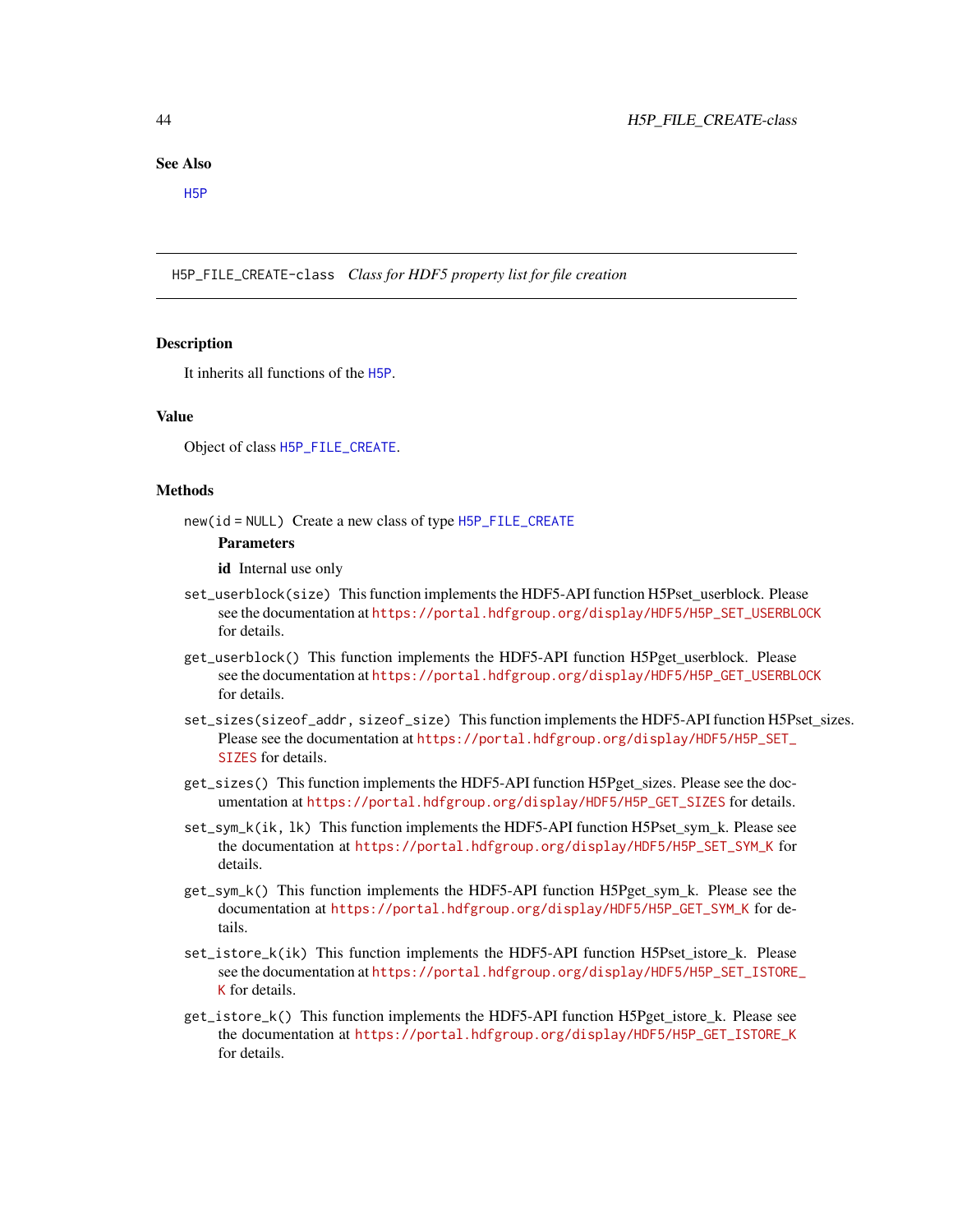## See Also

H5P

## H5P_FILE_CREATE-class *Class for HDF5 property list for file creation*

### Description

It inherits all functions of the H5P.

### Value

Object of class H5P_FILE_CREATE.

### Methods

`new(id = NULL)` Create a new class of type H5P_FILE_CREATE

**Parameters**

**id** Internal use only

`set_userblock(size)` This function implements the HDF5-API function H5Pset_userblock. Please see the documentation at https://portal.hdfgroup.org/display/HDF5/H5P_SET_USERBLOCK for details.

`get_userblock()` This function implements the HDF5-API function H5Pget_userblock. Please see the documentation at https://portal.hdfgroup.org/display/HDF5/H5P_GET_USERBLOCK for details.

`set_sizes(sizeof_addr, sizeof_size)` This function implements the HDF5-API function H5Pset_sizes. Please see the documentation at https://portal.hdfgroup.org/display/HDF5/H5P_SET_SIZES for details.

`get_sizes()` This function implements the HDF5-API function H5Pget_sizes. Please see the documentation at https://portal.hdfgroup.org/display/HDF5/H5P_GET_SIZES for details.

`set_sym_k(ik, lk)` This function implements the HDF5-API function H5Pset_sym_k. Please see the documentation at https://portal.hdfgroup.org/display/HDF5/H5P_SET_SYM_K for details.

`get_sym_k()` This function implements the HDF5-API function H5Pget_sym_k. Please see the documentation at https://portal.hdfgroup.org/display/HDF5/H5P_GET_SYM_K for details.

`set_istore_k(ik)` This function implements the HDF5-API function H5Pset_istore_k. Please see the documentation at https://portal.hdfgroup.org/display/HDF5/H5P_SET_ISTORE_K for details.

`get_istore_k()` This function implements the HDF5-API function H5Pget_istore_k. Please see the documentation at https://portal.hdfgroup.org/display/HDF5/H5P_GET_ISTORE_K for details.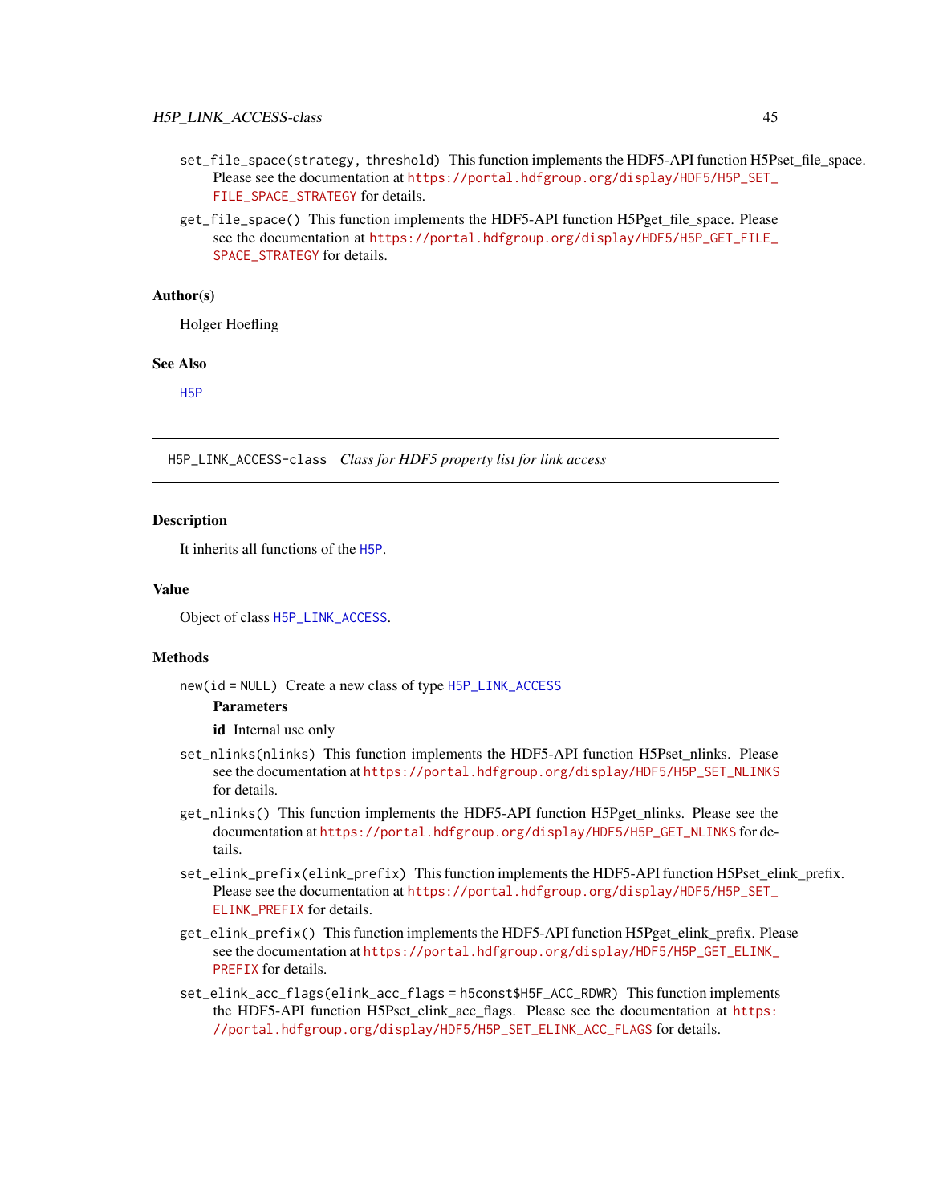`set_file_space(strategy, threshold)` This function implements the HDF5-API function H5Pset_file_space. Please see the documentation at https://portal.hdfgroup.org/display/HDF5/H5P_SET_FILE_SPACE_STRATEGY for details.

`get_file_space()` This function implements the HDF5-API function H5Pget_file_space. Please see the documentation at https://portal.hdfgroup.org/display/HDF5/H5P_GET_FILE_SPACE_STRATEGY for details.

### Author(s)

Holger Hoefling

### See Also

H5P

---

## H5P_LINK_ACCESS-class *Class for HDF5 property list for link access*

### Description

It inherits all functions of the H5P.

### Value

Object of class H5P_LINK_ACCESS.

### Methods

`new(id = NULL)` Create a new class of type H5P_LINK_ACCESS

**Parameters**

**id** Internal use only

`set_nlinks(nlinks)` This function implements the HDF5-API function H5Pset_nlinks. Please see the documentation at https://portal.hdfgroup.org/display/HDF5/H5P_SET_NLINKS for details.

`get_nlinks()` This function implements the HDF5-API function H5Pget_nlinks. Please see the documentation at https://portal.hdfgroup.org/display/HDF5/H5P_GET_NLINKS for details.

`set_elink_prefix(elink_prefix)` This function implements the HDF5-API function H5Pset_elink_prefix. Please see the documentation at https://portal.hdfgroup.org/display/HDF5/H5P_SET_ELINK_PREFIX for details.

`get_elink_prefix()` This function implements the HDF5-API function H5Pget_elink_prefix. Please see the documentation at https://portal.hdfgroup.org/display/HDF5/H5P_GET_ELINK_PREFIX for details.

`set_elink_acc_flags(elink_acc_flags = h5const$H5F_ACC_RDWR)` This function implements the HDF5-API function H5Pset_elink_acc_flags. Please see the documentation at https://portal.hdfgroup.org/display/HDF5/H5P_SET_ELINK_ACC_FLAGS for details.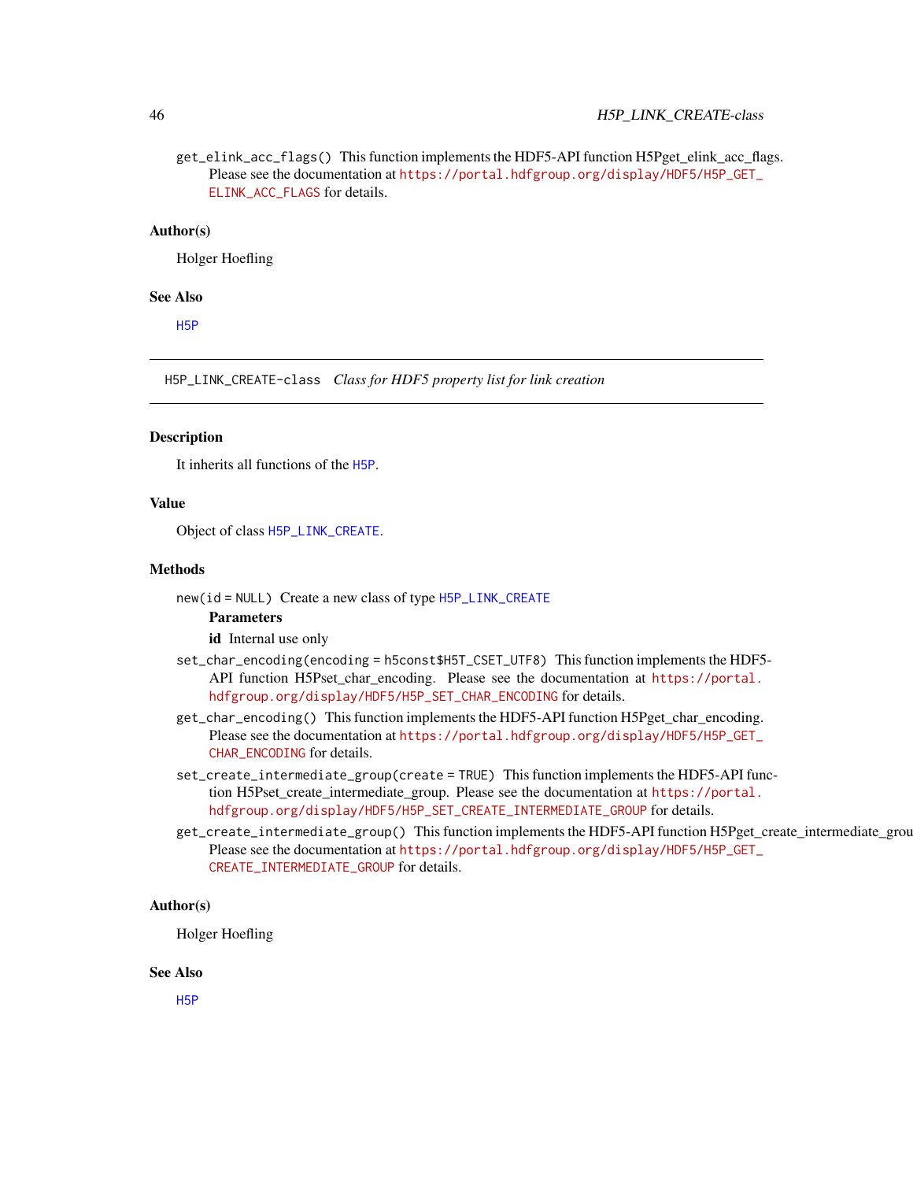`get_elink_acc_flags()` This function implements the HDF5-API function H5Pget_elink_acc_flags. Please see the documentation at https://portal.hdfgroup.org/display/HDF5/H5P_GET_ELINK_ACC_FLAGS for details.

### Author(s)

Holger Hoefling

### See Also

H5P

---

## H5P_LINK_CREATE-class *Class for HDF5 property list for link creation*

---

### Description

It inherits all functions of the H5P.

### Value

Object of class H5P_LINK_CREATE.

### Methods

`new(id = NULL)` Create a new class of type H5P_LINK_CREATE

**Parameters**

**id** Internal use only

`set_char_encoding(encoding = h5const$H5T_CSET_UTF8)` This function implements the HDF5-API function H5Pset_char_encoding. Please see the documentation at https://portal.hdfgroup.org/display/HDF5/H5P_SET_CHAR_ENCODING for details.

`get_char_encoding()` This function implements the HDF5-API function H5Pget_char_encoding. Please see the documentation at https://portal.hdfgroup.org/display/HDF5/H5P_GET_CHAR_ENCODING for details.

`set_create_intermediate_group(create = TRUE)` This function implements the HDF5-API function H5Pset_create_intermediate_group. Please see the documentation at https://portal.hdfgroup.org/display/HDF5/H5P_SET_CREATE_INTERMEDIATE_GROUP for details.

`get_create_intermediate_group()` This function implements the HDF5-API function H5Pget_create_intermediate_grou Please see the documentation at https://portal.hdfgroup.org/display/HDF5/H5P_GET_CREATE_INTERMEDIATE_GROUP for details.

### Author(s)

Holger Hoefling

### See Also

H5P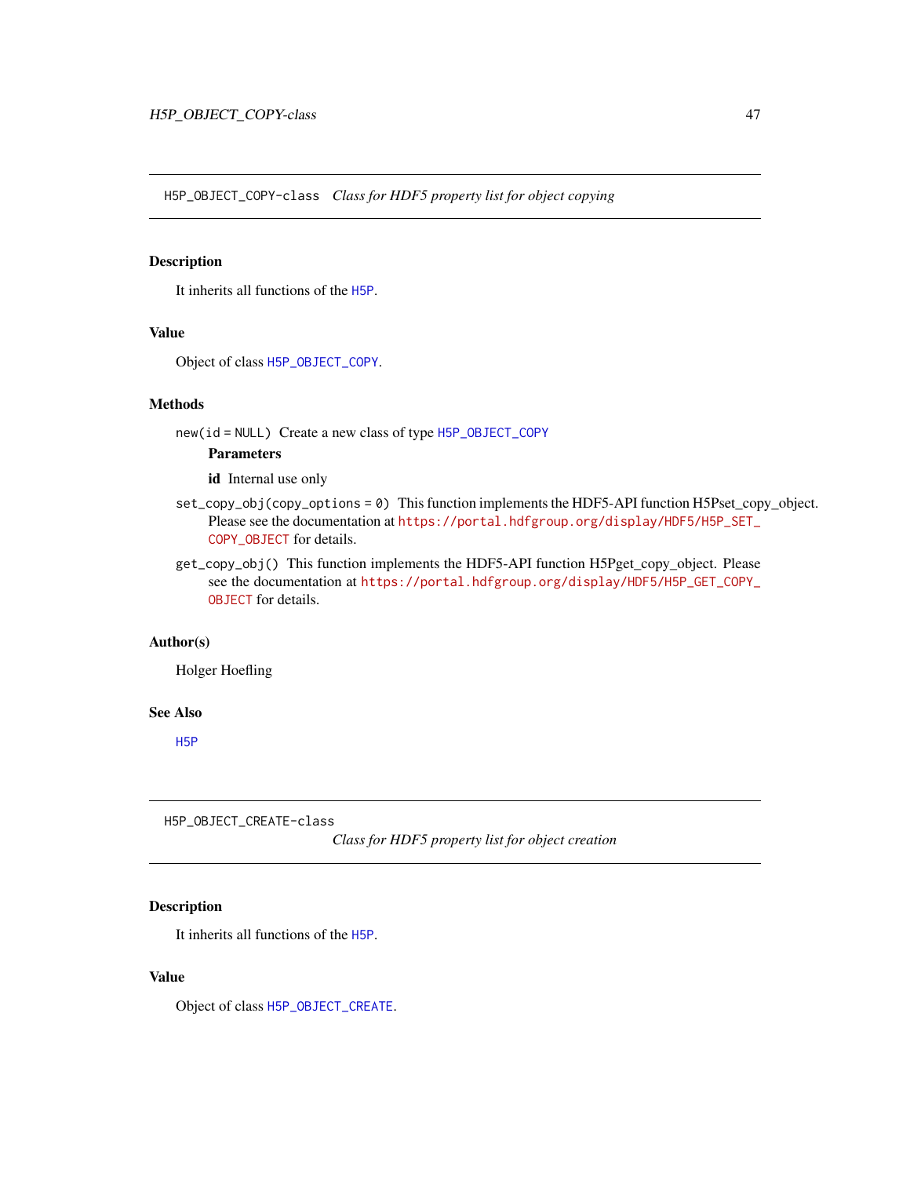## H5P_OBJECT_COPY-class *Class for HDF5 property list for object copying*

### Description

It inherits all functions of the H5P.

### Value

Object of class H5P_OBJECT_COPY.

### Methods

`new(id = NULL)` Create a new class of type H5P_OBJECT_COPY

**Parameters**

**id** Internal use only

`set_copy_obj(copy_options = 0)` This function implements the HDF5-API function H5Pset_copy_object. Please see the documentation at https://portal.hdfgroup.org/display/HDF5/H5P_SET_COPY_OBJECT for details.

`get_copy_obj()` This function implements the HDF5-API function H5Pget_copy_object. Please see the documentation at https://portal.hdfgroup.org/display/HDF5/H5P_GET_COPY_OBJECT for details.

### Author(s)

Holger Hoefling

### See Also

H5P

## H5P_OBJECT_CREATE-class *Class for HDF5 property list for object creation*

### Description

It inherits all functions of the H5P.

### Value

Object of class H5P_OBJECT_CREATE.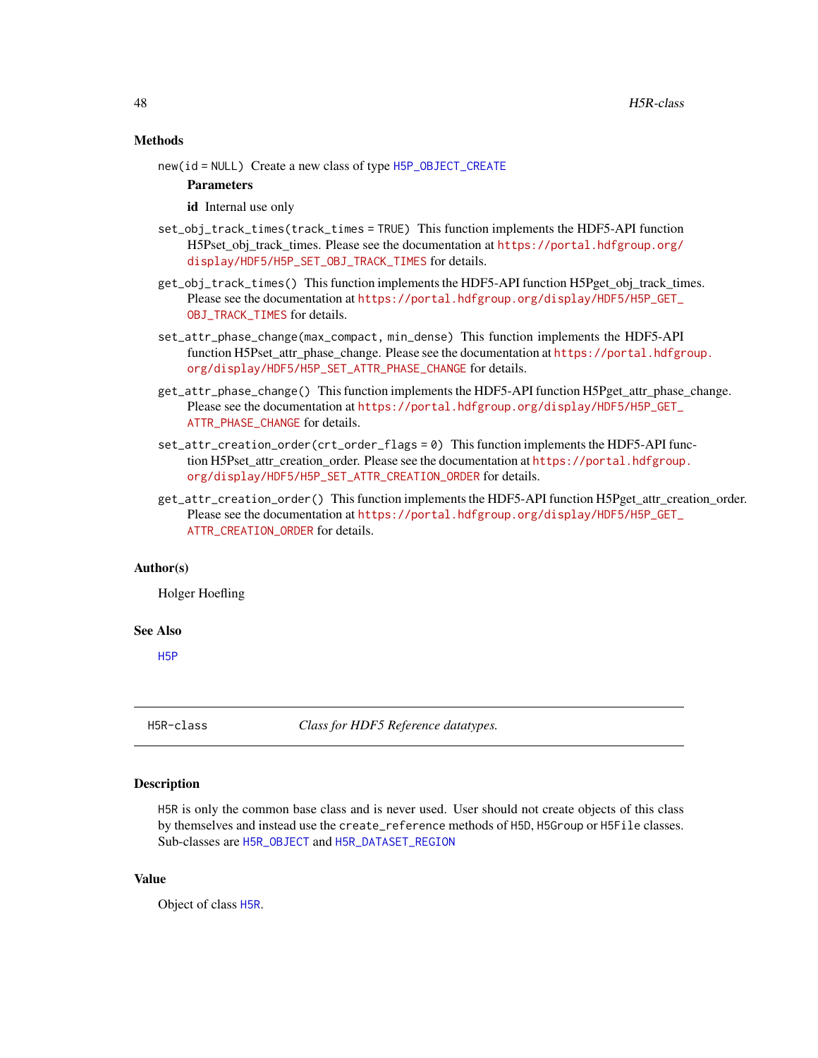### Methods

`new(id = NULL)` Create a new class of type `H5P_OBJECT_CREATE`

**Parameters**

**id** Internal use only

`set_obj_track_times(track_times = TRUE)` This function implements the HDF5-API function H5Pset_obj_track_times. Please see the documentation at https://portal.hdfgroup.org/display/HDF5/H5P_SET_OBJ_TRACK_TIMES for details.

`get_obj_track_times()` This function implements the HDF5-API function H5Pget_obj_track_times. Please see the documentation at https://portal.hdfgroup.org/display/HDF5/H5P_GET_OBJ_TRACK_TIMES for details.

`set_attr_phase_change(max_compact, min_dense)` This function implements the HDF5-API function H5Pset_attr_phase_change. Please see the documentation at https://portal.hdfgroup.org/display/HDF5/H5P_SET_ATTR_PHASE_CHANGE for details.

`get_attr_phase_change()` This function implements the HDF5-API function H5Pget_attr_phase_change. Please see the documentation at https://portal.hdfgroup.org/display/HDF5/H5P_GET_ATTR_PHASE_CHANGE for details.

`set_attr_creation_order(crt_order_flags = 0)` This function implements the HDF5-API function H5Pset_attr_creation_order. Please see the documentation at https://portal.hdfgroup.org/display/HDF5/H5P_SET_ATTR_CREATION_ORDER for details.

`get_attr_creation_order()` This function implements the HDF5-API function H5Pget_attr_creation_order. Please see the documentation at https://portal.hdfgroup.org/display/HDF5/H5P_GET_ATTR_CREATION_ORDER for details.

### Author(s)

Holger Hoefling

### See Also

`H5P`

---

## H5R-class *Class for HDF5 Reference datatypes.*

### Description

`H5R` is only the common base class and is never used. User should not create objects of this class by themselves and instead use the `create_reference` methods of `H5D`, `H5Group` or `H5File` classes. Sub-classes are `H5R_OBJECT` and `H5R_DATASET_REGION`

### Value

Object of class `H5R`.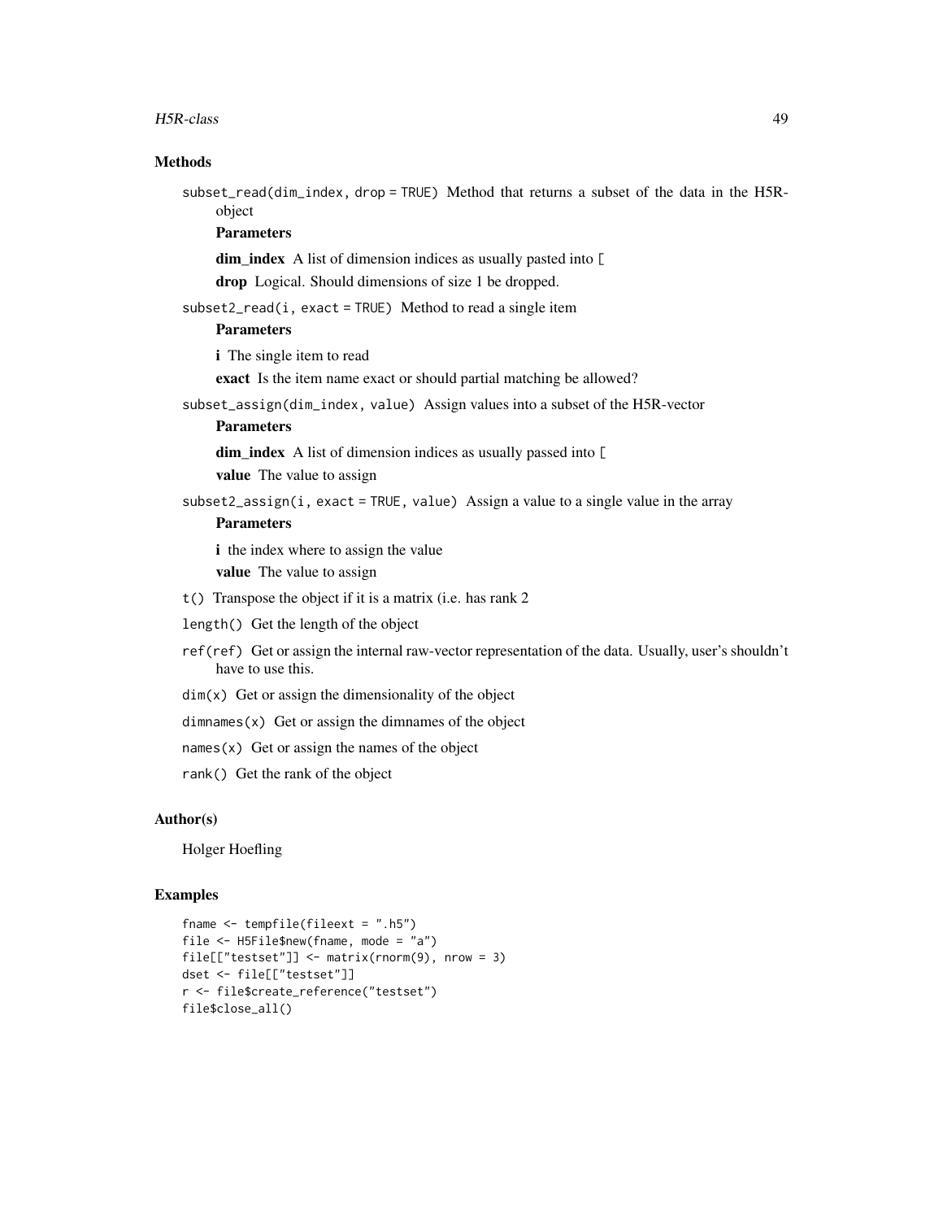## Methods

`subset_read(dim_index, drop = TRUE)` Method that returns a subset of the data in the H5R-object

**Parameters**

**dim_index** A list of dimension indices as usually pasted into `[`

**drop** Logical. Should dimensions of size 1 be dropped.

`subset2_read(i, exact = TRUE)` Method to read a single item

**Parameters**

**i** The single item to read

**exact** Is the item name exact or should partial matching be allowed?

`subset_assign(dim_index, value)` Assign values into a subset of the H5R-vector

**Parameters**

**dim_index** A list of dimension indices as usually passed into `[`

**value** The value to assign

`subset2_assign(i, exact = TRUE, value)` Assign a value to a single value in the array

**Parameters**

**i** the index where to assign the value

**value** The value to assign

`t()` Transpose the object if it is a matrix (i.e. has rank 2

`length()` Get the length of the object

`ref(ref)` Get or assign the internal raw-vector representation of the data. Usually, user's shouldn't have to use this.

`dim(x)` Get or assign the dimensionality of the object

`dimnames(x)` Get or assign the dimnames of the object

`names(x)` Get or assign the names of the object

`rank()` Get the rank of the object

## Author(s)

Holger Hoefling

## Examples

```
fname <- tempfile(fileext = ".h5")
file <- H5File$new(fname, mode = "a")
file[["testset"]] <- matrix(rnorm(9), nrow = 3)
dset <- file[["testset"]]
r <- file$create_reference("testset")
file$close_all()
```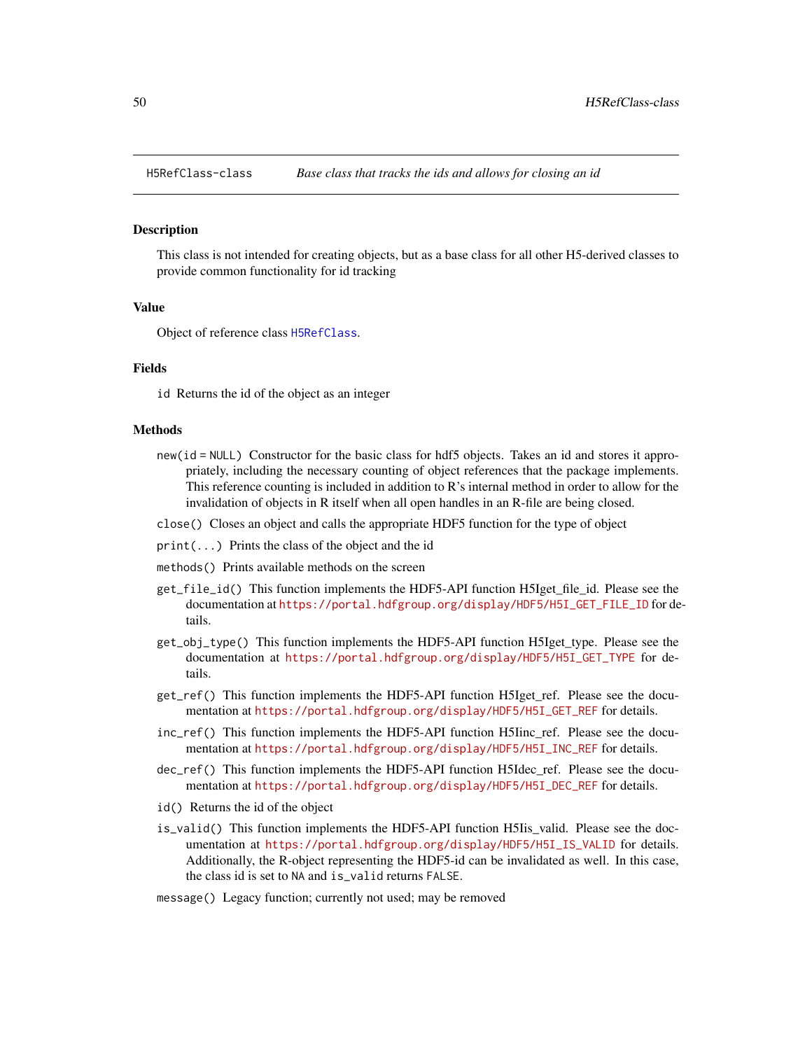## H5RefClass-class    *Base class that tracks the ids and allows for closing an id*

### Description

This class is not intended for creating objects, but as a base class for all other H5-derived classes to provide common functionality for id tracking

### Value

Object of reference class H5RefClass.

### Fields

`id` Returns the id of the object as an integer

### Methods

`new(id = NULL)` Constructor for the basic class for hdf5 objects. Takes an id and stores it appropriately, including the necessary counting of object references that the package implements. This reference counting is included in addition to R's internal method in order to allow for the invalidation of objects in R itself when all open handles in an R-file are being closed.

`close()` Closes an object and calls the appropriate HDF5 function for the type of object

`print(...)` Prints the class of the object and the id

`methods()` Prints available methods on the screen

`get_file_id()` This function implements the HDF5-API function H5Iget_file_id. Please see the documentation at https://portal.hdfgroup.org/display/HDF5/H5I_GET_FILE_ID for details.

`get_obj_type()` This function implements the HDF5-API function H5Iget_type. Please see the documentation at https://portal.hdfgroup.org/display/HDF5/H5I_GET_TYPE for details.

`get_ref()` This function implements the HDF5-API function H5Iget_ref. Please see the documentation at https://portal.hdfgroup.org/display/HDF5/H5I_GET_REF for details.

`inc_ref()` This function implements the HDF5-API function H5Iinc_ref. Please see the documentation at https://portal.hdfgroup.org/display/HDF5/H5I_INC_REF for details.

`dec_ref()` This function implements the HDF5-API function H5Idec_ref. Please see the documentation at https://portal.hdfgroup.org/display/HDF5/H5I_DEC_REF for details.

`id()` Returns the id of the object

`is_valid()` This function implements the HDF5-API function H5Iis_valid. Please see the documentation at https://portal.hdfgroup.org/display/HDF5/H5I_IS_VALID for details. Additionally, the R-object representing the HDF5-id can be invalidated as well. In this case, the class id is set to `NA` and `is_valid` returns `FALSE`.

`message()` Legacy function; currently not used; may be removed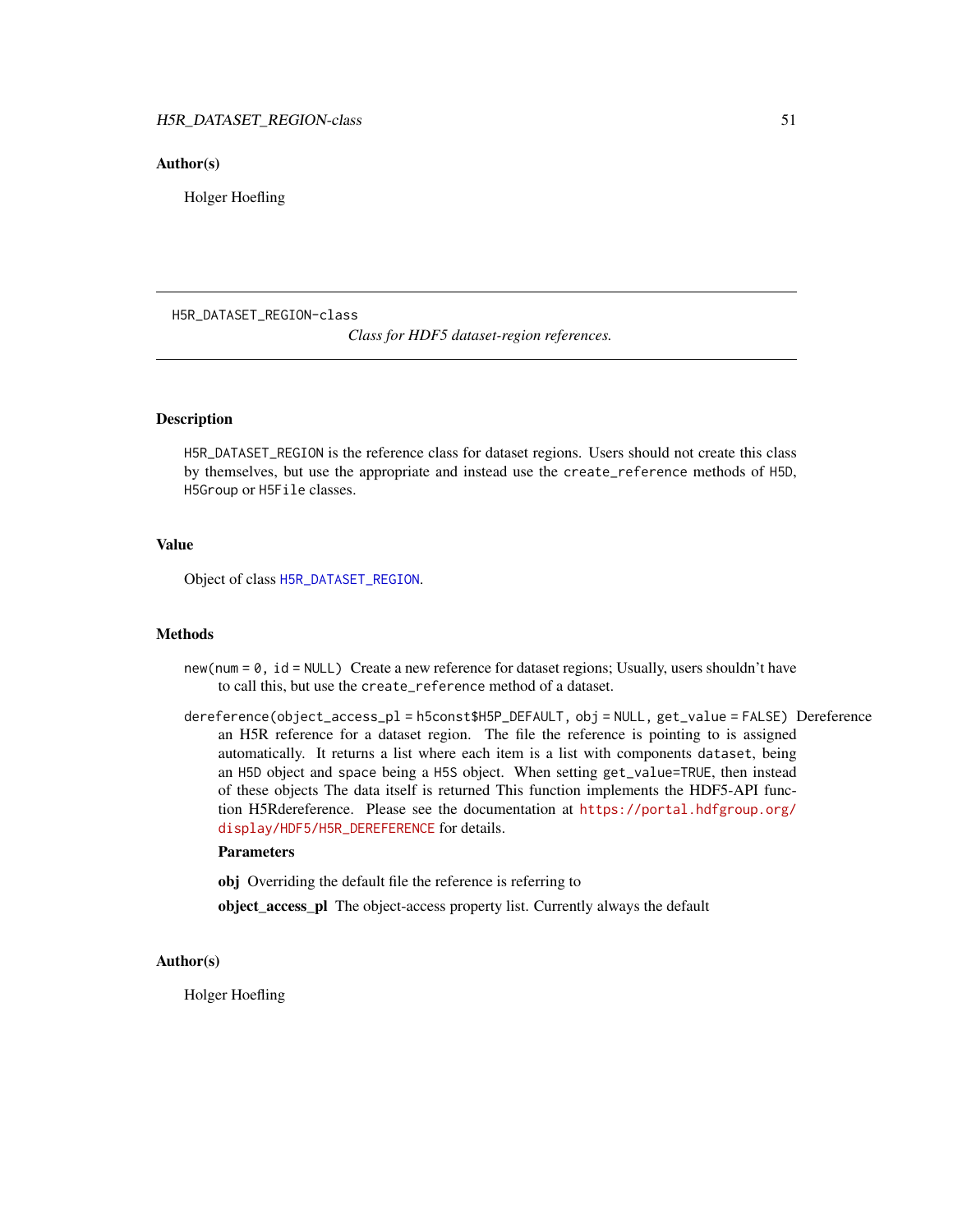## Author(s)

Holger Hoefling

---

H5R_DATASET_REGION-class

*Class for HDF5 dataset-region references.*

---

## Description

`H5R_DATASET_REGION` is the reference class for dataset regions. Users should not create this class by themselves, but use the appropriate and instead use the `create_reference` methods of `H5D`, `H5Group` or `H5File` classes.

## Value

Object of class `H5R_DATASET_REGION`.

## Methods

`new(num = 0, id = NULL)` Create a new reference for dataset regions; Usually, users shouldn't have to call this, but use the `create_reference` method of a dataset.

`dereference(object_access_pl = h5const$H5P_DEFAULT, obj = NULL, get_value = FALSE)` Dereference an H5R reference for a dataset region. The file the reference is pointing to is assigned automatically. It returns a list where each item is a list with components `dataset`, being an `H5D` object and `space` being a `H5S` object. When setting `get_value=TRUE`, then instead of these objects The data itself is returned This function implements the HDF5-API function H5Rdereference. Please see the documentation at https://portal.hdfgroup.org/display/HDF5/H5R_DEREFERENCE for details.

**Parameters**

**obj** Overriding the default file the reference is referring to

**object_access_pl** The object-access property list. Currently always the default

## Author(s)

Holger Hoefling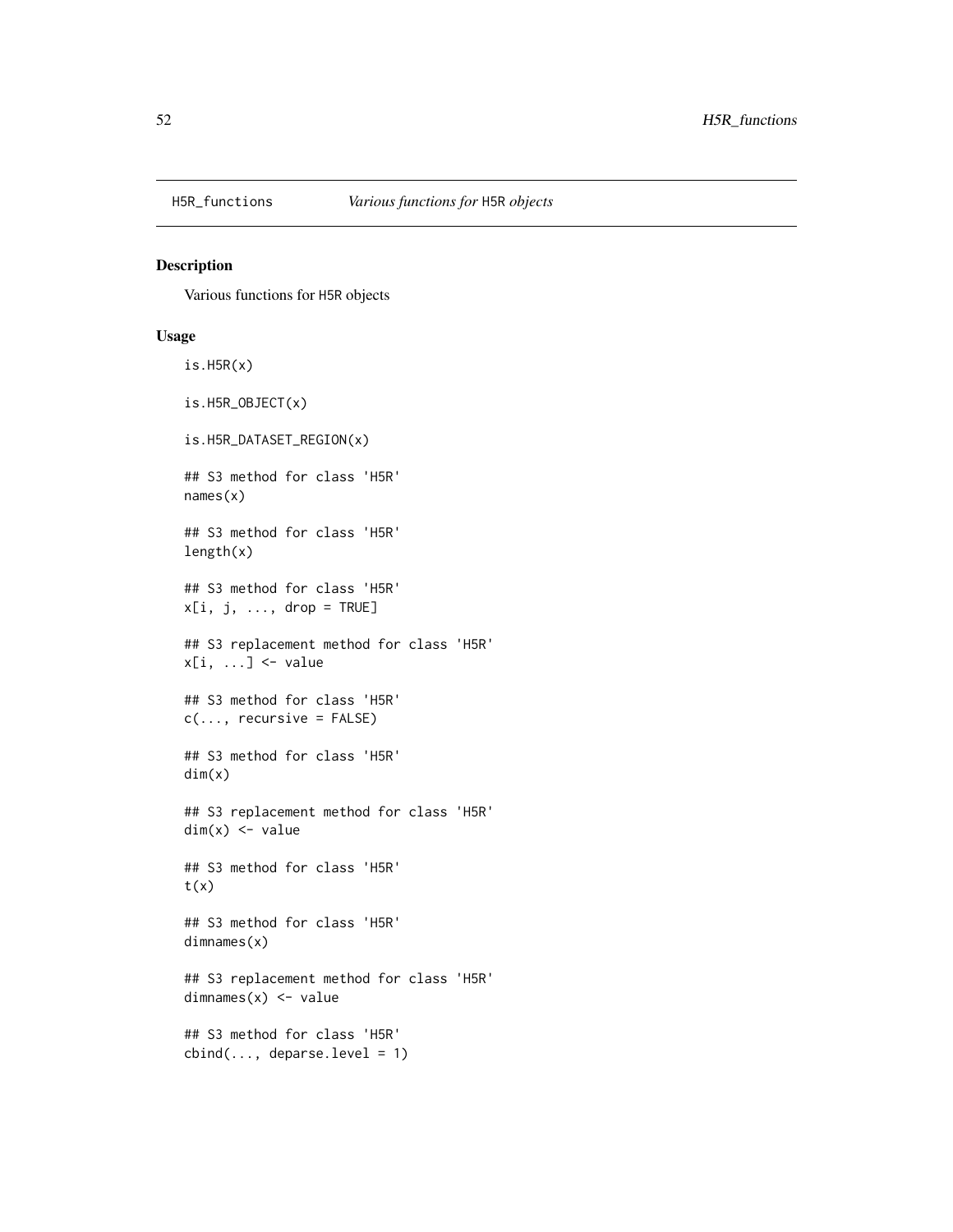## H5R_functions — *Various functions for H5R objects*

### Description

Various functions for H5R objects

### Usage

```
is.H5R(x)

is.H5R_OBJECT(x)

is.H5R_DATASET_REGION(x)

## S3 method for class 'H5R'
names(x)

## S3 method for class 'H5R'
length(x)

## S3 method for class 'H5R'
x[i, j, ..., drop = TRUE]

## S3 replacement method for class 'H5R'
x[i, ...] <- value

## S3 method for class 'H5R'
c(..., recursive = FALSE)

## S3 method for class 'H5R'
dim(x)

## S3 replacement method for class 'H5R'
dim(x) <- value

## S3 method for class 'H5R'
t(x)

## S3 method for class 'H5R'
dimnames(x)

## S3 replacement method for class 'H5R'
dimnames(x) <- value

## S3 method for class 'H5R'
cbind(..., deparse.level = 1)
```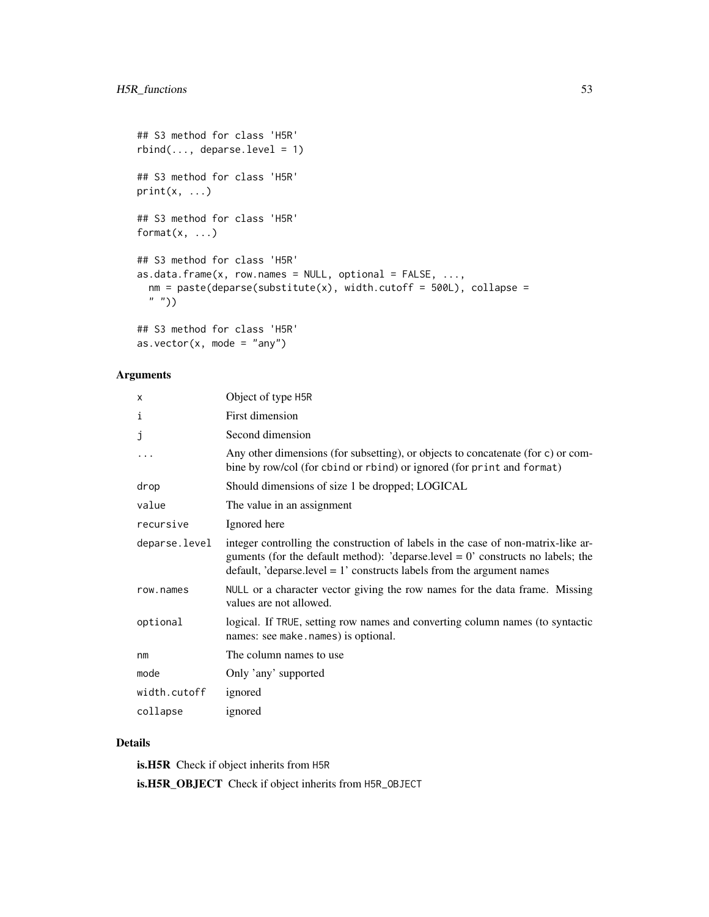```
## S3 method for class 'H5R'
rbind(..., deparse.level = 1)

## S3 method for class 'H5R'
print(x, ...)

## S3 method for class 'H5R'
format(x, ...)

## S3 method for class 'H5R'
as.data.frame(x, row.names = NULL, optional = FALSE, ...,
  nm = paste(deparse(substitute(x), width.cutoff = 500L), collapse =
  " "))

## S3 method for class 'H5R'
as.vector(x, mode = "any")
```

## Arguments

| | |
|---|---|
| `x` | Object of type `H5R` |
| `i` | First dimension |
| `j` | Second dimension |
| `...` | Any other dimensions (for subsetting), or objects to concatenate (for `c`) or combine by row/col (for `cbind` or `rbind`) or ignored (for `print` and `format`) |
| `drop` | Should dimensions of size 1 be dropped; LOGICAL |
| `value` | The value in an assignment |
| `recursive` | Ignored here |
| `deparse.level` | integer controlling the construction of labels in the case of non-matrix-like arguments (for the default method): 'deparse.level = 0' constructs no labels; the default, 'deparse.level = 1' constructs labels from the argument names |
| `row.names` | `NULL` or a character vector giving the row names for the data frame. Missing values are not allowed. |
| `optional` | logical. If `TRUE`, setting row names and converting column names (to syntactic names: see `make.names`) is optional. |
| `nm` | The column names to use |
| `mode` | Only 'any' supported |
| `width.cutoff` | ignored |
| `collapse` | ignored |

## Details

**is.H5R** Check if object inherits from `H5R`

**is.H5R_OBJECT** Check if object inherits from `H5R_OBJECT`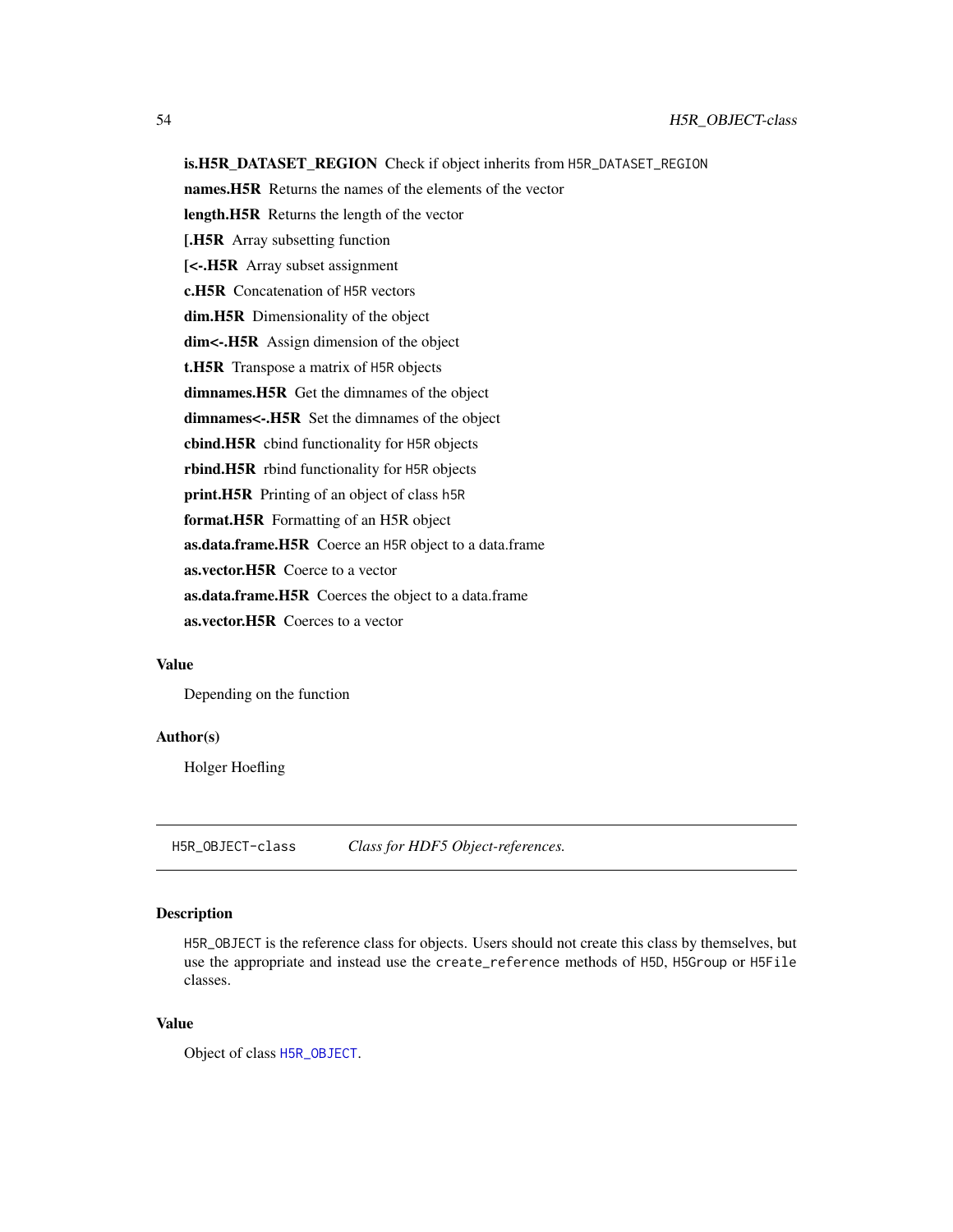**is.H5R_DATASET_REGION** Check if object inherits from `H5R_DATASET_REGION`

**names.H5R** Returns the names of the elements of the vector

**length.H5R** Returns the length of the vector

**[.H5R** Array subsetting function

**[<-.H5R** Array subset assignment

**c.H5R** Concatenation of `H5R` vectors

**dim.H5R** Dimensionality of the object

**dim<-.H5R** Assign dimension of the object

**t.H5R** Transpose a matrix of `H5R` objects

**dimnames.H5R** Get the dimnames of the object

**dimnames<-.H5R** Set the dimnames of the object

**cbind.H5R** cbind functionality for `H5R` objects

**rbind.H5R** rbind functionality for `H5R` objects

**print.H5R** Printing of an object of class `h5R`

**format.H5R** Formatting of an H5R object

**as.data.frame.H5R** Coerce an `H5R` object to a data.frame

**as.vector.H5R** Coerce to a vector

**as.data.frame.H5R** Coerces the object to a data.frame

**as.vector.H5R** Coerces to a vector

### Value

Depending on the function

### Author(s)

Holger Hoefling

---

## H5R_OBJECT-class *Class for HDF5 Object-references.*

### Description

`H5R_OBJECT` is the reference class for objects. Users should not create this class by themselves, but use the appropriate and instead use the `create_reference` methods of `H5D`, `H5Group` or `H5File` classes.

### Value

Object of class `H5R_OBJECT`.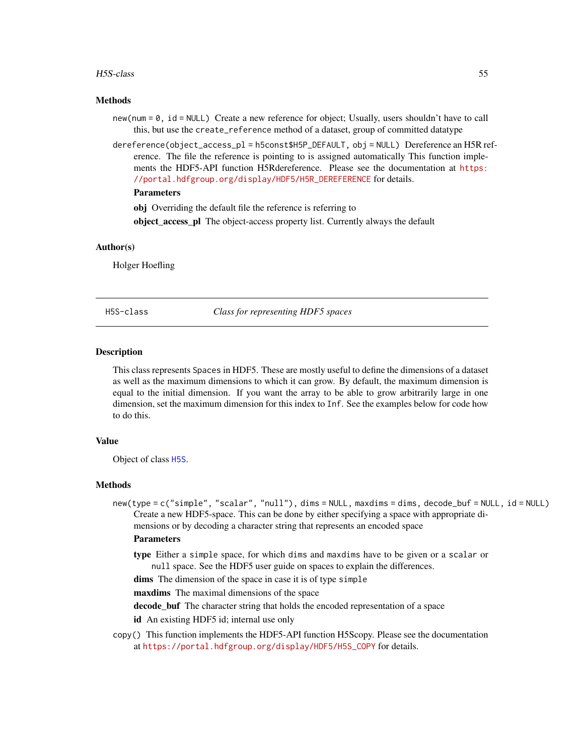## Methods

`new(num = 0, id = NULL)` Create a new reference for object; Usually, users shouldn't have to call this, but use the `create_reference` method of a dataset, group of committed datatype

`dereference(object_access_pl = h5const$H5P_DEFAULT, obj = NULL)` Dereference an H5R reference. The file the reference is pointing to is assigned automatically This function implements the HDF5-API function H5Rdereference. Please see the documentation at https://portal.hdfgroup.org/display/HDF5/H5R_DEREFERENCE for details.

**Parameters**

**obj** Overriding the default file the reference is referring to

**object_access_pl** The object-access property list. Currently always the default

## Author(s)

Holger Hoefling

---

# H5S-class — *Class for representing HDF5 spaces*

---

## Description

This class represents `Spaces` in HDF5. These are mostly useful to define the dimensions of a dataset as well as the maximum dimensions to which it can grow. By default, the maximum dimension is equal to the initial dimension. If you want the array to be able to grow arbitrarily large in one dimension, set the maximum dimension for this index to `Inf`. See the examples below for code how to do this.

## Value

Object of class `H5S`.

## Methods

`new(type = c("simple", "scalar", "null"), dims = NULL, maxdims = dims, decode_buf = NULL, id = NULL)` Create a new HDF5-space. This can be done by either specifying a space with appropriate dimensions or by decoding a character string that represents an encoded space

**Parameters**

**type** Either a `simple` space, for which `dims` and `maxdims` have to be given or a `scalar` or `null` space. See the HDF5 user guide on spaces to explain the differences.

**dims** The dimension of the space in case it is of type `simple`

**maxdims** The maximal dimensions of the space

**decode_buf** The character string that holds the encoded representation of a space

**id** An existing HDF5 id; internal use only

`copy()` This function implements the HDF5-API function H5Scopy. Please see the documentation at https://portal.hdfgroup.org/display/HDF5/H5S_COPY for details.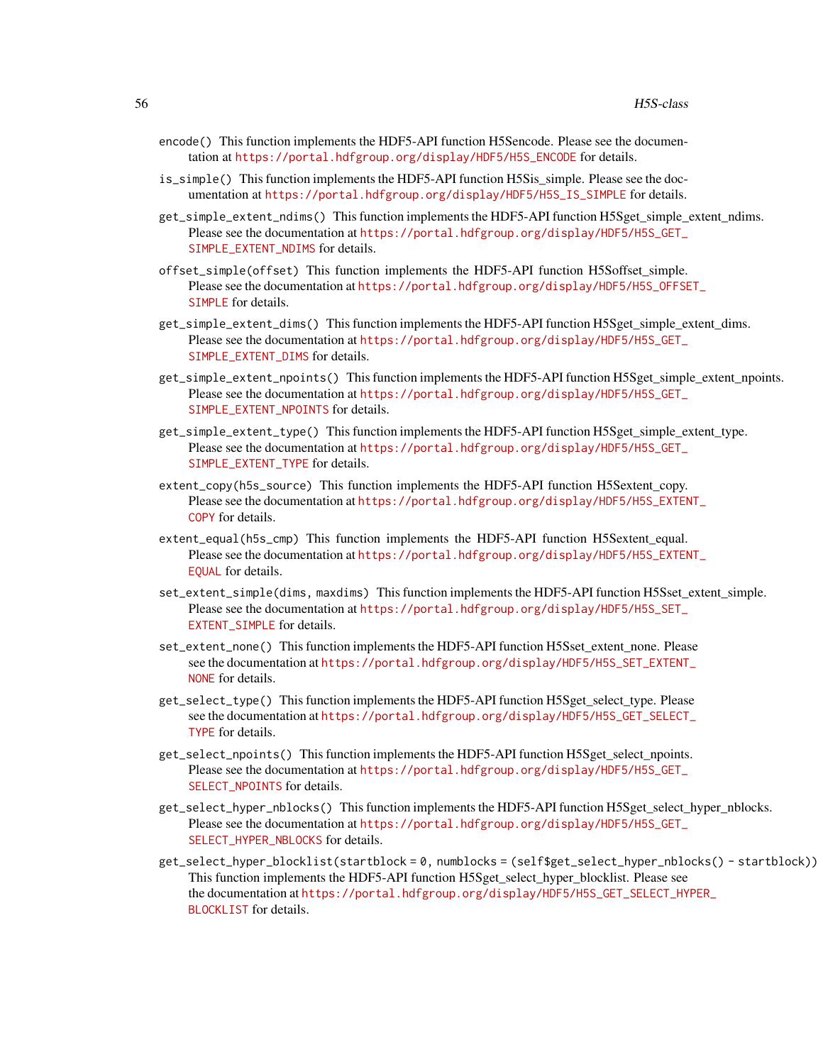`encode()` This function implements the HDF5-API function H5Sencode. Please see the documentation at https://portal.hdfgroup.org/display/HDF5/H5S_ENCODE for details.

`is_simple()` This function implements the HDF5-API function H5Sis_simple. Please see the documentation at https://portal.hdfgroup.org/display/HDF5/H5S_IS_SIMPLE for details.

`get_simple_extent_ndims()` This function implements the HDF5-API function H5Sget_simple_extent_ndims. Please see the documentation at https://portal.hdfgroup.org/display/HDF5/H5S_GET_SIMPLE_EXTENT_NDIMS for details.

`offset_simple(offset)` This function implements the HDF5-API function H5Soffset_simple. Please see the documentation at https://portal.hdfgroup.org/display/HDF5/H5S_OFFSET_SIMPLE for details.

`get_simple_extent_dims()` This function implements the HDF5-API function H5Sget_simple_extent_dims. Please see the documentation at https://portal.hdfgroup.org/display/HDF5/H5S_GET_SIMPLE_EXTENT_DIMS for details.

`get_simple_extent_npoints()` This function implements the HDF5-API function H5Sget_simple_extent_npoints. Please see the documentation at https://portal.hdfgroup.org/display/HDF5/H5S_GET_SIMPLE_EXTENT_NPOINTS for details.

`get_simple_extent_type()` This function implements the HDF5-API function H5Sget_simple_extent_type. Please see the documentation at https://portal.hdfgroup.org/display/HDF5/H5S_GET_SIMPLE_EXTENT_TYPE for details.

`extent_copy(h5s_source)` This function implements the HDF5-API function H5Sextent_copy. Please see the documentation at https://portal.hdfgroup.org/display/HDF5/H5S_EXTENT_COPY for details.

`extent_equal(h5s_cmp)` This function implements the HDF5-API function H5Sextent_equal. Please see the documentation at https://portal.hdfgroup.org/display/HDF5/H5S_EXTENT_EQUAL for details.

`set_extent_simple(dims, maxdims)` This function implements the HDF5-API function H5Sset_extent_simple. Please see the documentation at https://portal.hdfgroup.org/display/HDF5/H5S_SET_EXTENT_SIMPLE for details.

`set_extent_none()` This function implements the HDF5-API function H5Sset_extent_none. Please see the documentation at https://portal.hdfgroup.org/display/HDF5/H5S_SET_EXTENT_NONE for details.

`get_select_type()` This function implements the HDF5-API function H5Sget_select_type. Please see the documentation at https://portal.hdfgroup.org/display/HDF5/H5S_GET_SELECT_TYPE for details.

`get_select_npoints()` This function implements the HDF5-API function H5Sget_select_npoints. Please see the documentation at https://portal.hdfgroup.org/display/HDF5/H5S_GET_SELECT_NPOINTS for details.

`get_select_hyper_nblocks()` This function implements the HDF5-API function H5Sget_select_hyper_nblocks. Please see the documentation at https://portal.hdfgroup.org/display/HDF5/H5S_GET_SELECT_HYPER_NBLOCKS for details.

`get_select_hyper_blocklist(startblock = 0, numblocks = (self$get_select_hyper_nblocks() - startblock))` This function implements the HDF5-API function H5Sget_select_hyper_blocklist. Please see the documentation at https://portal.hdfgroup.org/display/HDF5/H5S_GET_SELECT_HYPER_BLOCKLIST for details.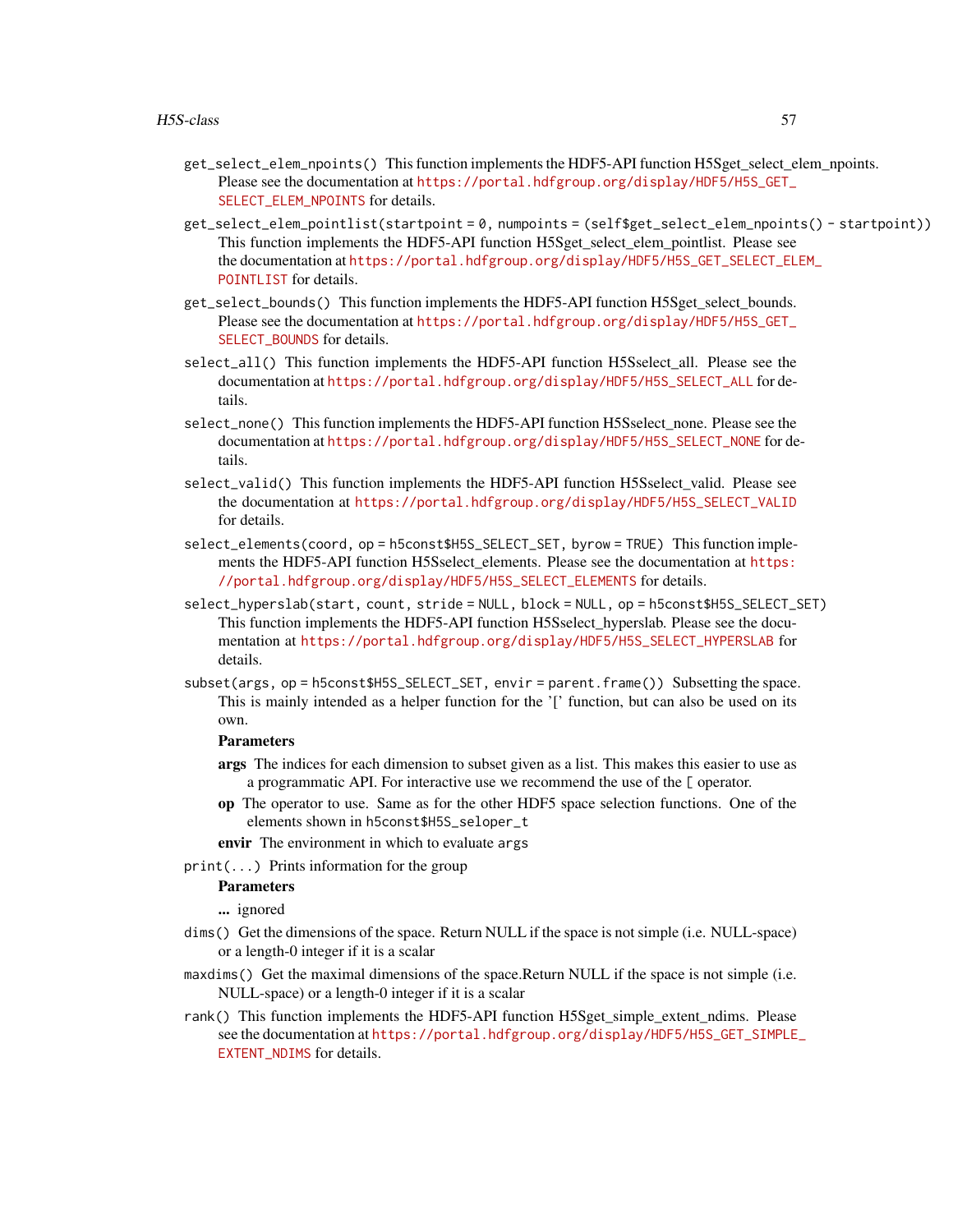`get_select_elem_npoints()` This function implements the HDF5-API function H5Sget_select_elem_npoints. Please see the documentation at https://portal.hdfgroup.org/display/HDF5/H5S_GET_SELECT_ELEM_NPOINTS for details.

`get_select_elem_pointlist(startpoint = 0, numpoints = (self$get_select_elem_npoints() - startpoint))` This function implements the HDF5-API function H5Sget_select_elem_pointlist. Please see the documentation at https://portal.hdfgroup.org/display/HDF5/H5S_GET_SELECT_ELEM_POINTLIST for details.

`get_select_bounds()` This function implements the HDF5-API function H5Sget_select_bounds. Please see the documentation at https://portal.hdfgroup.org/display/HDF5/H5S_GET_SELECT_BOUNDS for details.

`select_all()` This function implements the HDF5-API function H5Sselect_all. Please see the documentation at https://portal.hdfgroup.org/display/HDF5/H5S_SELECT_ALL for details.

`select_none()` This function implements the HDF5-API function H5Sselect_none. Please see the documentation at https://portal.hdfgroup.org/display/HDF5/H5S_SELECT_NONE for details.

`select_valid()` This function implements the HDF5-API function H5Sselect_valid. Please see the documentation at https://portal.hdfgroup.org/display/HDF5/H5S_SELECT_VALID for details.

`select_elements(coord, op = h5const$H5S_SELECT_SET, byrow = TRUE)` This function implements the HDF5-API function H5Sselect_elements. Please see the documentation at https://portal.hdfgroup.org/display/HDF5/H5S_SELECT_ELEMENTS for details.

`select_hyperslab(start, count, stride = NULL, block = NULL, op = h5const$H5S_SELECT_SET)` This function implements the HDF5-API function H5Sselect_hyperslab. Please see the documentation at https://portal.hdfgroup.org/display/HDF5/H5S_SELECT_HYPERSLAB for details.

`subset(args, op = h5const$H5S_SELECT_SET, envir = parent.frame())` Subsetting the space. This is mainly intended as a helper function for the '[' function, but can also be used on its own.

**Parameters**

- **args** The indices for each dimension to subset given as a list. This makes this easier to use as a programmatic API. For interactive use we recommend the use of the `[` operator.
- **op** The operator to use. Same as for the other HDF5 space selection functions. One of the elements shown in `h5const$H5S_seloper_t`
- **envir** The environment in which to evaluate `args`

`print(...)` Prints information for the group

**Parameters**

- **...** ignored

`dims()` Get the dimensions of the space. Return NULL if the space is not simple (i.e. NULL-space) or a length-0 integer if it is a scalar

`maxdims()` Get the maximal dimensions of the space.Return NULL if the space is not simple (i.e. NULL-space) or a length-0 integer if it is a scalar

`rank()` This function implements the HDF5-API function H5Sget_simple_extent_ndims. Please see the documentation at https://portal.hdfgroup.org/display/HDF5/H5S_GET_SIMPLE_EXTENT_NDIMS for details.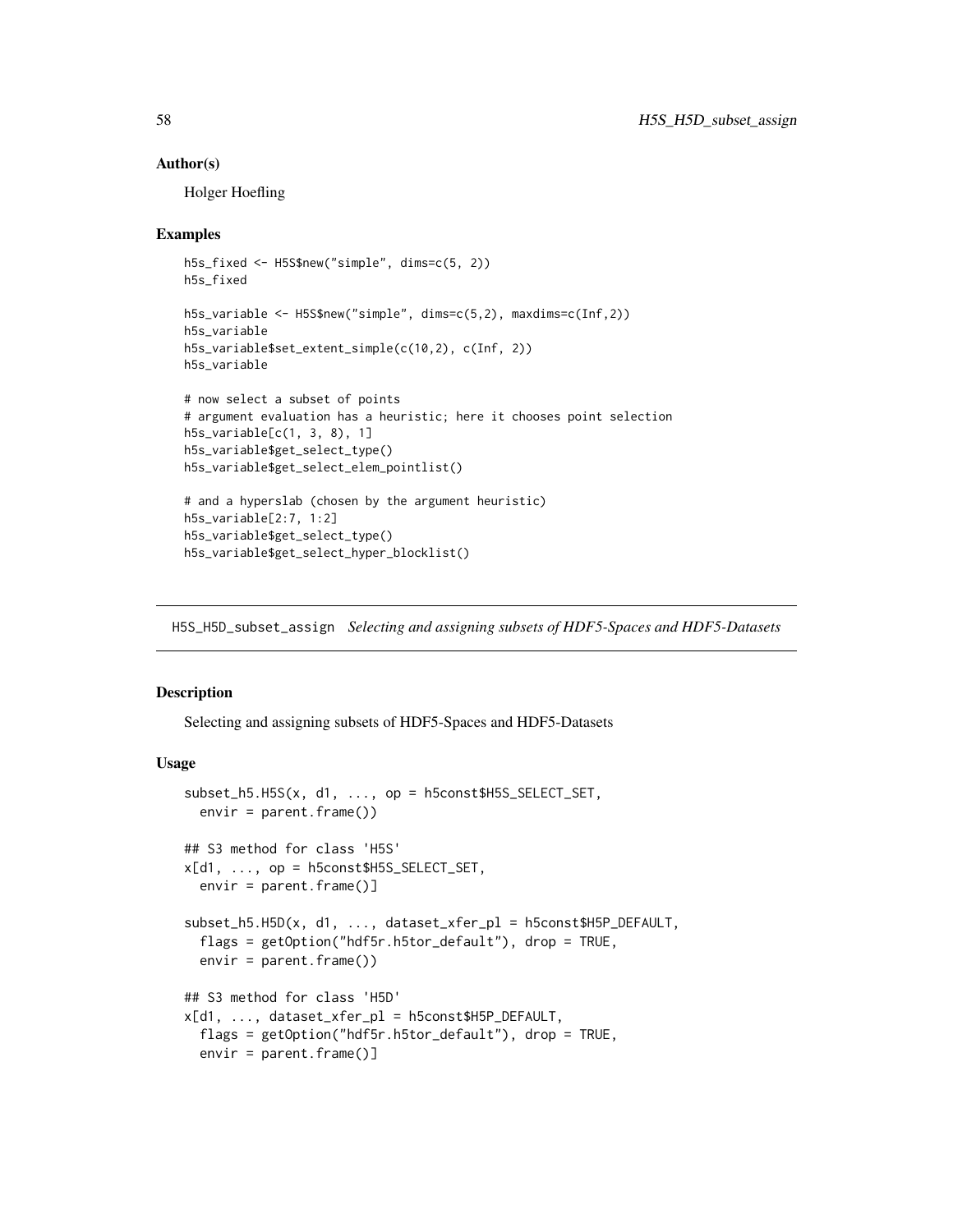## Author(s)

Holger Hoefling

## Examples

```
h5s_fixed <- H5S$new("simple", dims=c(5, 2))
h5s_fixed

h5s_variable <- H5S$new("simple", dims=c(5,2), maxdims=c(Inf,2))
h5s_variable
h5s_variable$set_extent_simple(c(10,2), c(Inf, 2))
h5s_variable

# now select a subset of points
# argument evaluation has a heuristic; here it chooses point selection
h5s_variable[c(1, 3, 8), 1]
h5s_variable$get_select_type()
h5s_variable$get_select_elem_pointlist()

# and a hyperslab (chosen by the argument heuristic)
h5s_variable[2:7, 1:2]
h5s_variable$get_select_type()
h5s_variable$get_select_hyper_blocklist()
```

---

# H5S_H5D_subset_assign *Selecting and assigning subsets of HDF5-Spaces and HDF5-Datasets*

---

## Description

Selecting and assigning subsets of HDF5-Spaces and HDF5-Datasets

## Usage

```
subset_h5.H5S(x, d1, ..., op = h5const$H5S_SELECT_SET,
  envir = parent.frame())

## S3 method for class 'H5S'
x[d1, ..., op = h5const$H5S_SELECT_SET,
  envir = parent.frame()]

subset_h5.H5D(x, d1, ..., dataset_xfer_pl = h5const$H5P_DEFAULT,
  flags = getOption("hdf5r.h5tor_default"), drop = TRUE,
  envir = parent.frame())

## S3 method for class 'H5D'
x[d1, ..., dataset_xfer_pl = h5const$H5P_DEFAULT,
  flags = getOption("hdf5r.h5tor_default"), drop = TRUE,
  envir = parent.frame()]
```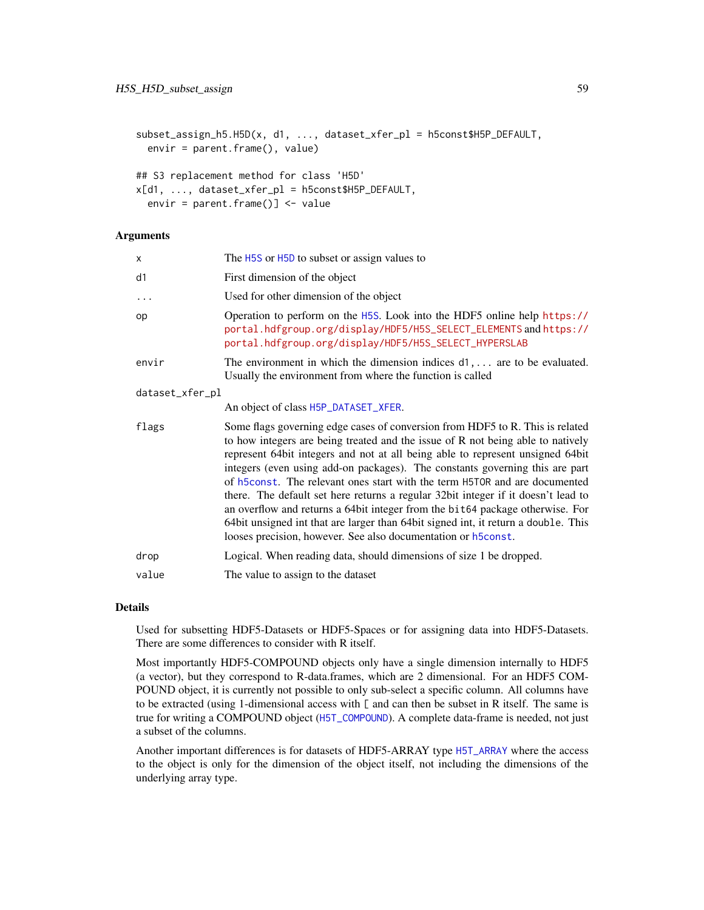```
subset_assign_h5.H5D(x, d1, ..., dataset_xfer_pl = h5const$H5P_DEFAULT,
  envir = parent.frame(), value)

## S3 replacement method for class 'H5D'
x[d1, ..., dataset_xfer_pl = h5const$H5P_DEFAULT,
  envir = parent.frame()] <- value
```

### Arguments

| | |
|---|---|
| x | The H5S or H5D to subset or assign values to |
| d1 | First dimension of the object |
| ... | Used for other dimension of the object |
| op | Operation to perform on the H5S. Look into the HDF5 online help https://portal.hdfgroup.org/display/HDF5/H5S_SELECT_ELEMENTS and https://portal.hdfgroup.org/display/HDF5/H5S_SELECT_HYPERSLAB |
| envir | The environment in which the dimension indices d1,... are to be evaluated. Usually the environment from where the function is called |
| dataset_xfer_pl | An object of class H5P_DATASET_XFER. |
| flags | Some flags governing edge cases of conversion from HDF5 to R. This is related to how integers are being treated and the issue of R not being able to natively represent 64bit integers and not at all being able to represent unsigned 64bit integers (even using add-on packages). The constants governing this are part of h5const. The relevant ones start with the term H5TOR and are documented there. The default set here returns a regular 32bit integer if it doesn't lead to an overflow and returns a 64bit integer from the bit64 package otherwise. For 64bit unsigned int that are larger than 64bit signed int, it return a double. This looses precision, however. See also documentation or h5const. |
| drop | Logical. When reading data, should dimensions of size 1 be dropped. |
| value | The value to assign to the dataset |

### Details

Used for subsetting HDF5-Datasets or HDF5-Spaces or for assigning data into HDF5-Datasets. There are some differences to consider with R itself.

Most importantly HDF5-COMPOUND objects only have a single dimension internally to HDF5 (a vector), but they correspond to R-data.frames, which are 2 dimensional. For an HDF5 COMPOUND object, it is currently not possible to only sub-select a specific column. All columns have to be extracted (using 1-dimensional access with [ and can then be subset in R itself. The same is true for writing a COMPOUND object (H5T_COMPOUND). A complete data-frame is needed, not just a subset of the columns.

Another important differences is for datasets of HDF5-ARRAY type H5T_ARRAY where the access to the object is only for the dimension of the object itself, not including the dimensions of the underlying array type.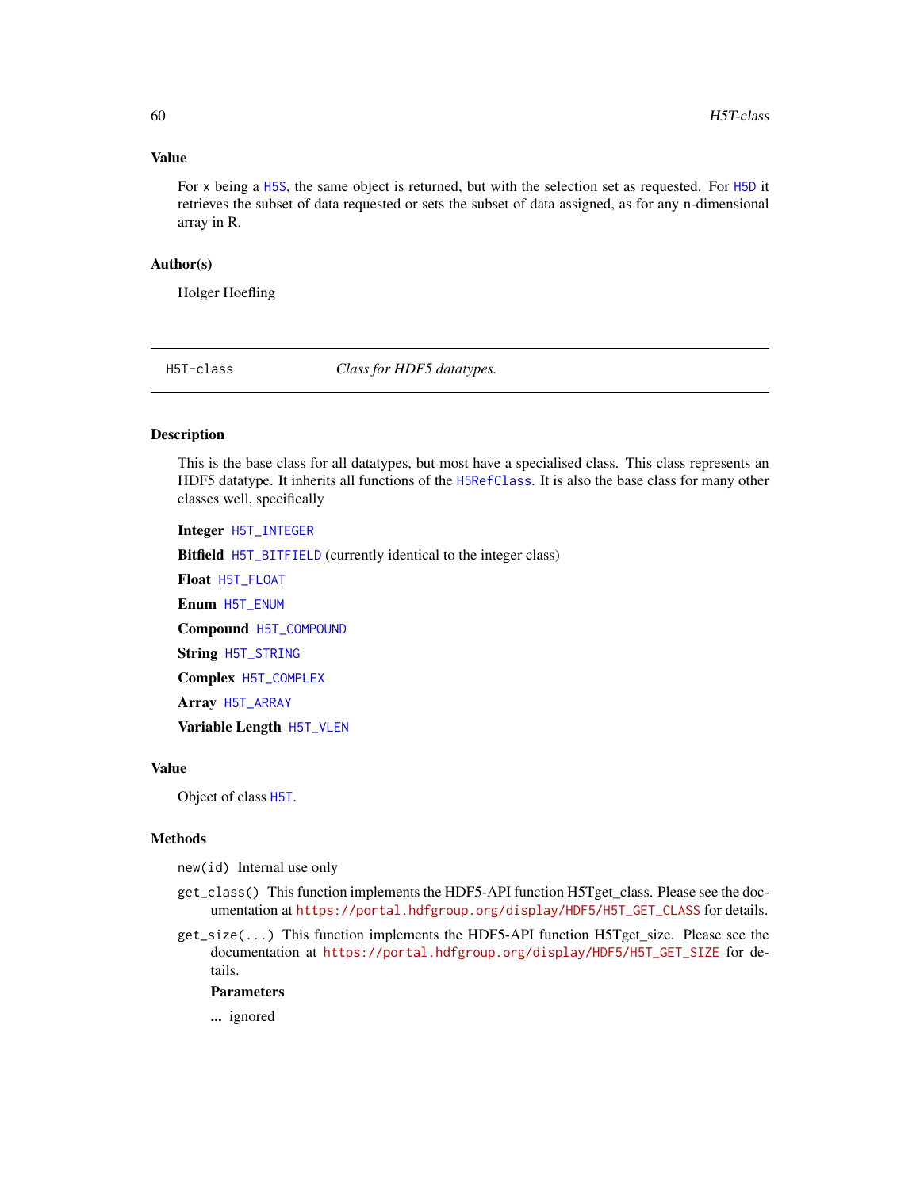### Value

For x being a H5S, the same object is returned, but with the selection set as requested. For H5D it retrieves the subset of data requested or sets the subset of data assigned, as for any n-dimensional array in R.

### Author(s)

Holger Hoefling

---

## H5T-class &nbsp;&nbsp;&nbsp;&nbsp; *Class for HDF5 datatypes.*

---

### Description

This is the base class for all datatypes, but most have a specialised class. This class represents an HDF5 datatype. It inherits all functions of the H5RefClass. It is also the base class for many other classes well, specifically

**Integer** H5T_INTEGER

**Bitfield** H5T_BITFIELD (currently identical to the integer class)

**Float** H5T_FLOAT

**Enum** H5T_ENUM

**Compound** H5T_COMPOUND

**String** H5T_STRING

**Complex** H5T_COMPLEX

**Array** H5T_ARRAY

**Variable Length** H5T_VLEN

### Value

Object of class H5T.

### Methods

`new(id)` Internal use only

`get_class()` This function implements the HDF5-API function H5Tget_class. Please see the documentation at https://portal.hdfgroup.org/display/HDF5/H5T_GET_CLASS for details.

`get_size(...)` This function implements the HDF5-API function H5Tget_size. Please see the documentation at https://portal.hdfgroup.org/display/HDF5/H5T_GET_SIZE for details.

**Parameters**

**...** ignored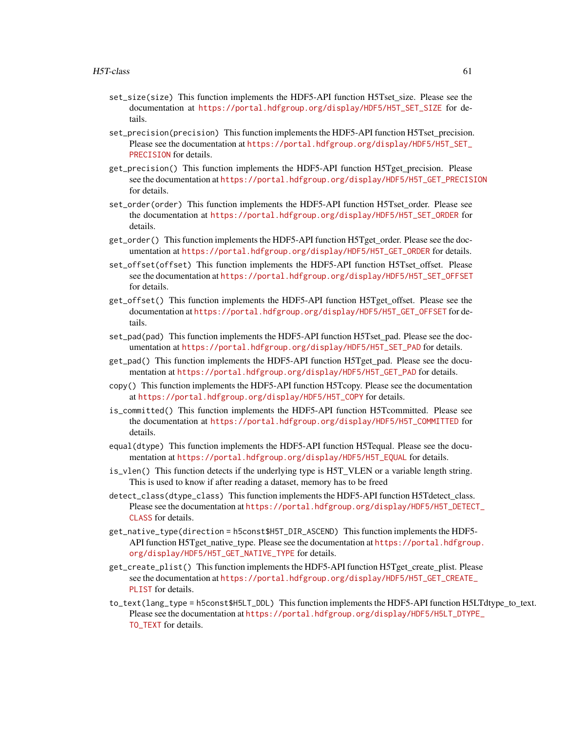`set_size(size)` This function implements the HDF5-API function H5Tset_size. Please see the documentation at https://portal.hdfgroup.org/display/HDF5/H5T_SET_SIZE for details.

`set_precision(precision)` This function implements the HDF5-API function H5Tset_precision. Please see the documentation at https://portal.hdfgroup.org/display/HDF5/H5T_SET_PRECISION for details.

`get_precision()` This function implements the HDF5-API function H5Tget_precision. Please see the documentation at https://portal.hdfgroup.org/display/HDF5/H5T_GET_PRECISION for details.

`set_order(order)` This function implements the HDF5-API function H5Tset_order. Please see the documentation at https://portal.hdfgroup.org/display/HDF5/H5T_SET_ORDER for details.

`get_order()` This function implements the HDF5-API function H5Tget_order. Please see the documentation at https://portal.hdfgroup.org/display/HDF5/H5T_GET_ORDER for details.

`set_offset(offset)` This function implements the HDF5-API function H5Tset_offset. Please see the documentation at https://portal.hdfgroup.org/display/HDF5/H5T_SET_OFFSET for details.

`get_offset()` This function implements the HDF5-API function H5Tget_offset. Please see the documentation at https://portal.hdfgroup.org/display/HDF5/H5T_GET_OFFSET for details.

`set_pad(pad)` This function implements the HDF5-API function H5Tset_pad. Please see the documentation at https://portal.hdfgroup.org/display/HDF5/H5T_SET_PAD for details.

`get_pad()` This function implements the HDF5-API function H5Tget_pad. Please see the documentation at https://portal.hdfgroup.org/display/HDF5/H5T_GET_PAD for details.

`copy()` This function implements the HDF5-API function H5Tcopy. Please see the documentation at https://portal.hdfgroup.org/display/HDF5/H5T_COPY for details.

`is_committed()` This function implements the HDF5-API function H5Tcommitted. Please see the documentation at https://portal.hdfgroup.org/display/HDF5/H5T_COMMITTED for details.

`equal(dtype)` This function implements the HDF5-API function H5Tequal. Please see the documentation at https://portal.hdfgroup.org/display/HDF5/H5T_EQUAL for details.

`is_vlen()` This function detects if the underlying type is H5T_VLEN or a variable length string. This is used to know if after reading a dataset, memory has to be freed

`detect_class(dtype_class)` This function implements the HDF5-API function H5Tdetect_class. Please see the documentation at https://portal.hdfgroup.org/display/HDF5/H5T_DETECT_CLASS for details.

`get_native_type(direction = h5const$H5T_DIR_ASCEND)` This function implements the HDF5-API function H5Tget_native_type. Please see the documentation at https://portal.hdfgroup.org/display/HDF5/H5T_GET_NATIVE_TYPE for details.

`get_create_plist()` This function implements the HDF5-API function H5Tget_create_plist. Please see the documentation at https://portal.hdfgroup.org/display/HDF5/H5T_GET_CREATE_PLIST for details.

`to_text(lang_type = h5const$H5LT_DDL)` This function implements the HDF5-API function H5LTdtype_to_text. Please see the documentation at https://portal.hdfgroup.org/display/HDF5/H5LT_DTYPE_TO_TEXT for details.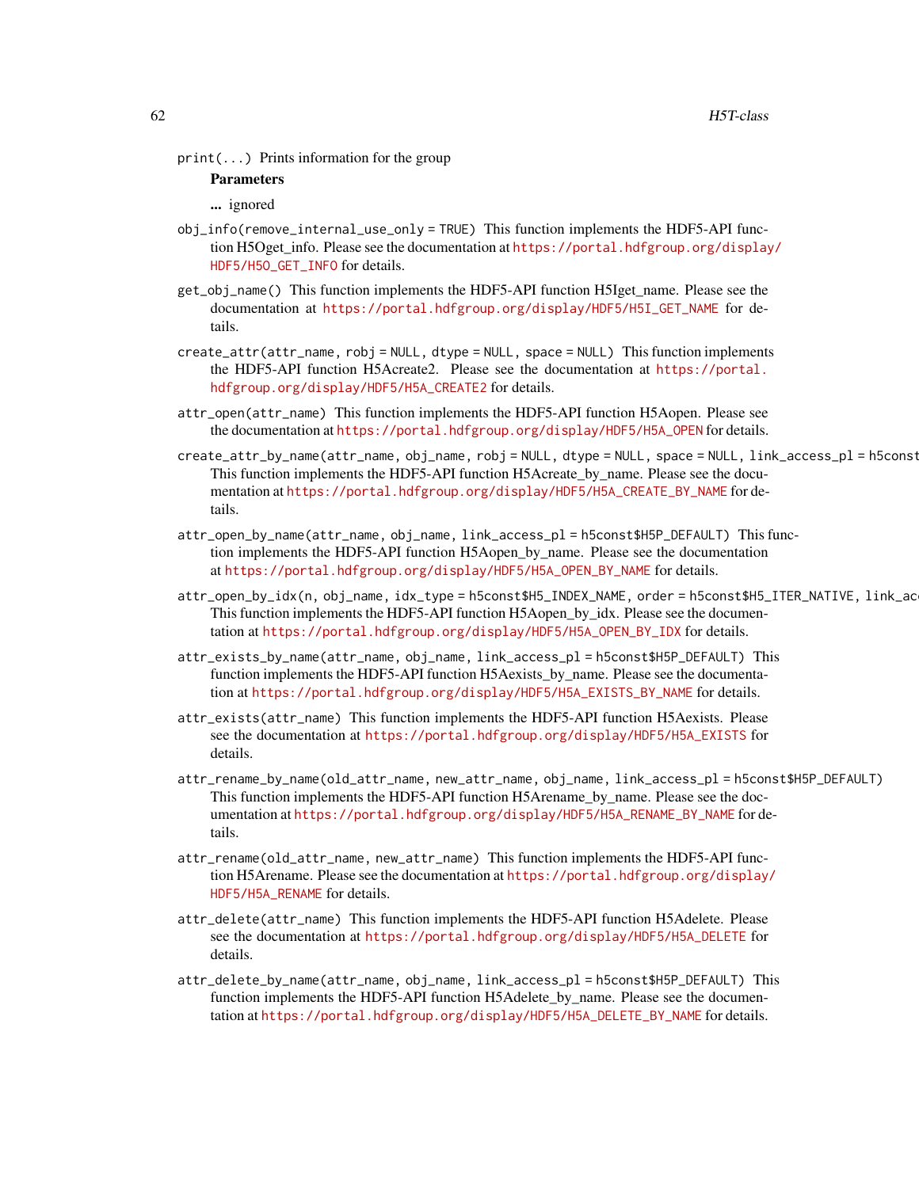`print(...)` Prints information for the group

**Parameters**

**...** ignored

`obj_info(remove_internal_use_only = TRUE)` This function implements the HDF5-API function H5Oget_info. Please see the documentation at https://portal.hdfgroup.org/display/HDF5/H5O_GET_INFO for details.

`get_obj_name()` This function implements the HDF5-API function H5Iget_name. Please see the documentation at https://portal.hdfgroup.org/display/HDF5/H5I_GET_NAME for details.

`create_attr(attr_name, robj = NULL, dtype = NULL, space = NULL)` This function implements the HDF5-API function H5Acreate2. Please see the documentation at https://portal.hdfgroup.org/display/HDF5/H5A_CREATE2 for details.

`attr_open(attr_name)` This function implements the HDF5-API function H5Aopen. Please see the documentation at https://portal.hdfgroup.org/display/HDF5/H5A_OPEN for details.

`create_attr_by_name(attr_name, obj_name, robj = NULL, dtype = NULL, space = NULL, link_access_pl = h5const`
This function implements the HDF5-API function H5Acreate_by_name. Please see the documentation at https://portal.hdfgroup.org/display/HDF5/H5A_CREATE_BY_NAME for details.

`attr_open_by_name(attr_name, obj_name, link_access_pl = h5const$H5P_DEFAULT)` This function implements the HDF5-API function H5Aopen_by_name. Please see the documentation at https://portal.hdfgroup.org/display/HDF5/H5A_OPEN_BY_NAME for details.

`attr_open_by_idx(n, obj_name, idx_type = h5const$H5_INDEX_NAME, order = h5const$H5_ITER_NATIVE, link_ac`
This function implements the HDF5-API function H5Aopen_by_idx. Please see the documentation at https://portal.hdfgroup.org/display/HDF5/H5A_OPEN_BY_IDX for details.

`attr_exists_by_name(attr_name, obj_name, link_access_pl = h5const$H5P_DEFAULT)` This function implements the HDF5-API function H5Aexists_by_name. Please see the documentation at https://portal.hdfgroup.org/display/HDF5/H5A_EXISTS_BY_NAME for details.

`attr_exists(attr_name)` This function implements the HDF5-API function H5Aexists. Please see the documentation at https://portal.hdfgroup.org/display/HDF5/H5A_EXISTS for details.

`attr_rename_by_name(old_attr_name, new_attr_name, obj_name, link_access_pl = h5const$H5P_DEFAULT)`
This function implements the HDF5-API function H5Arename_by_name. Please see the documentation at https://portal.hdfgroup.org/display/HDF5/H5A_RENAME_BY_NAME for details.

`attr_rename(old_attr_name, new_attr_name)` This function implements the HDF5-API function H5Arename. Please see the documentation at https://portal.hdfgroup.org/display/HDF5/H5A_RENAME for details.

`attr_delete(attr_name)` This function implements the HDF5-API function H5Adelete. Please see the documentation at https://portal.hdfgroup.org/display/HDF5/H5A_DELETE for details.

`attr_delete_by_name(attr_name, obj_name, link_access_pl = h5const$H5P_DEFAULT)` This function implements the HDF5-API function H5Adelete_by_name. Please see the documentation at https://portal.hdfgroup.org/display/HDF5/H5A_DELETE_BY_NAME for details.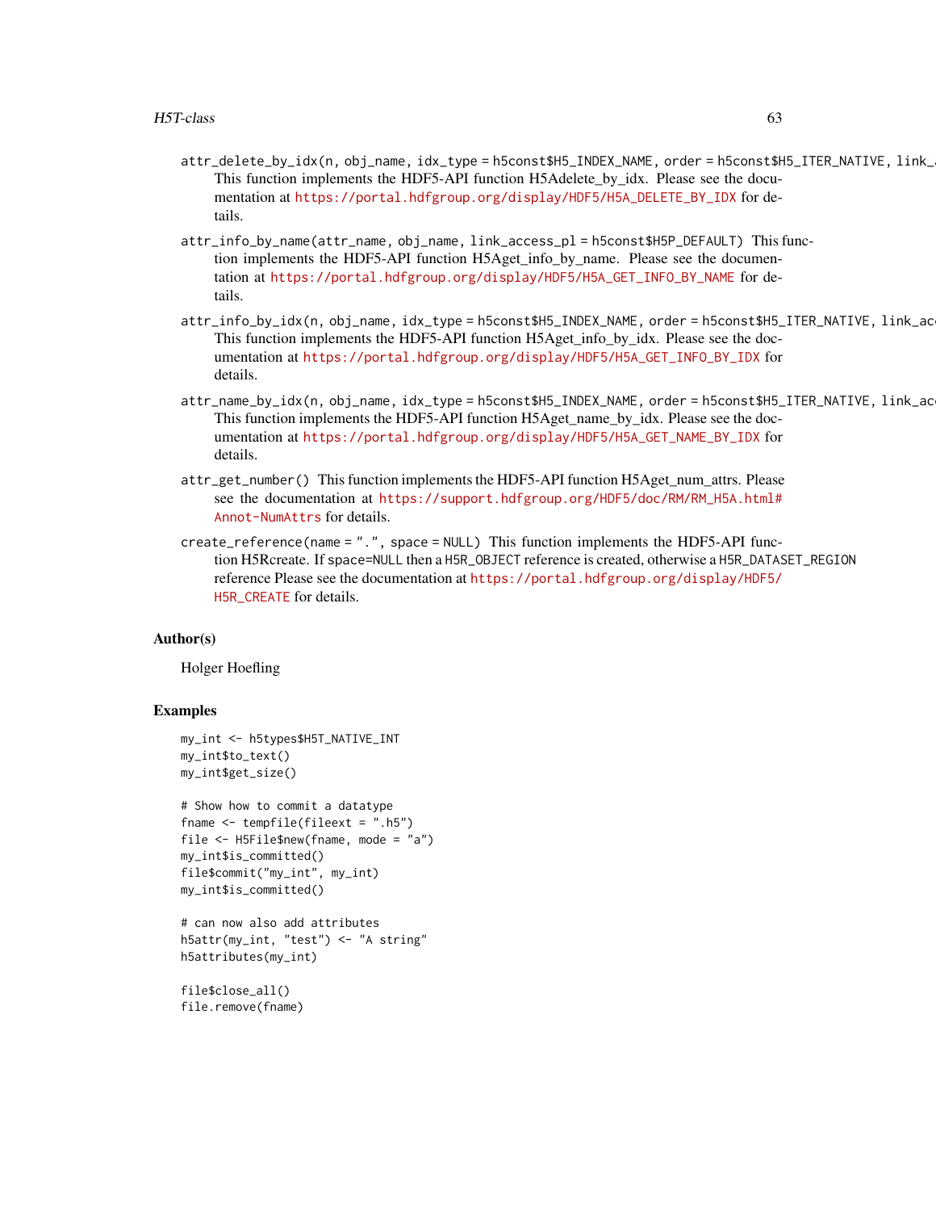`attr_delete_by_idx(n, obj_name, idx_type = h5const$H5_INDEX_NAME, order = h5const$H5_ITER_NATIVE, link_a`
: This function implements the HDF5-API function H5Adelete_by_idx. Please see the documentation at https://portal.hdfgroup.org/display/HDF5/H5A_DELETE_BY_IDX for details.

`attr_info_by_name(attr_name, obj_name, link_access_pl = h5const$H5P_DEFAULT)` This function implements the HDF5-API function H5Aget_info_by_name. Please see the documentation at https://portal.hdfgroup.org/display/HDF5/H5A_GET_INFO_BY_NAME for details.

`attr_info_by_idx(n, obj_name, idx_type = h5const$H5_INDEX_NAME, order = h5const$H5_ITER_NATIVE, link_acc`
: This function implements the HDF5-API function H5Aget_info_by_idx. Please see the documentation at https://portal.hdfgroup.org/display/HDF5/H5A_GET_INFO_BY_IDX for details.

`attr_name_by_idx(n, obj_name, idx_type = h5const$H5_INDEX_NAME, order = h5const$H5_ITER_NATIVE, link_acc`
: This function implements the HDF5-API function H5Aget_name_by_idx. Please see the documentation at https://portal.hdfgroup.org/display/HDF5/H5A_GET_NAME_BY_IDX for details.

`attr_get_number()` This function implements the HDF5-API function H5Aget_num_attrs. Please see the documentation at https://support.hdfgroup.org/HDF5/doc/RM/RM_H5A.html#Annot-NumAttrs for details.

`create_reference(name = ".", space = NULL)` This function implements the HDF5-API function H5Rcreate. If `space=NULL` then a `H5R_OBJECT` reference is created, otherwise a `H5R_DATASET_REGION` reference Please see the documentation at https://portal.hdfgroup.org/display/HDF5/H5R_CREATE for details.

## Author(s)

Holger Hoefling

## Examples

```
my_int <- h5types$H5T_NATIVE_INT
my_int$to_text()
my_int$get_size()

# Show how to commit a datatype
fname <- tempfile(fileext = ".h5")
file <- H5File$new(fname, mode = "a")
my_int$is_committed()
file$commit("my_int", my_int)
my_int$is_committed()

# can now also add attributes
h5attr(my_int, "test") <- "A string"
h5attributes(my_int)

file$close_all()
file.remove(fname)
```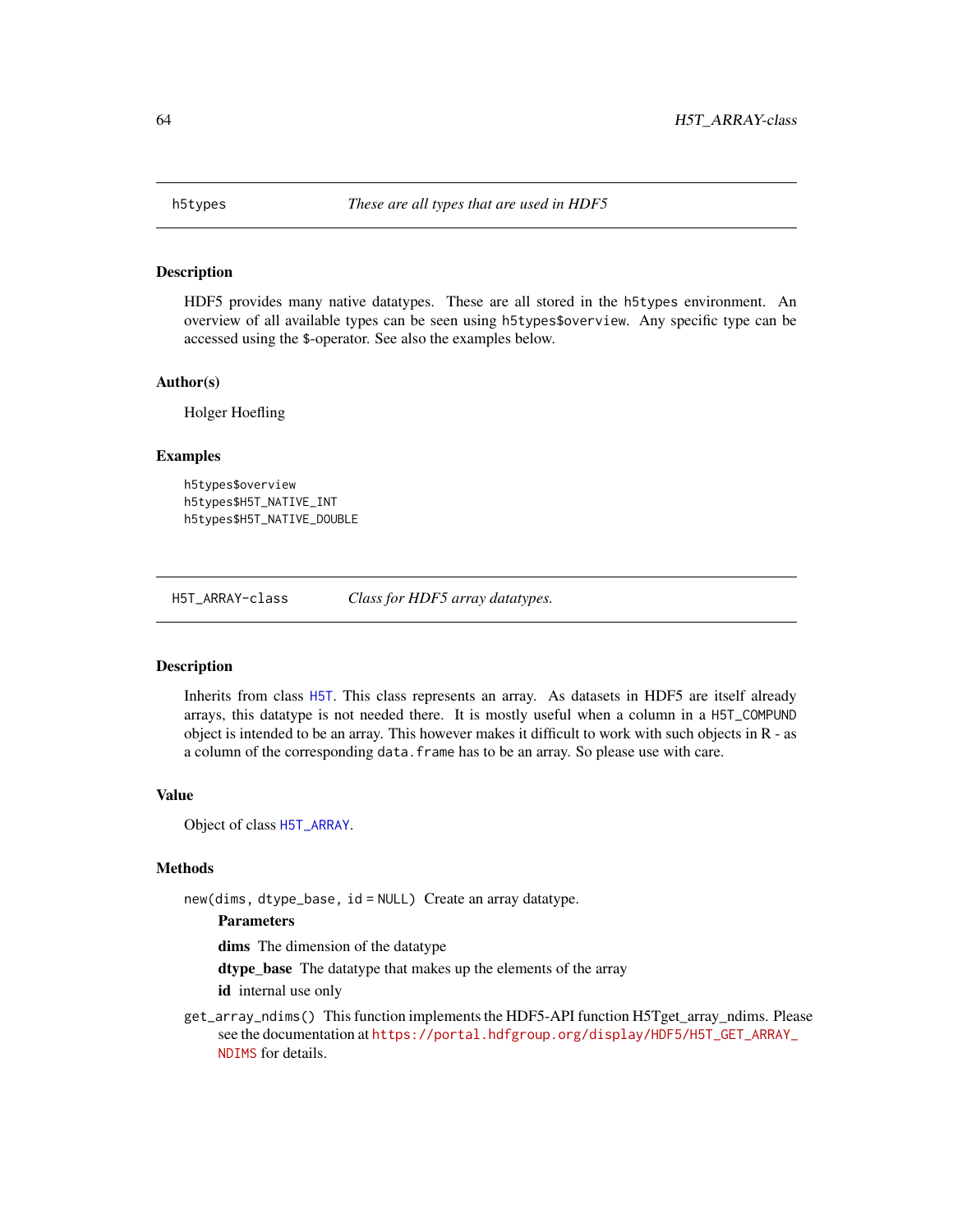## h5types — *These are all types that are used in HDF5*

### Description

HDF5 provides many native datatypes. These are all stored in the h5types environment. An overview of all available types can be seen using h5types$overview. Any specific type can be accessed using the $-operator. See also the examples below.

### Author(s)

Holger Hoefling

### Examples

```
h5types$overview
h5types$H5T_NATIVE_INT
h5types$H5T_NATIVE_DOUBLE
```

## H5T_ARRAY-class — *Class for HDF5 array datatypes.*

### Description

Inherits from class H5T. This class represents an array. As datasets in HDF5 are itself already arrays, this datatype is not needed there. It is mostly useful when a column in a H5T_COMPUND object is intended to be an array. This however makes it difficult to work with such objects in R - as a column of the corresponding data.frame has to be an array. So please use with care.

### Value

Object of class H5T_ARRAY.

### Methods

`new(dims, dtype_base, id = NULL)` Create an array datatype.

**Parameters**

- **dims** The dimension of the datatype
- **dtype_base** The datatype that makes up the elements of the array
- **id** internal use only

`get_array_ndims()` This function implements the HDF5-API function H5Tget_array_ndims. Please see the documentation at https://portal.hdfgroup.org/display/HDF5/H5T_GET_ARRAY_NDIMS for details.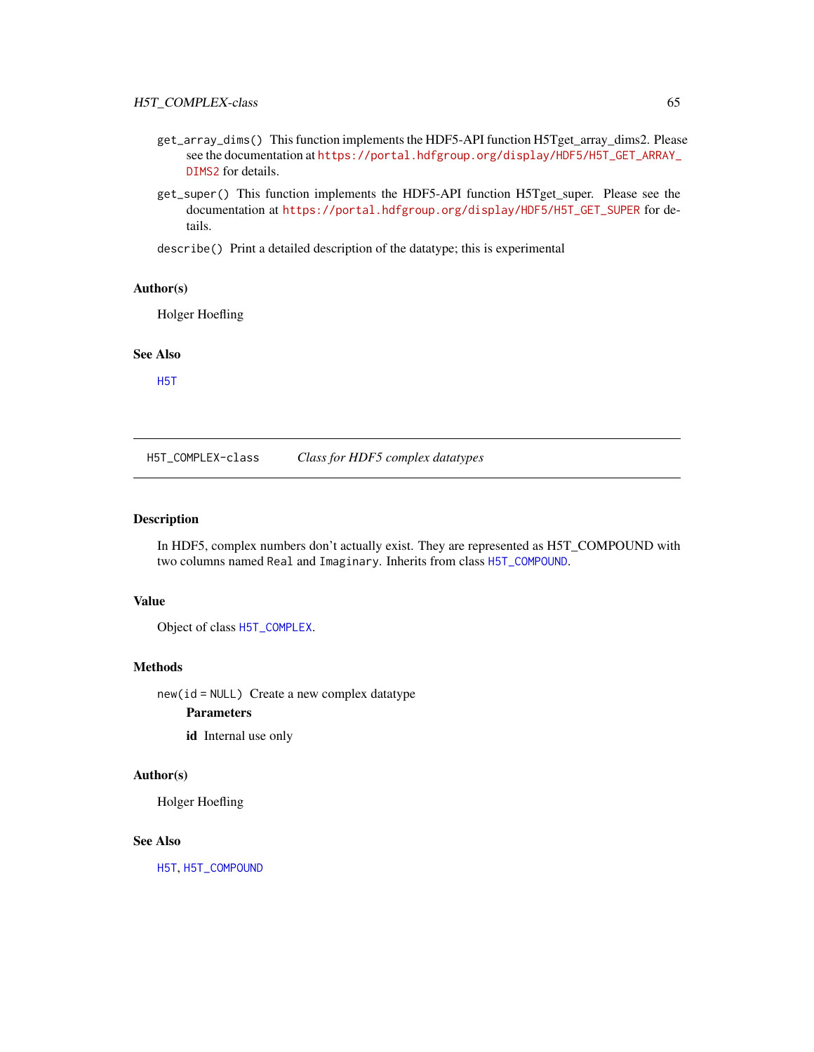`get_array_dims()` This function implements the HDF5-API function H5Tget_array_dims2. Please see the documentation at https://portal.hdfgroup.org/display/HDF5/H5T_GET_ARRAY_DIMS2 for details.

`get_super()` This function implements the HDF5-API function H5Tget_super. Please see the documentation at https://portal.hdfgroup.org/display/HDF5/H5T_GET_SUPER for details.

`describe()` Print a detailed description of the datatype; this is experimental

### Author(s)

Holger Hoefling

### See Also

H5T

---

## H5T_COMPLEX-class — *Class for HDF5 complex datatypes*

---

### Description

In HDF5, complex numbers don't actually exist. They are represented as H5T_COMPOUND with two columns named `Real` and `Imaginary`. Inherits from class H5T_COMPOUND.

### Value

Object of class H5T_COMPLEX.

### Methods

`new(id = NULL)` Create a new complex datatype

**Parameters**

**id** Internal use only

### Author(s)

Holger Hoefling

### See Also

H5T, H5T_COMPOUND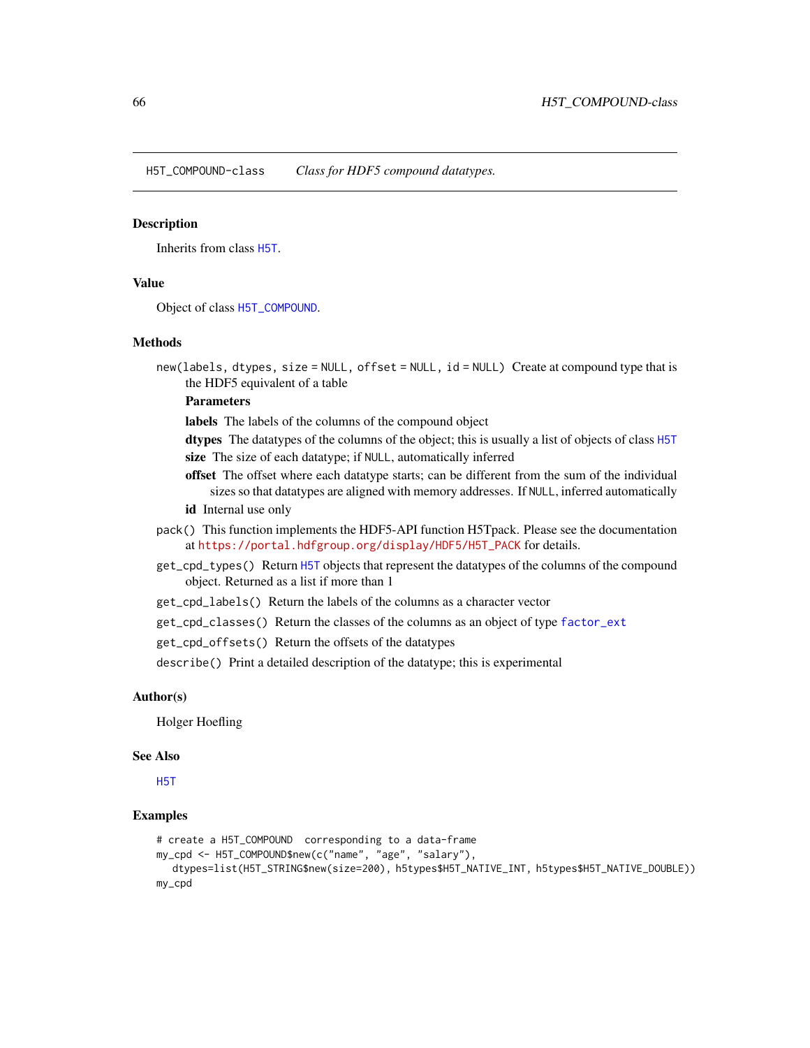H5T_COMPOUND-class *Class for HDF5 compound datatypes.*

## Description

Inherits from class H5T.

## Value

Object of class H5T_COMPOUND.

## Methods

`new(labels, dtypes, size = NULL, offset = NULL, id = NULL)` Create at compound type that is the HDF5 equivalent of a table

**Parameters**

- **labels** The labels of the columns of the compound object
- **dtypes** The datatypes of the columns of the object; this is usually a list of objects of class H5T
- **size** The size of each datatype; if NULL, automatically inferred
- **offset** The offset where each datatype starts; can be different from the sum of the individual sizes so that datatypes are aligned with memory addresses. If NULL, inferred automatically
- **id** Internal use only

`pack()` This function implements the HDF5-API function H5Tpack. Please see the documentation at https://portal.hdfgroup.org/display/HDF5/H5T_PACK for details.

`get_cpd_types()` Return H5T objects that represent the datatypes of the columns of the compound object. Returned as a list if more than 1

`get_cpd_labels()` Return the labels of the columns as a character vector

`get_cpd_classes()` Return the classes of the columns as an object of type factor_ext

`get_cpd_offsets()` Return the offsets of the datatypes

`describe()` Print a detailed description of the datatype; this is experimental

## Author(s)

Holger Hoefling

## See Also

H5T

## Examples

```
# create a H5T_COMPOUND  corresponding to a data-frame
my_cpd <- H5T_COMPOUND$new(c("name", "age", "salary"),
  dtypes=list(H5T_STRING$new(size=200), h5types$H5T_NATIVE_INT, h5types$H5T_NATIVE_DOUBLE))
my_cpd
```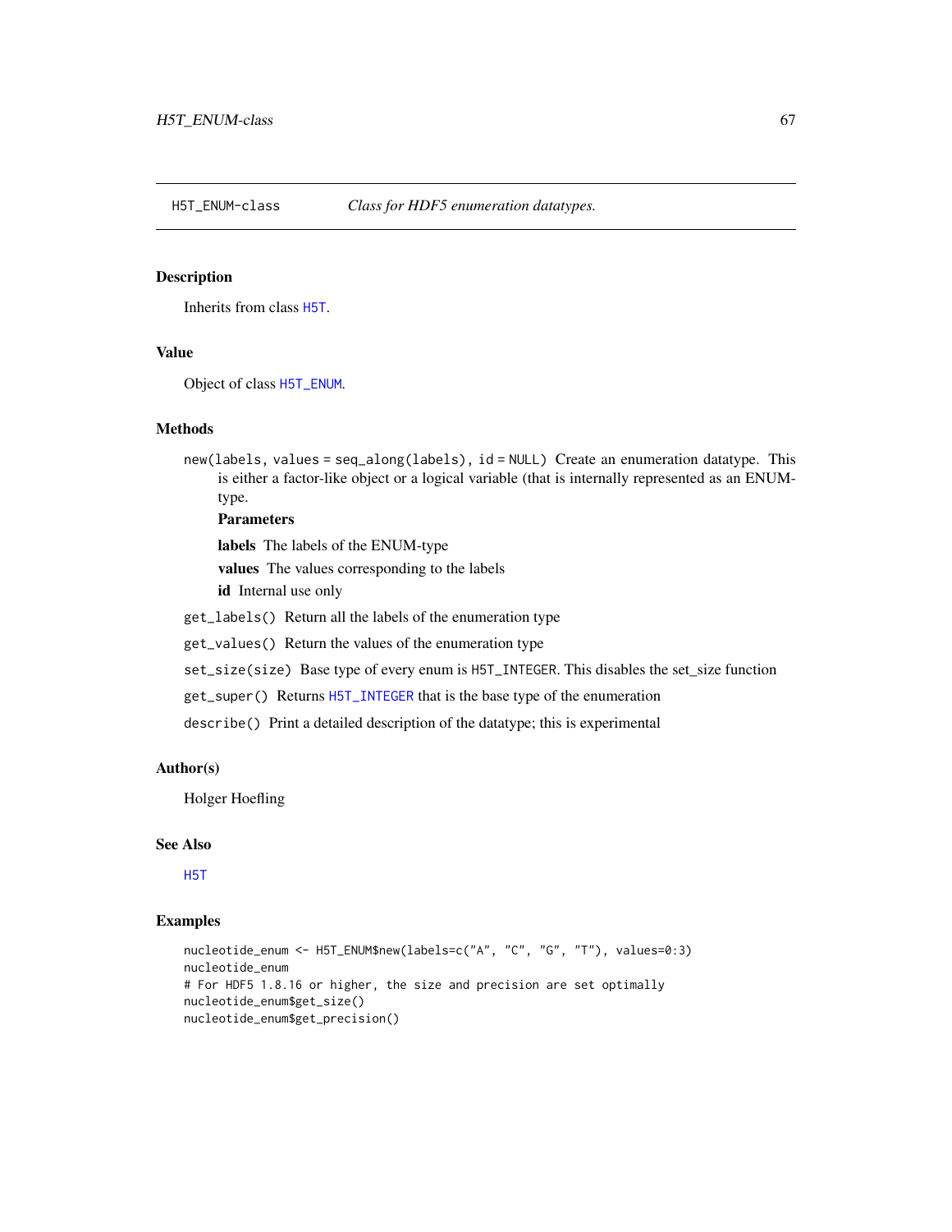## H5T_ENUM-class — *Class for HDF5 enumeration datatypes.*

### Description

Inherits from class H5T.

### Value

Object of class H5T_ENUM.

### Methods

`new(labels, values = seq_along(labels), id = NULL)` Create an enumeration datatype. This is either a factor-like object or a logical variable (that is internally represented as an ENUM-type.

**Parameters**

**labels** The labels of the ENUM-type

**values** The values corresponding to the labels

**id** Internal use only

`get_labels()` Return all the labels of the enumeration type

`get_values()` Return the values of the enumeration type

`set_size(size)` Base type of every enum is `H5T_INTEGER`. This disables the set_size function

`get_super()` Returns H5T_INTEGER that is the base type of the enumeration

`describe()` Print a detailed description of the datatype; this is experimental

### Author(s)

Holger Hoefling

### See Also

H5T

### Examples

```
nucleotide_enum <- H5T_ENUM$new(labels=c("A", "C", "G", "T"), values=0:3)
nucleotide_enum
# For HDF5 1.8.16 or higher, the size and precision are set optimally
nucleotide_enum$get_size()
nucleotide_enum$get_precision()
```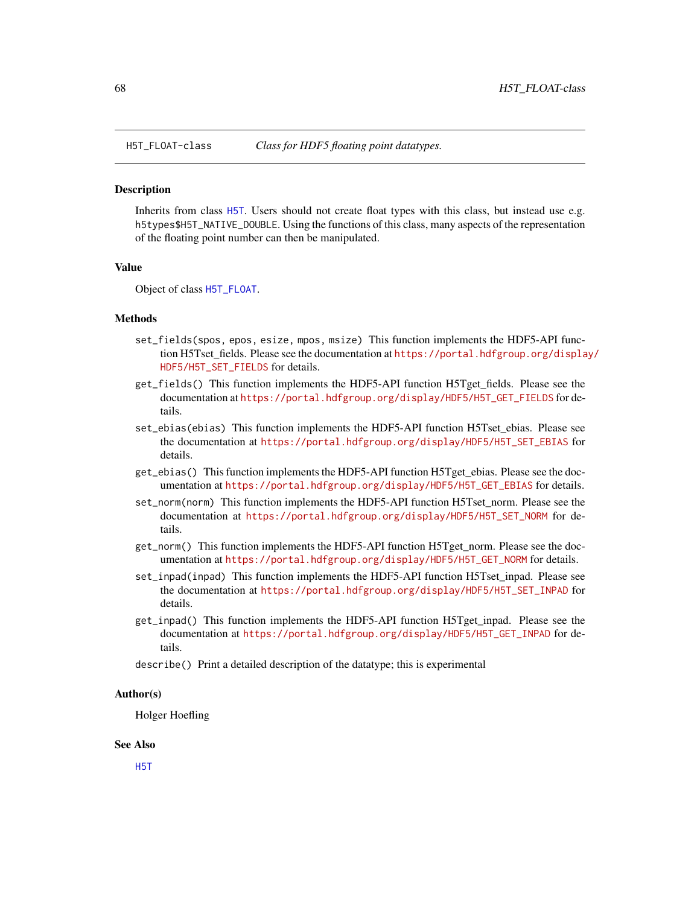## H5T_FLOAT-class *Class for HDF5 floating point datatypes.*

### Description

Inherits from class H5T. Users should not create float types with this class, but instead use e.g. `h5types$H5T_NATIVE_DOUBLE`. Using the functions of this class, many aspects of the representation of the floating point number can then be manipulated.

### Value

Object of class H5T_FLOAT.

### Methods

`set_fields(spos, epos, esize, mpos, msize)` This function implements the HDF5-API function H5Tset_fields. Please see the documentation at https://portal.hdfgroup.org/display/HDF5/H5T_SET_FIELDS for details.

`get_fields()` This function implements the HDF5-API function H5Tget_fields. Please see the documentation at https://portal.hdfgroup.org/display/HDF5/H5T_GET_FIELDS for details.

`set_ebias(ebias)` This function implements the HDF5-API function H5Tset_ebias. Please see the documentation at https://portal.hdfgroup.org/display/HDF5/H5T_SET_EBIAS for details.

`get_ebias()` This function implements the HDF5-API function H5Tget_ebias. Please see the documentation at https://portal.hdfgroup.org/display/HDF5/H5T_GET_EBIAS for details.

`set_norm(norm)` This function implements the HDF5-API function H5Tset_norm. Please see the documentation at https://portal.hdfgroup.org/display/HDF5/H5T_SET_NORM for details.

`get_norm()` This function implements the HDF5-API function H5Tget_norm. Please see the documentation at https://portal.hdfgroup.org/display/HDF5/H5T_GET_NORM for details.

`set_inpad(inpad)` This function implements the HDF5-API function H5Tset_inpad. Please see the documentation at https://portal.hdfgroup.org/display/HDF5/H5T_SET_INPAD for details.

`get_inpad()` This function implements the HDF5-API function H5Tget_inpad. Please see the documentation at https://portal.hdfgroup.org/display/HDF5/H5T_GET_INPAD for details.

`describe()` Print a detailed description of the datatype; this is experimental

### Author(s)

Holger Hoefling

### See Also

H5T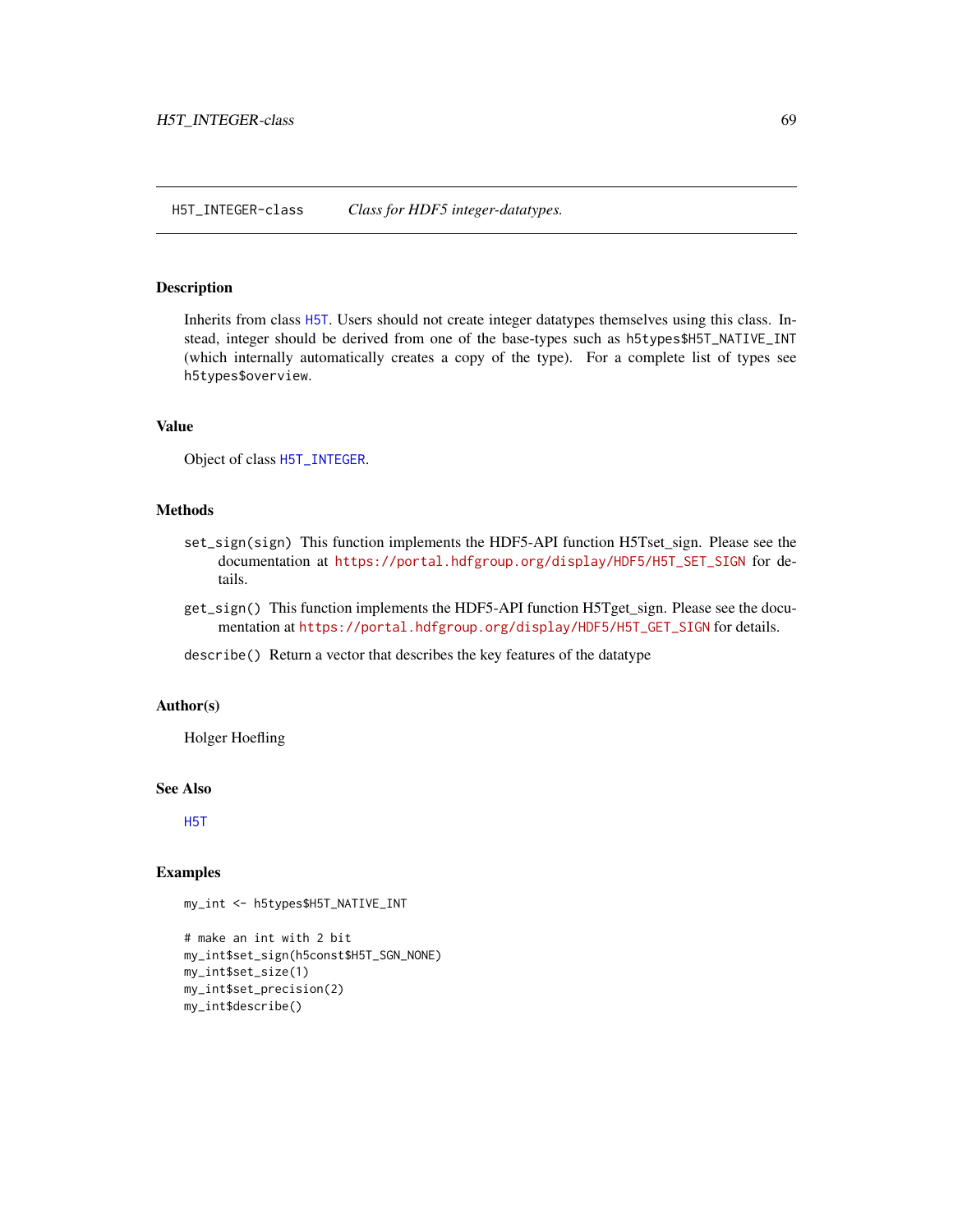# H5T_INTEGER-class — *Class for HDF5 integer-datatypes.*

## Description

Inherits from class H5T. Users should not create integer datatypes themselves using this class. Instead, integer should be derived from one of the base-types such as `h5types$H5T_NATIVE_INT` (which internally automatically creates a copy of the type). For a complete list of types see `h5types$overview`.

## Value

Object of class H5T_INTEGER.

## Methods

`set_sign(sign)` This function implements the HDF5-API function H5Tset_sign. Please see the documentation at https://portal.hdfgroup.org/display/HDF5/H5T_SET_SIGN for details.

`get_sign()` This function implements the HDF5-API function H5Tget_sign. Please see the documentation at https://portal.hdfgroup.org/display/HDF5/H5T_GET_SIGN for details.

`describe()` Return a vector that describes the key features of the datatype

## Author(s)

Holger Hoefling

## See Also

H5T

## Examples

```
my_int <- h5types$H5T_NATIVE_INT

# make an int with 2 bit
my_int$set_sign(h5const$H5T_SGN_NONE)
my_int$set_size(1)
my_int$set_precision(2)
my_int$describe()
```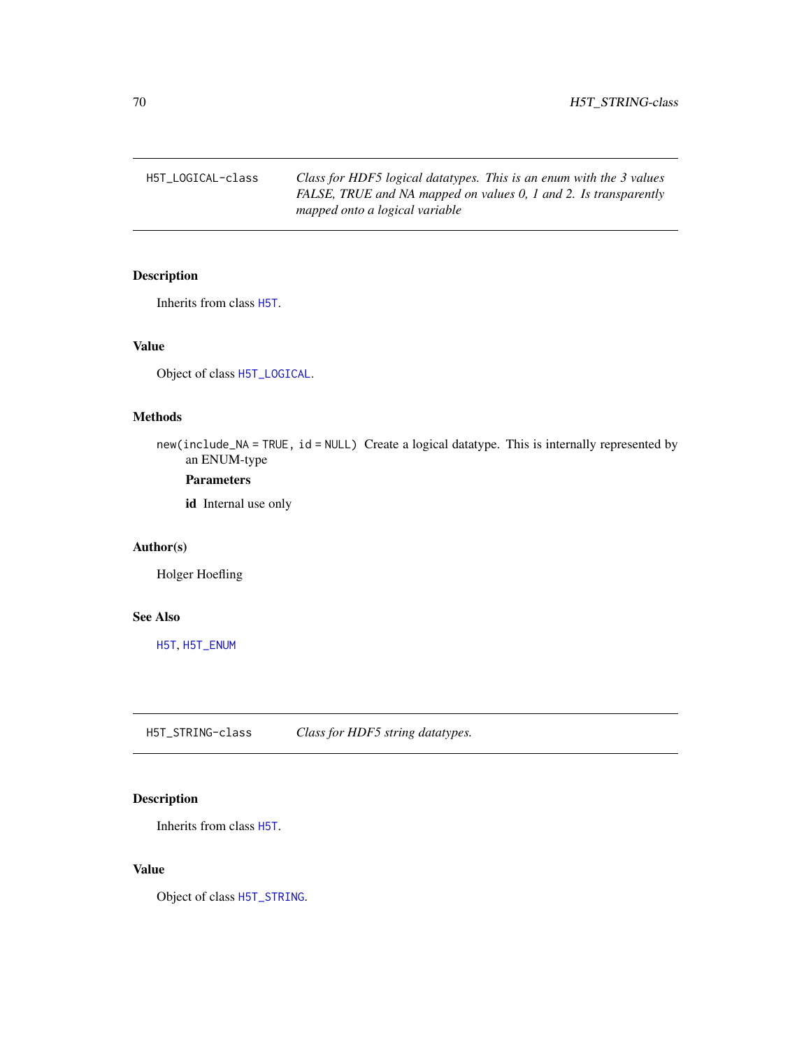## H5T_LOGICAL-class — *Class for HDF5 logical datatypes. This is an enum with the 3 values FALSE, TRUE and NA mapped on values 0, 1 and 2. Is transparently mapped onto a logical variable*

### Description

Inherits from class H5T.

### Value

Object of class H5T_LOGICAL.

### Methods

`new(include_NA = TRUE, id = NULL)` Create a logical datatype. This is internally represented by an ENUM-type

**Parameters**

**id** Internal use only

### Author(s)

Holger Hoefling

### See Also

H5T, H5T_ENUM

## H5T_STRING-class — *Class for HDF5 string datatypes.*

### Description

Inherits from class H5T.

### Value

Object of class H5T_STRING.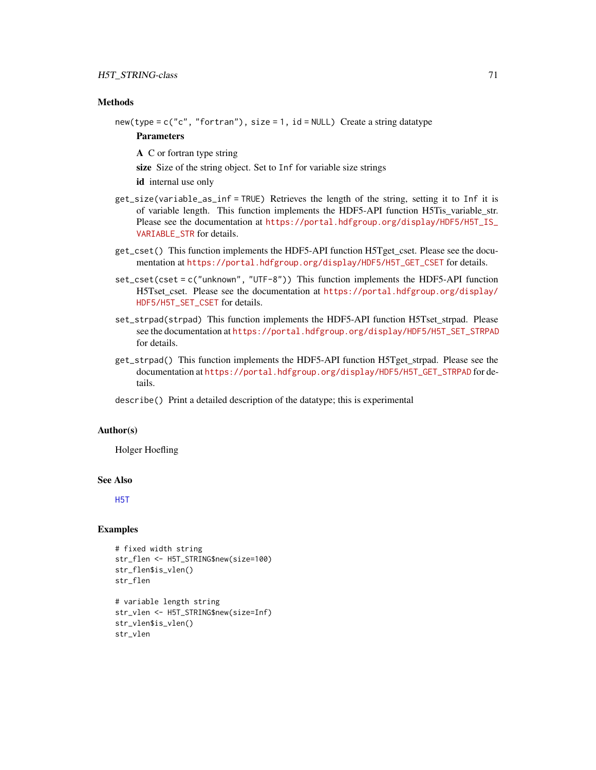## Methods

`new(type = c("c", "fortran"), size = 1, id = NULL)` Create a string datatype

**Parameters**

**A** C or fortran type string

**size** Size of the string object. Set to `Inf` for variable size strings

**id** internal use only

`get_size(variable_as_inf = TRUE)` Retrieves the length of the string, setting it to `Inf` it is of variable length. This function implements the HDF5-API function H5Tis_variable_str. Please see the documentation at https://portal.hdfgroup.org/display/HDF5/H5T_IS_VARIABLE_STR for details.

`get_cset()` This function implements the HDF5-API function H5Tget_cset. Please see the documentation at https://portal.hdfgroup.org/display/HDF5/H5T_GET_CSET for details.

`set_cset(cset = c("unknown", "UTF-8"))` This function implements the HDF5-API function H5Tset_cset. Please see the documentation at https://portal.hdfgroup.org/display/HDF5/H5T_SET_CSET for details.

`set_strpad(strpad)` This function implements the HDF5-API function H5Tset_strpad. Please see the documentation at https://portal.hdfgroup.org/display/HDF5/H5T_SET_STRPAD for details.

`get_strpad()` This function implements the HDF5-API function H5Tget_strpad. Please see the documentation at https://portal.hdfgroup.org/display/HDF5/H5T_GET_STRPAD for details.

`describe()` Print a detailed description of the datatype; this is experimental

## Author(s)

Holger Hoefling

## See Also

H5T

## Examples

```
# fixed width string
str_flen <- H5T_STRING$new(size=100)
str_flen$is_vlen()
str_flen

# variable length string
str_vlen <- H5T_STRING$new(size=Inf)
str_vlen$is_vlen()
str_vlen
```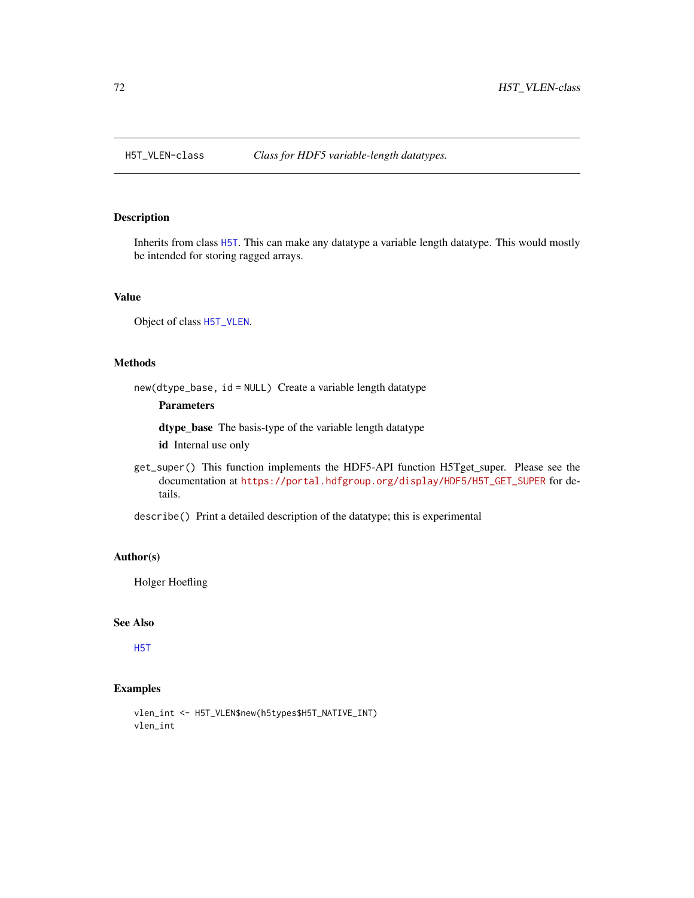# H5T_VLEN-class    *Class for HDF5 variable-length datatypes.*

## Description

Inherits from class H5T. This can make any datatype a variable length datatype. This would mostly be intended for storing ragged arrays.

## Value

Object of class H5T_VLEN.

## Methods

`new(dtype_base, id = NULL)` Create a variable length datatype

**Parameters**

**dtype_base** The basis-type of the variable length datatype

**id** Internal use only

`get_super()` This function implements the HDF5-API function H5Tget_super. Please see the documentation at https://portal.hdfgroup.org/display/HDF5/H5T_GET_SUPER for details.

`describe()` Print a detailed description of the datatype; this is experimental

## Author(s)

Holger Hoefling

## See Also

H5T

## Examples

```
vlen_int <- H5T_VLEN$new(h5types$H5T_NATIVE_INT)
vlen_int
```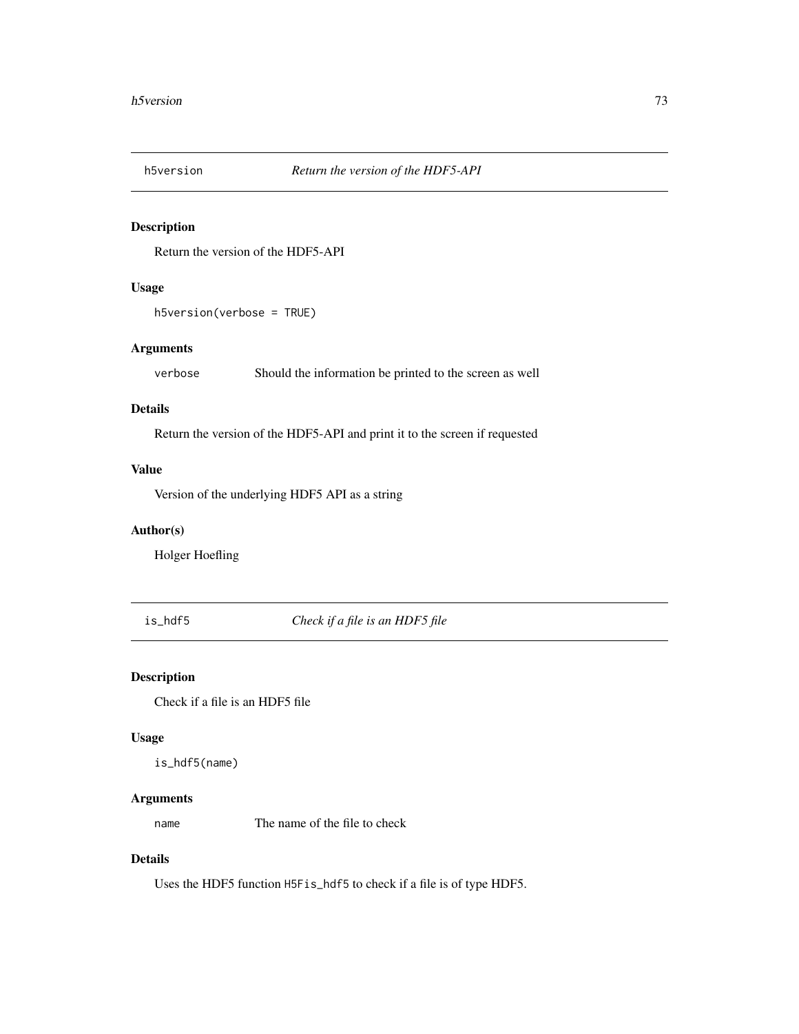## h5version — *Return the version of the HDF5-API*

### Description

Return the version of the HDF5-API

### Usage

```
h5version(verbose = TRUE)
```

### Arguments

| | |
|---|---|
| `verbose` | Should the information be printed to the screen as well |

### Details

Return the version of the HDF5-API and print it to the screen if requested

### Value

Version of the underlying HDF5 API as a string

### Author(s)

Holger Hoefling

## is_hdf5 — *Check if a file is an HDF5 file*

### Description

Check if a file is an HDF5 file

### Usage

```
is_hdf5(name)
```

### Arguments

| | |
|---|---|
| `name` | The name of the file to check |

### Details

Uses the HDF5 function `H5Fis_hdf5` to check if a file is of type HDF5.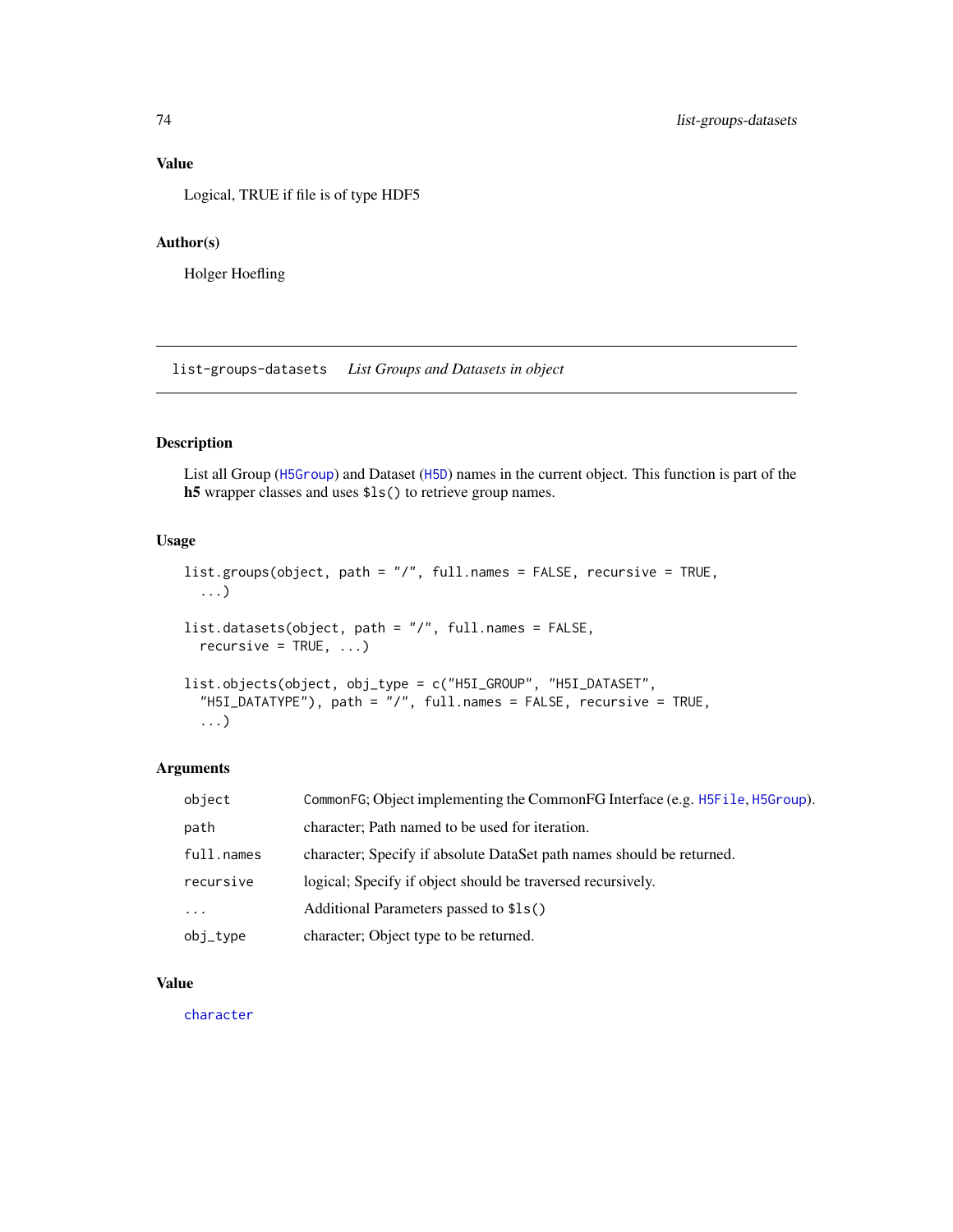### Value

Logical, TRUE if file is of type HDF5

### Author(s)

Holger Hoefling

---

## list-groups-datasets *List Groups and Datasets in object*

### Description

List all Group (H5Group) and Dataset (H5D) names in the current object. This function is part of the **h5** wrapper classes and uses `$ls()` to retrieve group names.

### Usage

```
list.groups(object, path = "/", full.names = FALSE, recursive = TRUE,
  ...)

list.datasets(object, path = "/", full.names = FALSE,
  recursive = TRUE, ...)

list.objects(object, obj_type = c("H5I_GROUP", "H5I_DATASET",
  "H5I_DATATYPE"), path = "/", full.names = FALSE, recursive = TRUE,
  ...)
```

### Arguments

| | |
|---|---|
| `object` | `CommonFG`; Object implementing the CommonFG Interface (e.g. `H5File`, `H5Group`). |
| `path` | character; Path named to be used for iteration. |
| `full.names` | character; Specify if absolute DataSet path names should be returned. |
| `recursive` | logical; Specify if object should be traversed recursively. |
| `...` | Additional Parameters passed to `$ls()` |
| `obj_type` | character; Object type to be returned. |

### Value

`character`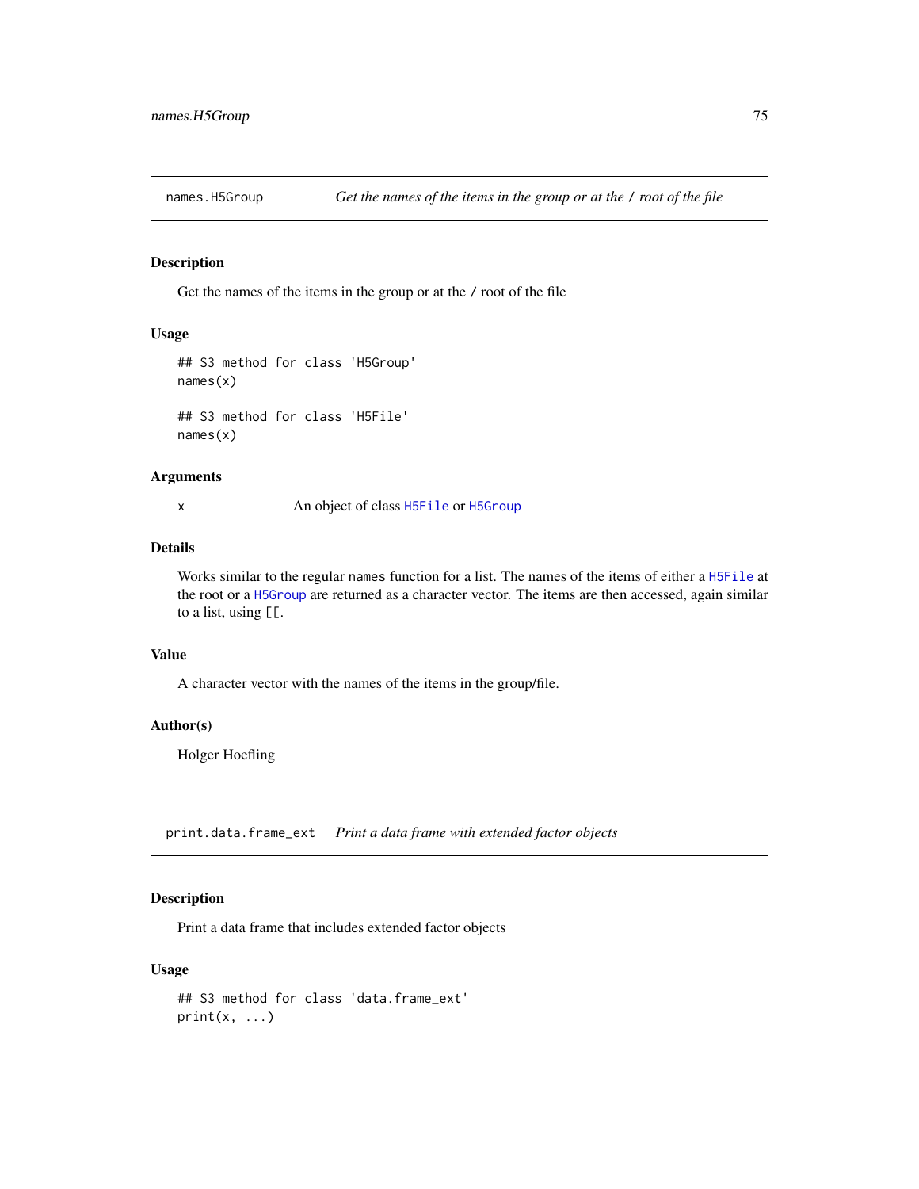## names.H5Group — *Get the names of the items in the group or at the / root of the file*

### Description

Get the names of the items in the group or at the / root of the file

### Usage

```
## S3 method for class 'H5Group'
names(x)

## S3 method for class 'H5File'
names(x)
```

### Arguments

| | |
|---|---|
| x | An object of class H5File or H5Group |

### Details

Works similar to the regular names function for a list. The names of the items of either a H5File at the root or a H5Group are returned as a character vector. The items are then accessed, again similar to a list, using [[.

### Value

A character vector with the names of the items in the group/file.

### Author(s)

Holger Hoefling

## print.data.frame_ext — *Print a data frame with extended factor objects*

### Description

Print a data frame that includes extended factor objects

### Usage

```
## S3 method for class 'data.frame_ext'
print(x, ...)
```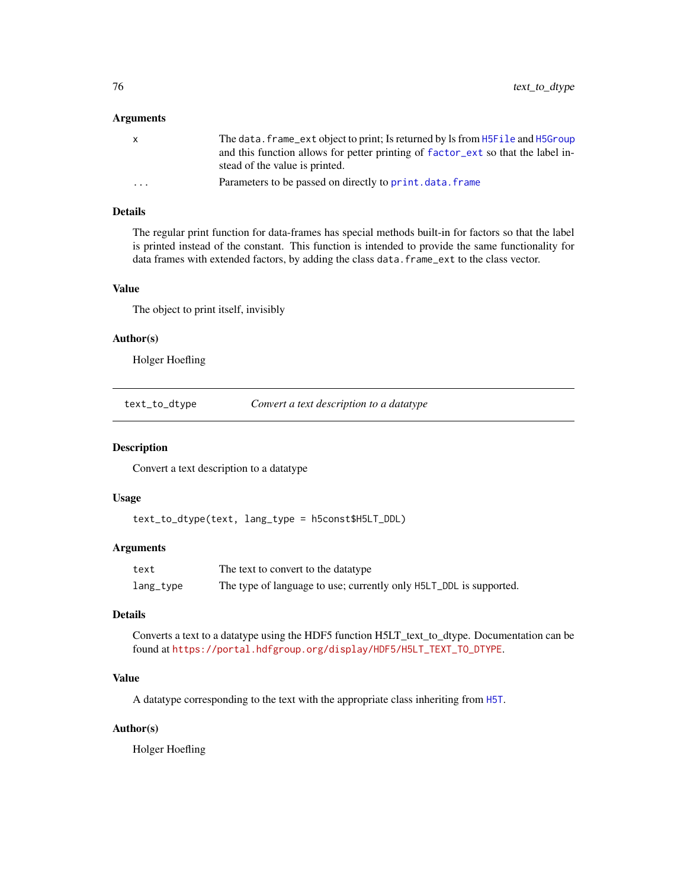### Arguments

| | |
|---|---|
| x | The `data.frame_ext` object to print; Is returned by ls from `H5File` and `H5Group` and this function allows for petter printing of `factor_ext` so that the label instead of the value is printed. |
| ... | Parameters to be passed on directly to `print.data.frame` |

### Details

The regular print function for data-frames has special methods built-in for factors so that the label is printed instead of the constant. This function is intended to provide the same functionality for data frames with extended factors, by adding the class `data.frame_ext` to the class vector.

### Value

The object to print itself, invisibly

### Author(s)

Holger Hoefling

---

## `text_to_dtype` — *Convert a text description to a datatype*

---

### Description

Convert a text description to a datatype

### Usage

```
text_to_dtype(text, lang_type = h5const$H5LT_DDL)
```

### Arguments

| | |
|---|---|
| text | The text to convert to the datatype |
| lang_type | The type of language to use; currently only `H5LT_DDL` is supported. |

### Details

Converts a text to a datatype using the HDF5 function H5LT_text_to_dtype. Documentation can be found at https://portal.hdfgroup.org/display/HDF5/H5LT_TEXT_TO_DTYPE.

### Value

A datatype corresponding to the text with the appropriate class inheriting from `H5T`.

### Author(s)

Holger Hoefling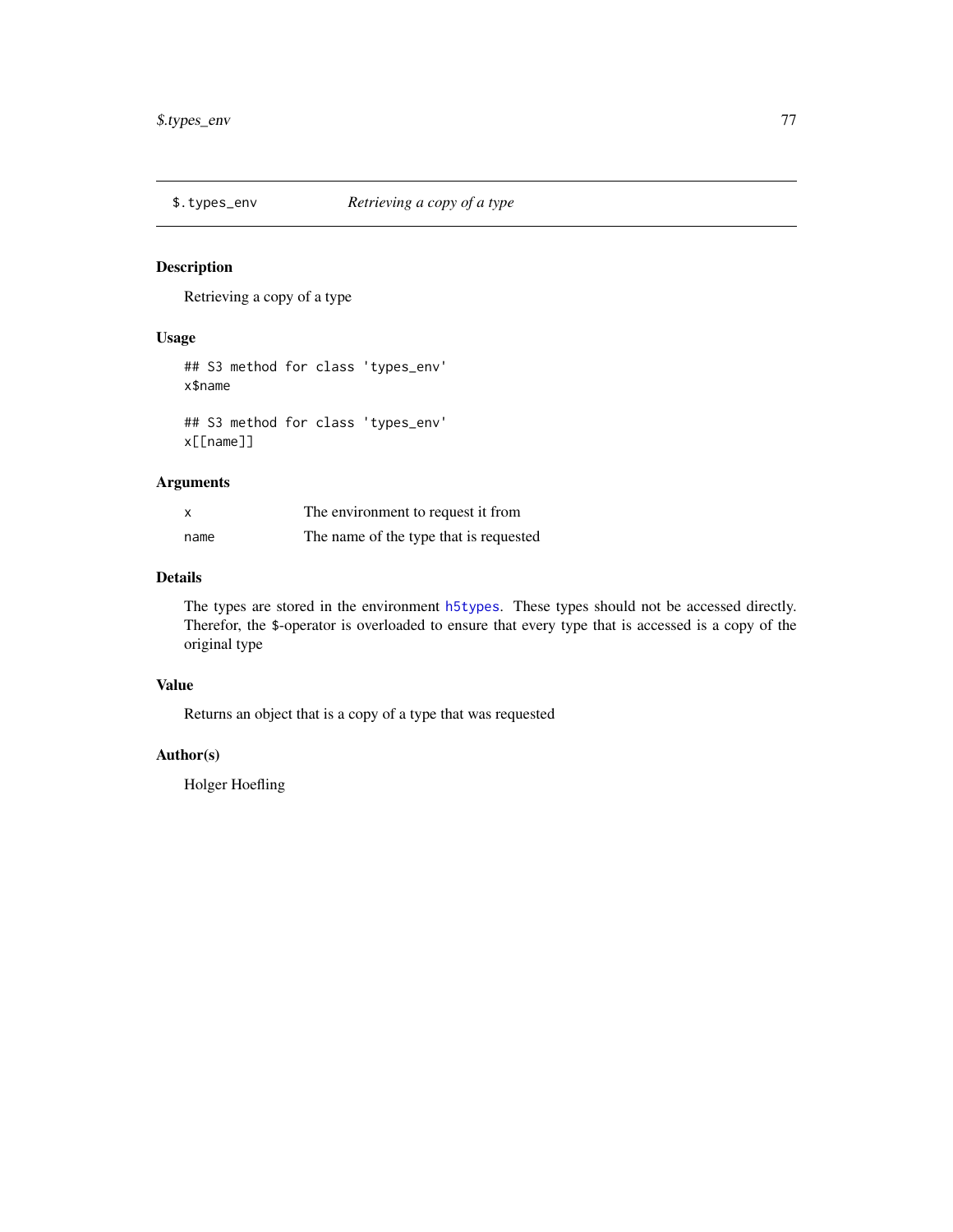## $.types_env — *Retrieving a copy of a type*

### Description

Retrieving a copy of a type

### Usage

```
## S3 method for class 'types_env'
x$name

## S3 method for class 'types_env'
x[[name]]
```

### Arguments

| | |
|---|---|
| x | The environment to request it from |
| name | The name of the type that is requested |

### Details

The types are stored in the environment `h5types`. These types should not be accessed directly. Therefor, the $-operator is overloaded to ensure that every type that is accessed is a copy of the original type

### Value

Returns an object that is a copy of a type that was requested

### Author(s)

Holger Hoefling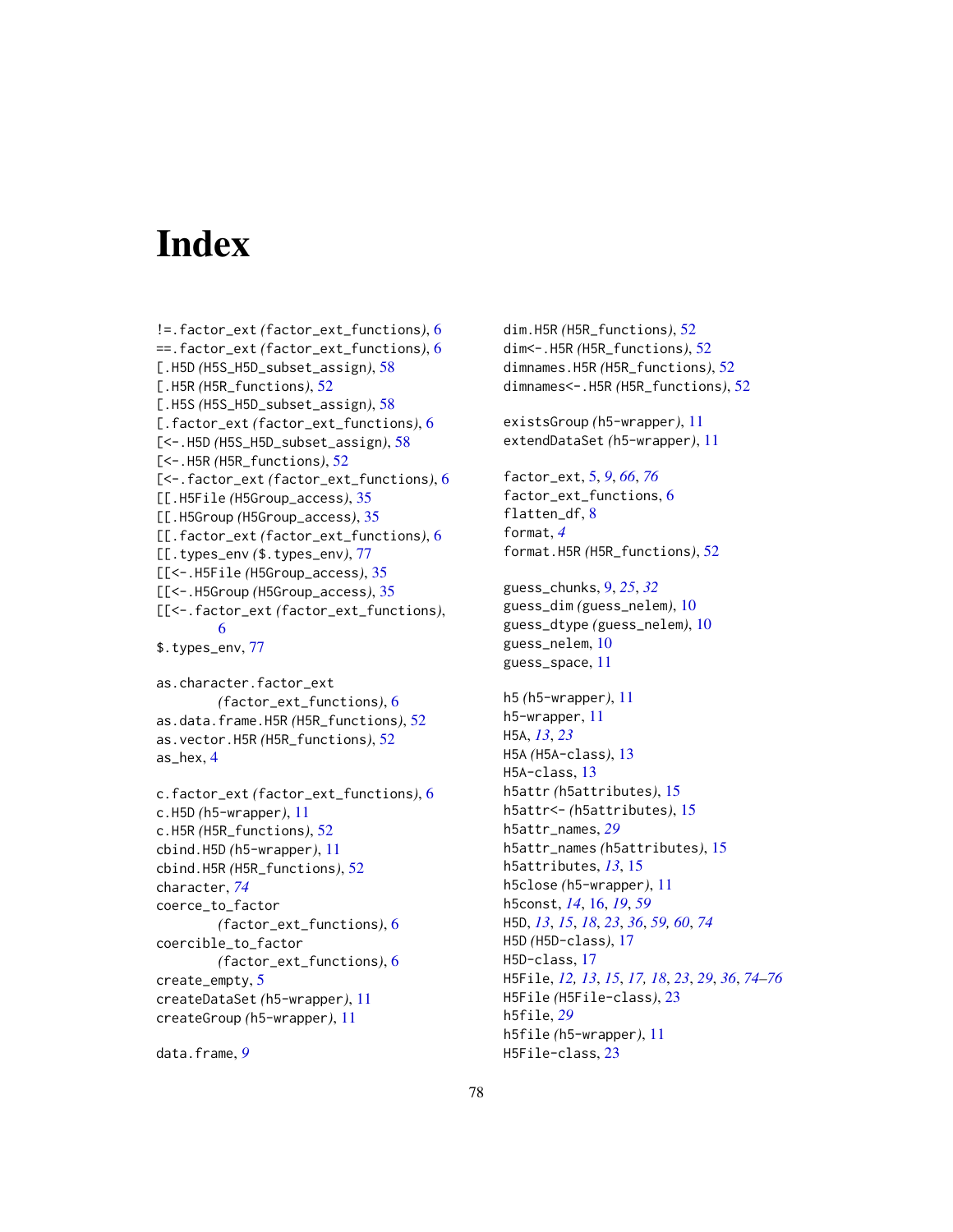# Index

!=.factor_ext *(factor_ext_functions)*, 6
==.factor_ext *(factor_ext_functions)*, 6
[.H5D *(H5S_H5D_subset_assign)*, 58
[.H5R *(H5R_functions)*, 52
[.H5S *(H5S_H5D_subset_assign)*, 58
[.factor_ext *(factor_ext_functions)*, 6
[<-.H5D *(H5S_H5D_subset_assign)*, 58
[<-.H5R *(H5R_functions)*, 52
[<-.factor_ext *(factor_ext_functions)*, 6
[[.H5File *(H5Group_access)*, 35
[[.H5Group *(H5Group_access)*, 35
[[.factor_ext *(factor_ext_functions)*, 6
[[.types_env *($.types_env)*, 77
[[<-.H5File *(H5Group_access)*, 35
[[<-.H5Group *(H5Group_access)*, 35
[[<-.factor_ext *(factor_ext_functions)*, 6
$.types_env, 77

as.character.factor_ext *(factor_ext_functions)*, 6
as.data.frame.H5R *(H5R_functions)*, 52
as.vector.H5R *(H5R_functions)*, 52
as_hex, 4

c.factor_ext *(factor_ext_functions)*, 6
c.H5D *(h5-wrapper)*, 11
c.H5R *(H5R_functions)*, 52
cbind.H5D *(h5-wrapper)*, 11
cbind.H5R *(H5R_functions)*, 52
character, *74*
coerce_to_factor *(factor_ext_functions)*, 6
coercible_to_factor *(factor_ext_functions)*, 6
create_empty, 5
createDataSet *(h5-wrapper)*, 11
createGroup *(h5-wrapper)*, 11

data.frame, *9*
dim.H5R *(H5R_functions)*, 52
dim<-.H5R *(H5R_functions)*, 52
dimnames.H5R *(H5R_functions)*, 52
dimnames<-.H5R *(H5R_functions)*, 52

existsGroup *(h5-wrapper)*, 11
extendDataSet *(h5-wrapper)*, 11

factor_ext, 5, *9*, *66*, *76*
factor_ext_functions, 6
flatten_df, 8
format, *4*
format.H5R *(H5R_functions)*, 52

guess_chunks, 9, *25*, *32*
guess_dim *(guess_nelem)*, 10
guess_dtype *(guess_nelem)*, 10
guess_nelem, 10
guess_space, 11

h5 *(h5-wrapper)*, 11
h5-wrapper, 11
H5A, *13*, *23*
H5A *(H5A-class)*, 13
H5A-class, 13
h5attr *(h5attributes)*, 15
h5attr<- *(h5attributes)*, 15
h5attr_names, *29*
h5attr_names *(h5attributes)*, 15
h5attributes, *13*, 15
h5close *(h5-wrapper)*, 11
h5const, *14*, 16, *19*, *59*
H5D, *13*, *15*, *18*, *23*, *36*, *59, 60*, *74*
H5D *(H5D-class)*, 17
H5D-class, 17
H5File, *12, 13*, *15*, *17, 18*, *23*, *29*, *36*, *74–76*
H5File *(H5File-class)*, 23
h5file, *29*
h5file *(h5-wrapper)*, 11
H5File-class, 23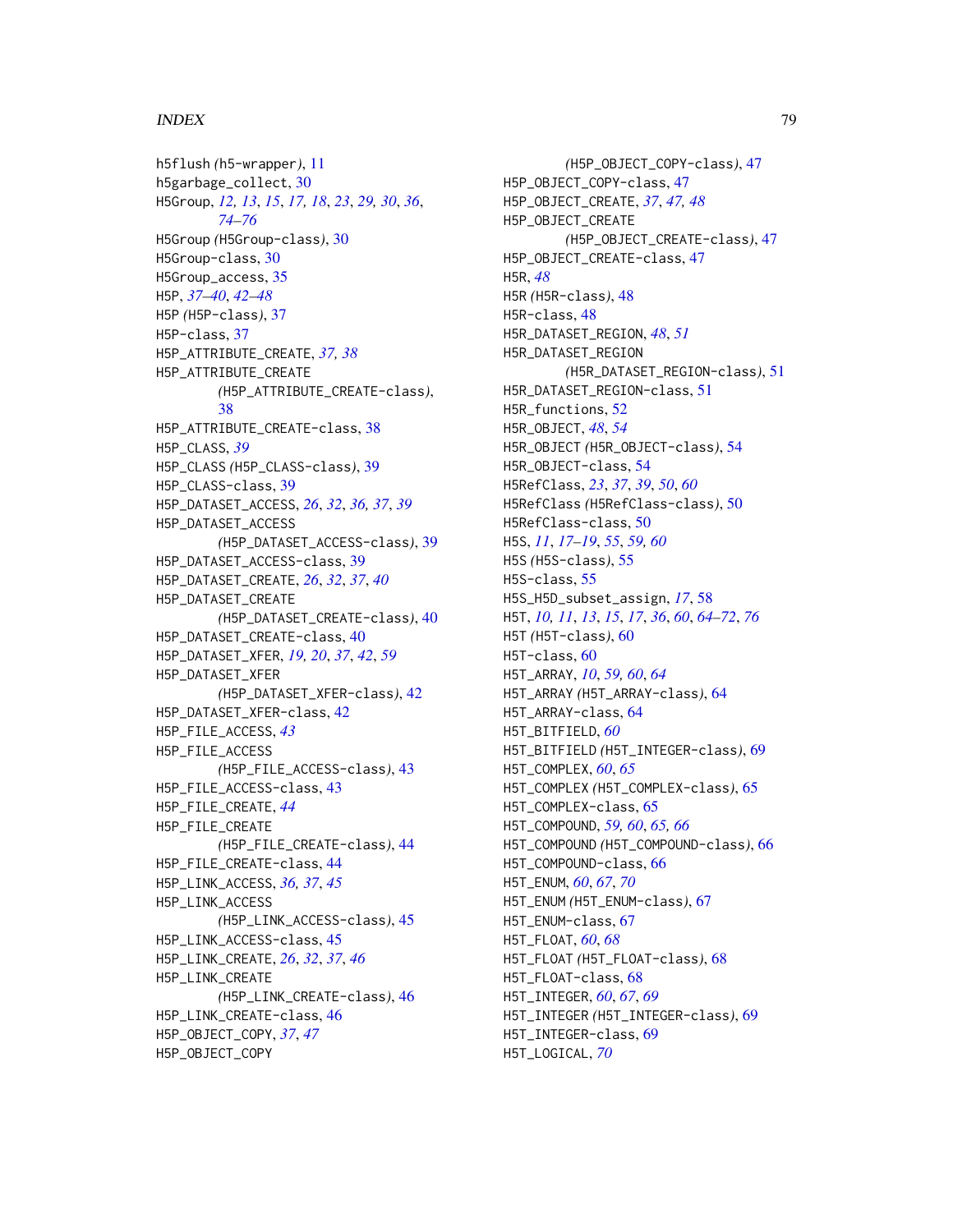h5flush *(*h5-wrapper*)*, 11
h5garbage_collect, 30
H5Group, *12, 13*, *15*, *17, 18*, *23*, *29, 30*, *36*, *74–76*
H5Group *(*H5Group-class*)*, 30
H5Group-class, 30
H5Group_access, 35
H5P, *37–40*, *42–48*
H5P *(*H5P-class*)*, 37
H5P-class, 37
H5P_ATTRIBUTE_CREATE, *37, 38*
H5P_ATTRIBUTE_CREATE *(*H5P_ATTRIBUTE_CREATE-class*)*, 38
H5P_ATTRIBUTE_CREATE-class, 38
H5P_CLASS, *39*
H5P_CLASS *(*H5P_CLASS-class*)*, 39
H5P_CLASS-class, 39
H5P_DATASET_ACCESS, *26*, *32*, *36, 37*, *39*
H5P_DATASET_ACCESS *(*H5P_DATASET_ACCESS-class*)*, 39
H5P_DATASET_ACCESS-class, 39
H5P_DATASET_CREATE, *26*, *32*, *37*, *40*
H5P_DATASET_CREATE *(*H5P_DATASET_CREATE-class*)*, 40
H5P_DATASET_CREATE-class, 40
H5P_DATASET_XFER, *19, 20*, *37*, *42*, *59*
H5P_DATASET_XFER *(*H5P_DATASET_XFER-class*)*, 42
H5P_DATASET_XFER-class, 42
H5P_FILE_ACCESS, *43*
H5P_FILE_ACCESS *(*H5P_FILE_ACCESS-class*)*, 43
H5P_FILE_ACCESS-class, 43
H5P_FILE_CREATE, *44*
H5P_FILE_CREATE *(*H5P_FILE_CREATE-class*)*, 44
H5P_FILE_CREATE-class, 44
H5P_LINK_ACCESS, *36, 37*, *45*
H5P_LINK_ACCESS *(*H5P_LINK_ACCESS-class*)*, 45
H5P_LINK_ACCESS-class, 45
H5P_LINK_CREATE, *26*, *32*, *37*, *46*
H5P_LINK_CREATE *(*H5P_LINK_CREATE-class*)*, 46
H5P_LINK_CREATE-class, 46
H5P_OBJECT_COPY, *37*, *47*
H5P_OBJECT_COPY *(*H5P_OBJECT_COPY-class*)*, 47
H5P_OBJECT_COPY-class, 47
H5P_OBJECT_CREATE, *37*, *47, 48*
H5P_OBJECT_CREATE *(*H5P_OBJECT_CREATE-class*)*, 47
H5P_OBJECT_CREATE-class, 47
H5R, *48*
H5R *(*H5R-class*)*, 48
H5R-class, 48
H5R_DATASET_REGION, *48*, *51*
H5R_DATASET_REGION *(*H5R_DATASET_REGION-class*)*, 51
H5R_DATASET_REGION-class, 51
H5R_functions, 52
H5R_OBJECT, *48*, *54*
H5R_OBJECT *(*H5R_OBJECT-class*)*, 54
H5R_OBJECT-class, 54
H5RefClass, *23*, *37*, *39*, *50*, *60*
H5RefClass *(*H5RefClass-class*)*, 50
H5RefClass-class, 50
H5S, *11*, *17–19*, *55*, *59, 60*
H5S *(*H5S-class*)*, 55
H5S-class, 55
H5S_H5D_subset_assign, *17*, 58
H5T, *10, 11*, *13*, *15*, *17*, *36*, *60*, *64–72*, *76*
H5T *(*H5T-class*)*, 60
H5T-class, 60
H5T_ARRAY, *10*, *59, 60*, *64*
H5T_ARRAY *(*H5T_ARRAY-class*)*, 64
H5T_ARRAY-class, 64
H5T_BITFIELD, *60*
H5T_BITFIELD *(*H5T_INTEGER-class*)*, 69
H5T_COMPLEX, *60*, *65*
H5T_COMPLEX *(*H5T_COMPLEX-class*)*, 65
H5T_COMPLEX-class, 65
H5T_COMPOUND, *59, 60*, *65, 66*
H5T_COMPOUND *(*H5T_COMPOUND-class*)*, 66
H5T_COMPOUND-class, 66
H5T_ENUM, *60*, *67*, *70*
H5T_ENUM *(*H5T_ENUM-class*)*, 67
H5T_ENUM-class, 67
H5T_FLOAT, *60*, *68*
H5T_FLOAT *(*H5T_FLOAT-class*)*, 68
H5T_FLOAT-class, 68
H5T_INTEGER, *60*, *67*, *69*
H5T_INTEGER *(*H5T_INTEGER-class*)*, 69
H5T_INTEGER-class, 69
H5T_LOGICAL, *70*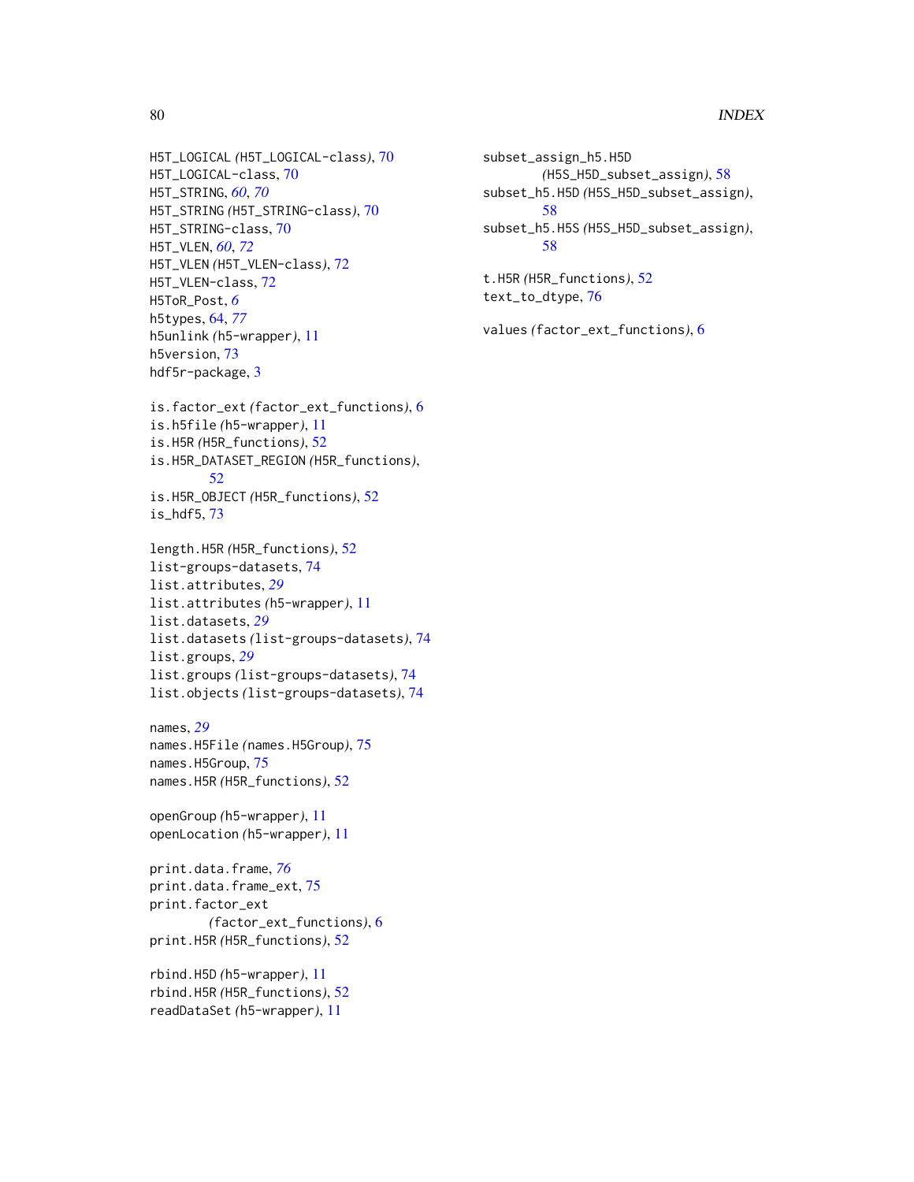H5T_LOGICAL *(*H5T_LOGICAL-class*)*, 70
H5T_LOGICAL-class, 70
H5T_STRING, *60*, *70*
H5T_STRING *(*H5T_STRING-class*)*, 70
H5T_STRING-class, 70
H5T_VLEN, *60*, *72*
H5T_VLEN *(*H5T_VLEN-class*)*, 72
H5T_VLEN-class, 72
H5ToR_Post, *6*
h5types, 64, *77*
h5unlink *(*h5-wrapper*)*, 11
h5version, 73
hdf5r-package, 3

is.factor_ext *(*factor_ext_functions*)*, 6
is.h5file *(*h5-wrapper*)*, 11
is.H5R *(*H5R_functions*)*, 52
is.H5R_DATASET_REGION *(*H5R_functions*)*, 52
is.H5R_OBJECT *(*H5R_functions*)*, 52
is_hdf5, 73

length.H5R *(*H5R_functions*)*, 52
list-groups-datasets, 74
list.attributes, *29*
list.attributes *(*h5-wrapper*)*, 11
list.datasets, *29*
list.datasets *(*list-groups-datasets*)*, 74
list.groups, *29*
list.groups *(*list-groups-datasets*)*, 74
list.objects *(*list-groups-datasets*)*, 74

names, *29*
names.H5File *(*names.H5Group*)*, 75
names.H5Group, 75
names.H5R *(*H5R_functions*)*, 52

openGroup *(*h5-wrapper*)*, 11
openLocation *(*h5-wrapper*)*, 11

print.data.frame, *76*
print.data.frame_ext, 75
print.factor_ext *(*factor_ext_functions*)*, 6
print.H5R *(*H5R_functions*)*, 52

rbind.H5D *(*h5-wrapper*)*, 11
rbind.H5R *(*H5R_functions*)*, 52
readDataSet *(*h5-wrapper*)*, 11

subset_assign_h5.H5D *(*H5S_H5D_subset_assign*)*, 58
subset_h5.H5D *(*H5S_H5D_subset_assign*)*, 58
subset_h5.H5S *(*H5S_H5D_subset_assign*)*, 58

t.H5R *(*H5R_functions*)*, 52
text_to_dtype, 76

values *(*factor_ext_functions*)*, 6